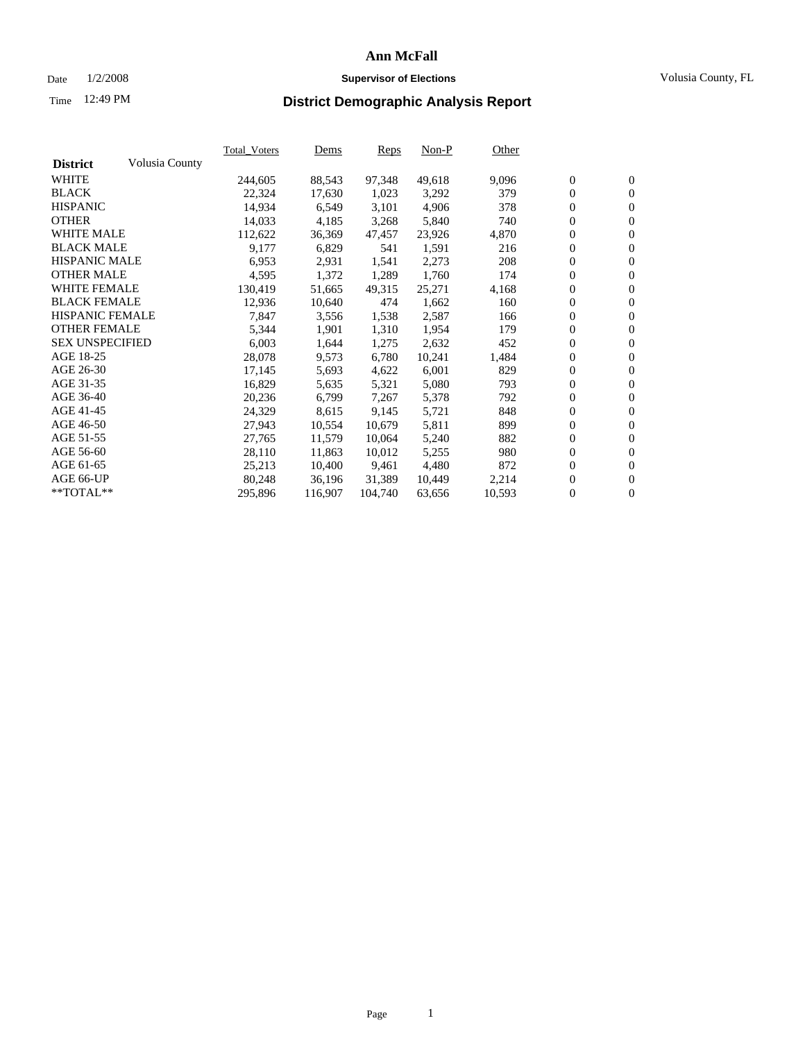# Ann McFall

Date 1/2/2008 **Supervisor of Elections** Volusia County, FL

Time 12:49 PM

## District Demographic Analysis Report

| District | Volusia County | Total_Voters | Dems | Reps | Non-P | Other | | |
|---|---|---|---|---|---|---|---|---|
| WHITE | | 244,605 | 88,543 | 97,348 | 49,618 | 9,096 | 0 | 0 |
| BLACK | | 22,324 | 17,630 | 1,023 | 3,292 | 379 | 0 | 0 |
| HISPANIC | | 14,934 | 6,549 | 3,101 | 4,906 | 378 | 0 | 0 |
| OTHER | | 14,033 | 4,185 | 3,268 | 5,840 | 740 | 0 | 0 |
| WHITE MALE | | 112,622 | 36,369 | 47,457 | 23,926 | 4,870 | 0 | 0 |
| BLACK MALE | | 9,177 | 6,829 | 541 | 1,591 | 216 | 0 | 0 |
| HISPANIC MALE | | 6,953 | 2,931 | 1,541 | 2,273 | 208 | 0 | 0 |
| OTHER MALE | | 4,595 | 1,372 | 1,289 | 1,760 | 174 | 0 | 0 |
| WHITE FEMALE | | 130,419 | 51,665 | 49,315 | 25,271 | 4,168 | 0 | 0 |
| BLACK FEMALE | | 12,936 | 10,640 | 474 | 1,662 | 160 | 0 | 0 |
| HISPANIC FEMALE | | 7,847 | 3,556 | 1,538 | 2,587 | 166 | 0 | 0 |
| OTHER FEMALE | | 5,344 | 1,901 | 1,310 | 1,954 | 179 | 0 | 0 |
| SEX UNSPECIFIED | | 6,003 | 1,644 | 1,275 | 2,632 | 452 | 0 | 0 |
| AGE 18-25 | | 28,078 | 9,573 | 6,780 | 10,241 | 1,484 | 0 | 0 |
| AGE 26-30 | | 17,145 | 5,693 | 4,622 | 6,001 | 829 | 0 | 0 |
| AGE 31-35 | | 16,829 | 5,635 | 5,321 | 5,080 | 793 | 0 | 0 |
| AGE 36-40 | | 20,236 | 6,799 | 7,267 | 5,378 | 792 | 0 | 0 |
| AGE 41-45 | | 24,329 | 8,615 | 9,145 | 5,721 | 848 | 0 | 0 |
| AGE 46-50 | | 27,943 | 10,554 | 10,679 | 5,811 | 899 | 0 | 0 |
| AGE 51-55 | | 27,765 | 11,579 | 10,064 | 5,240 | 882 | 0 | 0 |
| AGE 56-60 | | 28,110 | 11,863 | 10,012 | 5,255 | 980 | 0 | 0 |
| AGE 61-65 | | 25,213 | 10,400 | 9,461 | 4,480 | 872 | 0 | 0 |
| AGE 66-UP | | 80,248 | 36,196 | 31,389 | 10,449 | 2,214 | 0 | 0 |
| **TOTAL** | | 295,896 | 116,907 | 104,740 | 63,656 | 10,593 | 0 | 0 |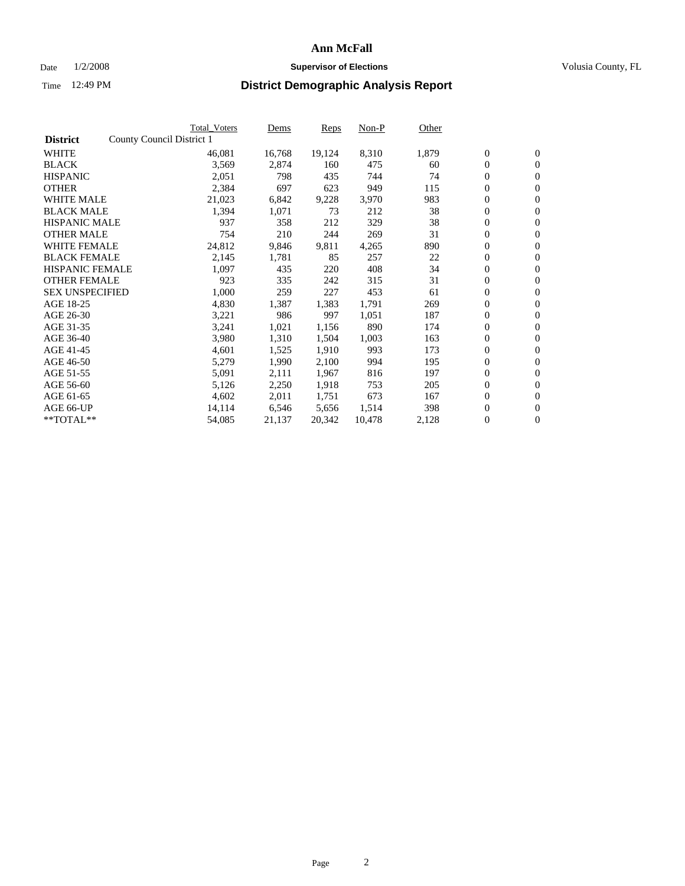# Ann McFall

Date 1/2/2008 **Supervisor of Elections** Volusia County, FL

Time 12:49 PM **District Demographic Analysis Report**

| | Total_Voters | Dems | Reps | Non-P | Other | | |
|---|---|---|---|---|---|---|---|
| **District** County Council District 1 | | | | | | | |
| WHITE | 46,081 | 16,768 | 19,124 | 8,310 | 1,879 | 0 | 0 |
| BLACK | 3,569 | 2,874 | 160 | 475 | 60 | 0 | 0 |
| HISPANIC | 2,051 | 798 | 435 | 744 | 74 | 0 | 0 |
| OTHER | 2,384 | 697 | 623 | 949 | 115 | 0 | 0 |
| WHITE MALE | 21,023 | 6,842 | 9,228 | 3,970 | 983 | 0 | 0 |
| BLACK MALE | 1,394 | 1,071 | 73 | 212 | 38 | 0 | 0 |
| HISPANIC MALE | 937 | 358 | 212 | 329 | 38 | 0 | 0 |
| OTHER MALE | 754 | 210 | 244 | 269 | 31 | 0 | 0 |
| WHITE FEMALE | 24,812 | 9,846 | 9,811 | 4,265 | 890 | 0 | 0 |
| BLACK FEMALE | 2,145 | 1,781 | 85 | 257 | 22 | 0 | 0 |
| HISPANIC FEMALE | 1,097 | 435 | 220 | 408 | 34 | 0 | 0 |
| OTHER FEMALE | 923 | 335 | 242 | 315 | 31 | 0 | 0 |
| SEX UNSPECIFIED | 1,000 | 259 | 227 | 453 | 61 | 0 | 0 |
| AGE 18-25 | 4,830 | 1,387 | 1,383 | 1,791 | 269 | 0 | 0 |
| AGE 26-30 | 3,221 | 986 | 997 | 1,051 | 187 | 0 | 0 |
| AGE 31-35 | 3,241 | 1,021 | 1,156 | 890 | 174 | 0 | 0 |
| AGE 36-40 | 3,980 | 1,310 | 1,504 | 1,003 | 163 | 0 | 0 |
| AGE 41-45 | 4,601 | 1,525 | 1,910 | 993 | 173 | 0 | 0 |
| AGE 46-50 | 5,279 | 1,990 | 2,100 | 994 | 195 | 0 | 0 |
| AGE 51-55 | 5,091 | 2,111 | 1,967 | 816 | 197 | 0 | 0 |
| AGE 56-60 | 5,126 | 2,250 | 1,918 | 753 | 205 | 0 | 0 |
| AGE 61-65 | 4,602 | 2,011 | 1,751 | 673 | 167 | 0 | 0 |
| AGE 66-UP | 14,114 | 6,546 | 5,656 | 1,514 | 398 | 0 | 0 |
| **TOTAL** | 54,085 | 21,137 | 20,342 | 10,478 | 2,128 | 0 | 0 |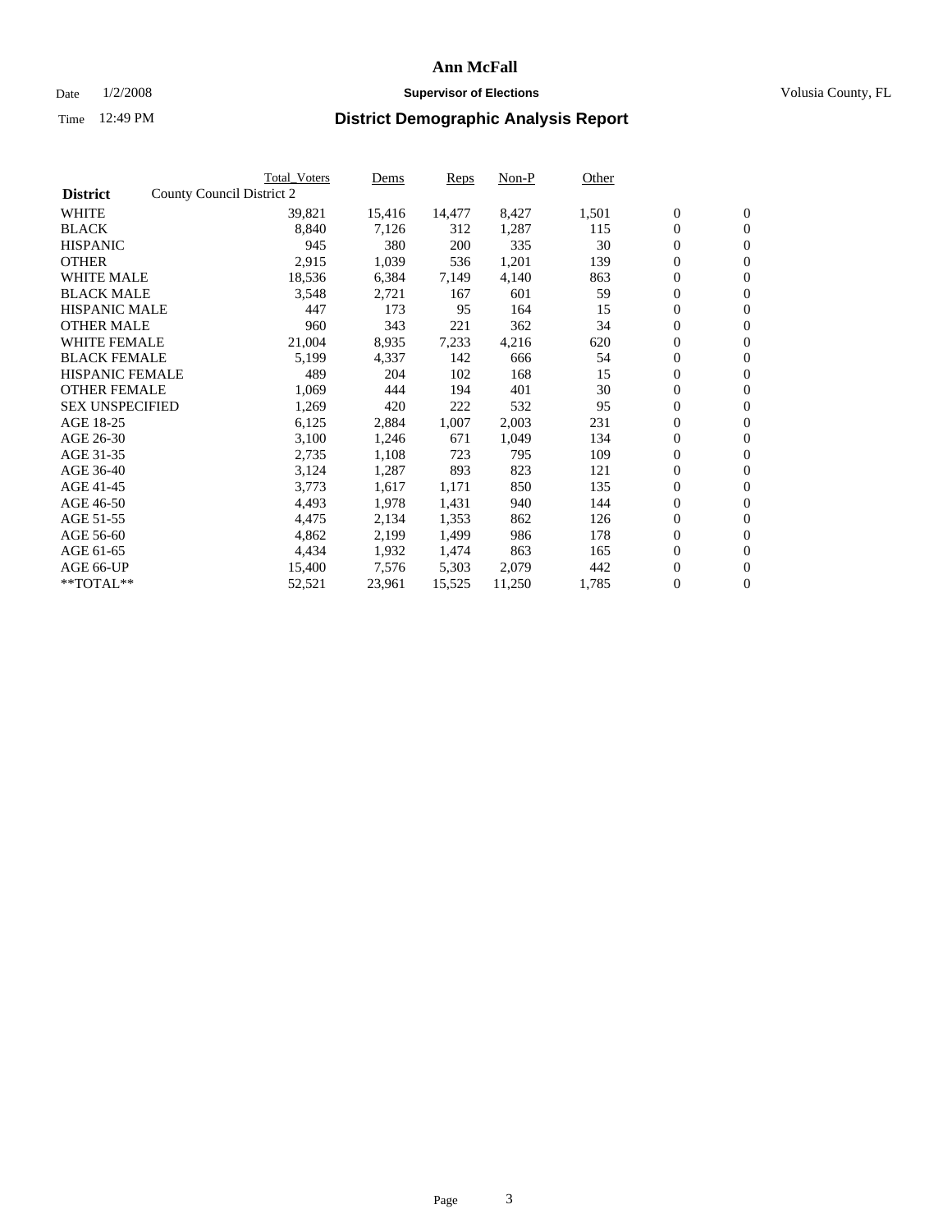# Ann McFall

Date 1/2/2008 **Supervisor of Elections** Volusia County, FL

Time 12:49 PM **District Demographic Analysis Report**

| District | County Council District 2 | Total_Voters | Dems | Reps | Non-P | Other | | |
|---|---|---|---|---|---|---|---|---|
| WHITE | | 39,821 | 15,416 | 14,477 | 8,427 | 1,501 | 0 | 0 |
| BLACK | | 8,840 | 7,126 | 312 | 1,287 | 115 | 0 | 0 |
| HISPANIC | | 945 | 380 | 200 | 335 | 30 | 0 | 0 |
| OTHER | | 2,915 | 1,039 | 536 | 1,201 | 139 | 0 | 0 |
| WHITE MALE | | 18,536 | 6,384 | 7,149 | 4,140 | 863 | 0 | 0 |
| BLACK MALE | | 3,548 | 2,721 | 167 | 601 | 59 | 0 | 0 |
| HISPANIC MALE | | 447 | 173 | 95 | 164 | 15 | 0 | 0 |
| OTHER MALE | | 960 | 343 | 221 | 362 | 34 | 0 | 0 |
| WHITE FEMALE | | 21,004 | 8,935 | 7,233 | 4,216 | 620 | 0 | 0 |
| BLACK FEMALE | | 5,199 | 4,337 | 142 | 666 | 54 | 0 | 0 |
| HISPANIC FEMALE | | 489 | 204 | 102 | 168 | 15 | 0 | 0 |
| OTHER FEMALE | | 1,069 | 444 | 194 | 401 | 30 | 0 | 0 |
| SEX UNSPECIFIED | | 1,269 | 420 | 222 | 532 | 95 | 0 | 0 |
| AGE 18-25 | | 6,125 | 2,884 | 1,007 | 2,003 | 231 | 0 | 0 |
| AGE 26-30 | | 3,100 | 1,246 | 671 | 1,049 | 134 | 0 | 0 |
| AGE 31-35 | | 2,735 | 1,108 | 723 | 795 | 109 | 0 | 0 |
| AGE 36-40 | | 3,124 | 1,287 | 893 | 823 | 121 | 0 | 0 |
| AGE 41-45 | | 3,773 | 1,617 | 1,171 | 850 | 135 | 0 | 0 |
| AGE 46-50 | | 4,493 | 1,978 | 1,431 | 940 | 144 | 0 | 0 |
| AGE 51-55 | | 4,475 | 2,134 | 1,353 | 862 | 126 | 0 | 0 |
| AGE 56-60 | | 4,862 | 2,199 | 1,499 | 986 | 178 | 0 | 0 |
| AGE 61-65 | | 4,434 | 1,932 | 1,474 | 863 | 165 | 0 | 0 |
| AGE 66-UP | | 15,400 | 7,576 | 5,303 | 2,079 | 442 | 0 | 0 |
| **TOTAL** | | 52,521 | 23,961 | 15,525 | 11,250 | 1,785 | 0 | 0 |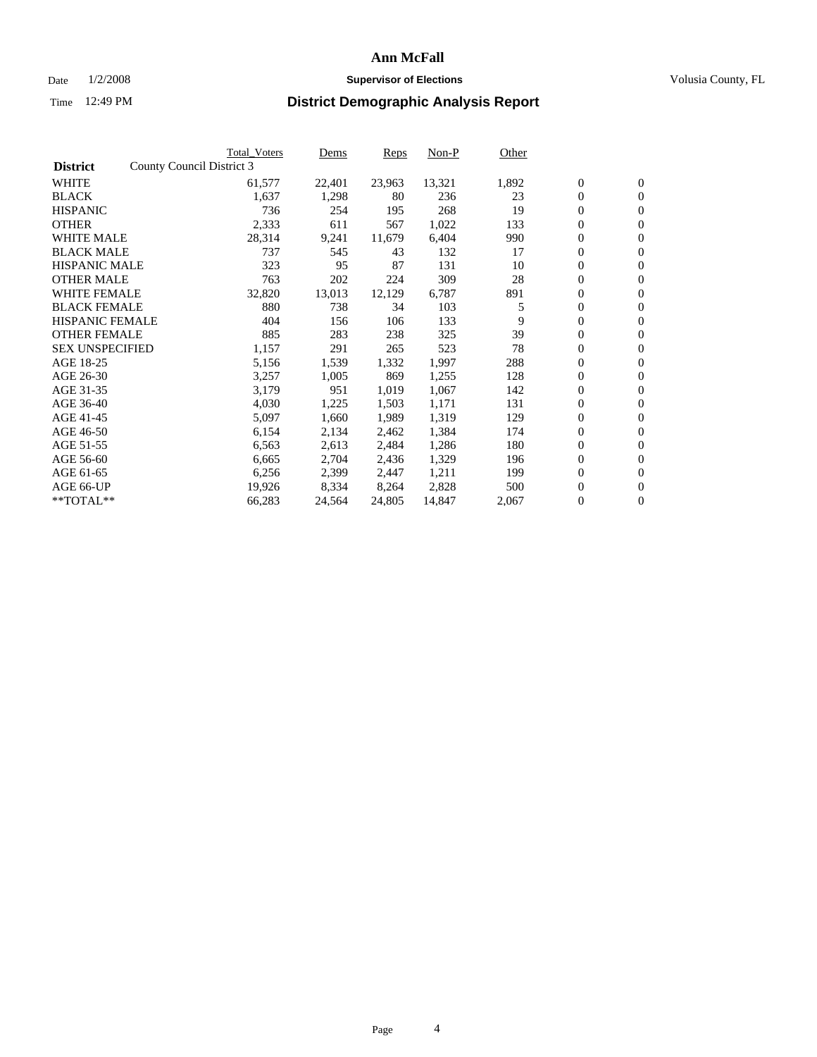# Ann McFall

Date 1/2/2008 **Supervisor of Elections** Volusia County, FL

Time 12:49 PM **District Demographic Analysis Report**

| **District** County Council District 3 | Total_Voters | Dems | Reps | Non-P | Other | | |
|---|---|---|---|---|---|---|---|
| WHITE | 61,577 | 22,401 | 23,963 | 13,321 | 1,892 | 0 | 0 |
| BLACK | 1,637 | 1,298 | 80 | 236 | 23 | 0 | 0 |
| HISPANIC | 736 | 254 | 195 | 268 | 19 | 0 | 0 |
| OTHER | 2,333 | 611 | 567 | 1,022 | 133 | 0 | 0 |
| WHITE MALE | 28,314 | 9,241 | 11,679 | 6,404 | 990 | 0 | 0 |
| BLACK MALE | 737 | 545 | 43 | 132 | 17 | 0 | 0 |
| HISPANIC MALE | 323 | 95 | 87 | 131 | 10 | 0 | 0 |
| OTHER MALE | 763 | 202 | 224 | 309 | 28 | 0 | 0 |
| WHITE FEMALE | 32,820 | 13,013 | 12,129 | 6,787 | 891 | 0 | 0 |
| BLACK FEMALE | 880 | 738 | 34 | 103 | 5 | 0 | 0 |
| HISPANIC FEMALE | 404 | 156 | 106 | 133 | 9 | 0 | 0 |
| OTHER FEMALE | 885 | 283 | 238 | 325 | 39 | 0 | 0 |
| SEX UNSPECIFIED | 1,157 | 291 | 265 | 523 | 78 | 0 | 0 |
| AGE 18-25 | 5,156 | 1,539 | 1,332 | 1,997 | 288 | 0 | 0 |
| AGE 26-30 | 3,257 | 1,005 | 869 | 1,255 | 128 | 0 | 0 |
| AGE 31-35 | 3,179 | 951 | 1,019 | 1,067 | 142 | 0 | 0 |
| AGE 36-40 | 4,030 | 1,225 | 1,503 | 1,171 | 131 | 0 | 0 |
| AGE 41-45 | 5,097 | 1,660 | 1,989 | 1,319 | 129 | 0 | 0 |
| AGE 46-50 | 6,154 | 2,134 | 2,462 | 1,384 | 174 | 0 | 0 |
| AGE 51-55 | 6,563 | 2,613 | 2,484 | 1,286 | 180 | 0 | 0 |
| AGE 56-60 | 6,665 | 2,704 | 2,436 | 1,329 | 196 | 0 | 0 |
| AGE 61-65 | 6,256 | 2,399 | 2,447 | 1,211 | 199 | 0 | 0 |
| AGE 66-UP | 19,926 | 8,334 | 8,264 | 2,828 | 500 | 0 | 0 |
| **TOTAL** | 66,283 | 24,564 | 24,805 | 14,847 | 2,067 | 0 | 0 |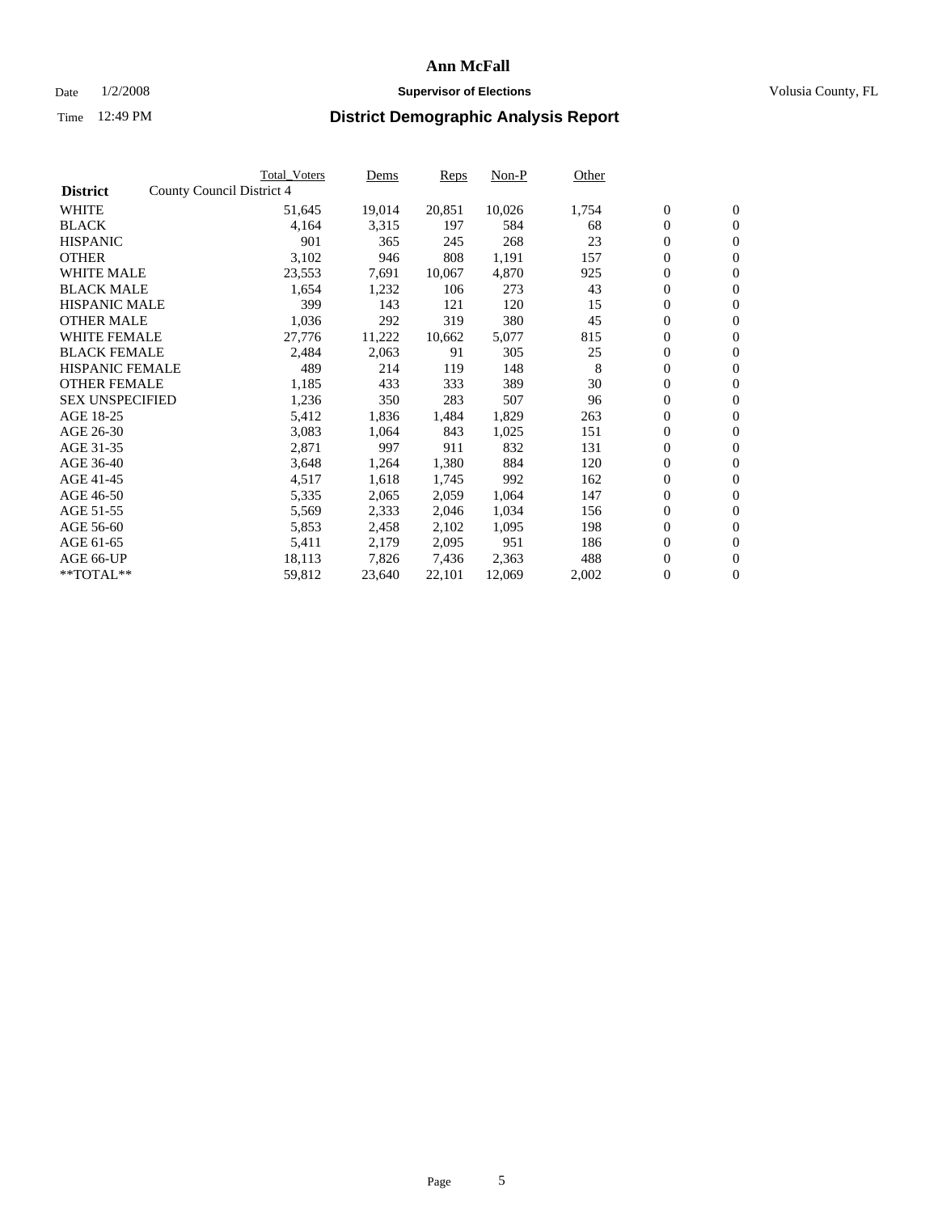**Ann McFall**

Date 1/2/2008 **Supervisor of Elections** Volusia County, FL

Time 12:49 PM **District Demographic Analysis Report**

| | Total_Voters | Dems | Reps | Non-P | Other | | |
|---|---|---|---|---|---|---|---|
| **District** County Council District 4 | | | | | | | |
| WHITE | 51,645 | 19,014 | 20,851 | 10,026 | 1,754 | 0 | 0 |
| BLACK | 4,164 | 3,315 | 197 | 584 | 68 | 0 | 0 |
| HISPANIC | 901 | 365 | 245 | 268 | 23 | 0 | 0 |
| OTHER | 3,102 | 946 | 808 | 1,191 | 157 | 0 | 0 |
| WHITE MALE | 23,553 | 7,691 | 10,067 | 4,870 | 925 | 0 | 0 |
| BLACK MALE | 1,654 | 1,232 | 106 | 273 | 43 | 0 | 0 |
| HISPANIC MALE | 399 | 143 | 121 | 120 | 15 | 0 | 0 |
| OTHER MALE | 1,036 | 292 | 319 | 380 | 45 | 0 | 0 |
| WHITE FEMALE | 27,776 | 11,222 | 10,662 | 5,077 | 815 | 0 | 0 |
| BLACK FEMALE | 2,484 | 2,063 | 91 | 305 | 25 | 0 | 0 |
| HISPANIC FEMALE | 489 | 214 | 119 | 148 | 8 | 0 | 0 |
| OTHER FEMALE | 1,185 | 433 | 333 | 389 | 30 | 0 | 0 |
| SEX UNSPECIFIED | 1,236 | 350 | 283 | 507 | 96 | 0 | 0 |
| AGE 18-25 | 5,412 | 1,836 | 1,484 | 1,829 | 263 | 0 | 0 |
| AGE 26-30 | 3,083 | 1,064 | 843 | 1,025 | 151 | 0 | 0 |
| AGE 31-35 | 2,871 | 997 | 911 | 832 | 131 | 0 | 0 |
| AGE 36-40 | 3,648 | 1,264 | 1,380 | 884 | 120 | 0 | 0 |
| AGE 41-45 | 4,517 | 1,618 | 1,745 | 992 | 162 | 0 | 0 |
| AGE 46-50 | 5,335 | 2,065 | 2,059 | 1,064 | 147 | 0 | 0 |
| AGE 51-55 | 5,569 | 2,333 | 2,046 | 1,034 | 156 | 0 | 0 |
| AGE 56-60 | 5,853 | 2,458 | 2,102 | 1,095 | 198 | 0 | 0 |
| AGE 61-65 | 5,411 | 2,179 | 2,095 | 951 | 186 | 0 | 0 |
| AGE 66-UP | 18,113 | 7,826 | 7,436 | 2,363 | 488 | 0 | 0 |
| **TOTAL** | 59,812 | 23,640 | 22,101 | 12,069 | 2,002 | 0 | 0 |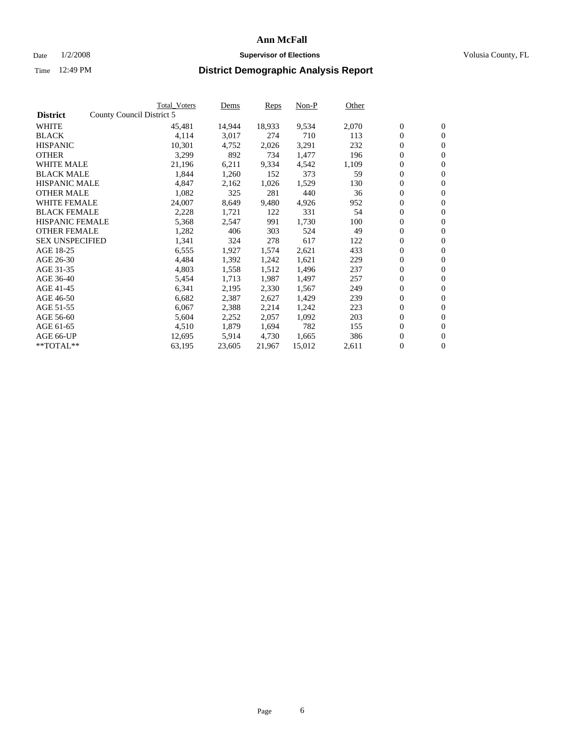# Ann McFall

Date 1/2/2008 **Supervisor of Elections** Volusia County, FL

Time 12:49 PM **District Demographic Analysis Report**

| | Total_Voters | Dems | Reps | Non-P | Other | | |
|---|---|---|---|---|---|---|---|
| **District** County Council District 5 | | | | | | | |
| WHITE | 45,481 | 14,944 | 18,933 | 9,534 | 2,070 | 0 | 0 |
| BLACK | 4,114 | 3,017 | 274 | 710 | 113 | 0 | 0 |
| HISPANIC | 10,301 | 4,752 | 2,026 | 3,291 | 232 | 0 | 0 |
| OTHER | 3,299 | 892 | 734 | 1,477 | 196 | 0 | 0 |
| WHITE MALE | 21,196 | 6,211 | 9,334 | 4,542 | 1,109 | 0 | 0 |
| BLACK MALE | 1,844 | 1,260 | 152 | 373 | 59 | 0 | 0 |
| HISPANIC MALE | 4,847 | 2,162 | 1,026 | 1,529 | 130 | 0 | 0 |
| OTHER MALE | 1,082 | 325 | 281 | 440 | 36 | 0 | 0 |
| WHITE FEMALE | 24,007 | 8,649 | 9,480 | 4,926 | 952 | 0 | 0 |
| BLACK FEMALE | 2,228 | 1,721 | 122 | 331 | 54 | 0 | 0 |
| HISPANIC FEMALE | 5,368 | 2,547 | 991 | 1,730 | 100 | 0 | 0 |
| OTHER FEMALE | 1,282 | 406 | 303 | 524 | 49 | 0 | 0 |
| SEX UNSPECIFIED | 1,341 | 324 | 278 | 617 | 122 | 0 | 0 |
| AGE 18-25 | 6,555 | 1,927 | 1,574 | 2,621 | 433 | 0 | 0 |
| AGE 26-30 | 4,484 | 1,392 | 1,242 | 1,621 | 229 | 0 | 0 |
| AGE 31-35 | 4,803 | 1,558 | 1,512 | 1,496 | 237 | 0 | 0 |
| AGE 36-40 | 5,454 | 1,713 | 1,987 | 1,497 | 257 | 0 | 0 |
| AGE 41-45 | 6,341 | 2,195 | 2,330 | 1,567 | 249 | 0 | 0 |
| AGE 46-50 | 6,682 | 2,387 | 2,627 | 1,429 | 239 | 0 | 0 |
| AGE 51-55 | 6,067 | 2,388 | 2,214 | 1,242 | 223 | 0 | 0 |
| AGE 56-60 | 5,604 | 2,252 | 2,057 | 1,092 | 203 | 0 | 0 |
| AGE 61-65 | 4,510 | 1,879 | 1,694 | 782 | 155 | 0 | 0 |
| AGE 66-UP | 12,695 | 5,914 | 4,730 | 1,665 | 386 | 0 | 0 |
| **TOTAL** | 63,195 | 23,605 | 21,967 | 15,012 | 2,611 | 0 | 0 |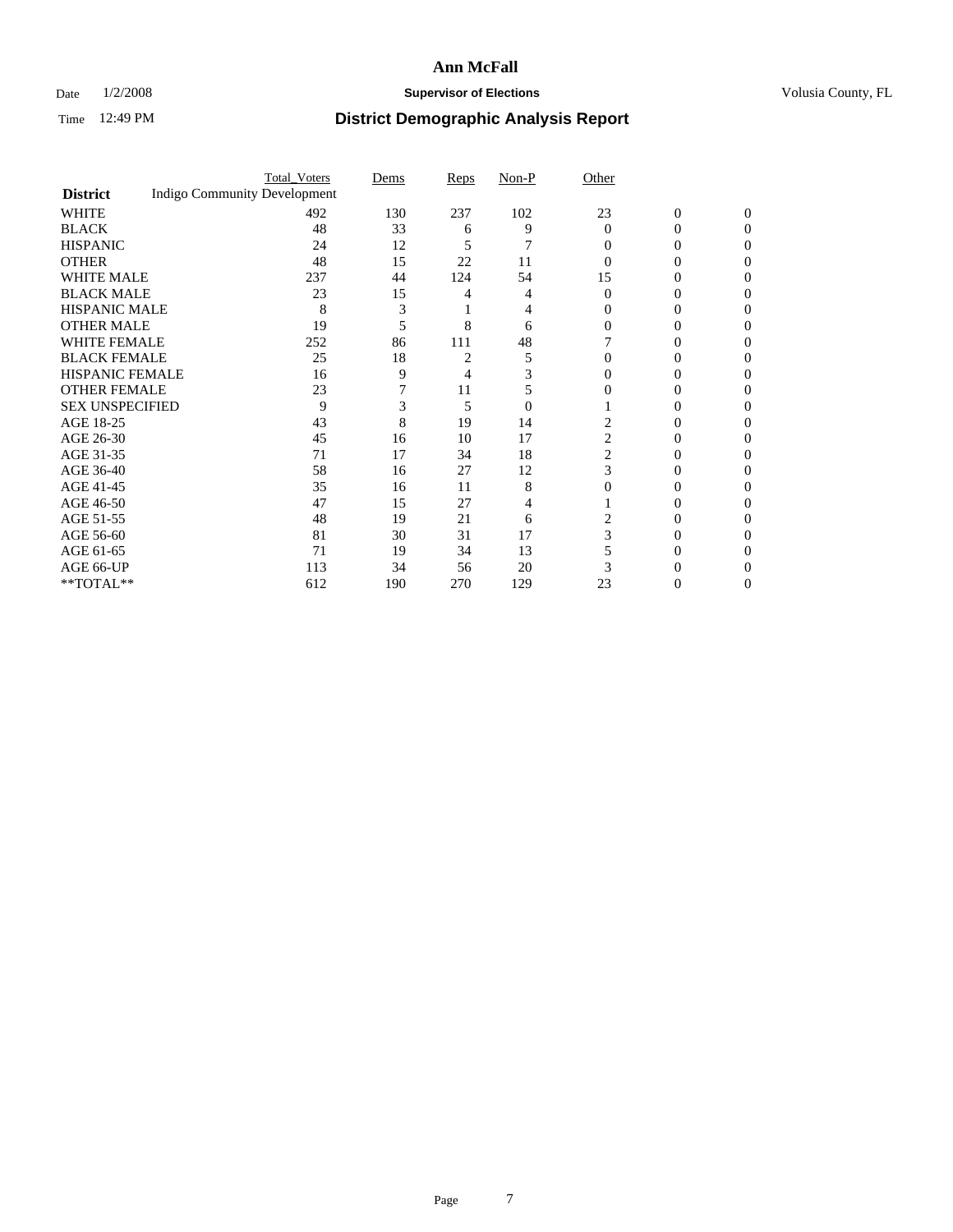# Ann McFall

Date 1/2/2008 **Supervisor of Elections** Volusia County, FL

Time 12:49 PM **District Demographic Analysis Report**

| | Total_Voters | Dems | Reps | Non-P | Other | | |
|---|---|---|---|---|---|---|---|
| **District** Indigo Community Development | | | | | | | |
| WHITE | 492 | 130 | 237 | 102 | 23 | 0 | 0 |
| BLACK | 48 | 33 | 6 | 9 | 0 | 0 | 0 |
| HISPANIC | 24 | 12 | 5 | 7 | 0 | 0 | 0 |
| OTHER | 48 | 15 | 22 | 11 | 0 | 0 | 0 |
| WHITE MALE | 237 | 44 | 124 | 54 | 15 | 0 | 0 |
| BLACK MALE | 23 | 15 | 4 | 4 | 0 | 0 | 0 |
| HISPANIC MALE | 8 | 3 | 1 | 4 | 0 | 0 | 0 |
| OTHER MALE | 19 | 5 | 8 | 6 | 0 | 0 | 0 |
| WHITE FEMALE | 252 | 86 | 111 | 48 | 7 | 0 | 0 |
| BLACK FEMALE | 25 | 18 | 2 | 5 | 0 | 0 | 0 |
| HISPANIC FEMALE | 16 | 9 | 4 | 3 | 0 | 0 | 0 |
| OTHER FEMALE | 23 | 7 | 11 | 5 | 0 | 0 | 0 |
| SEX UNSPECIFIED | 9 | 3 | 5 | 0 | 1 | 0 | 0 |
| AGE 18-25 | 43 | 8 | 19 | 14 | 2 | 0 | 0 |
| AGE 26-30 | 45 | 16 | 10 | 17 | 2 | 0 | 0 |
| AGE 31-35 | 71 | 17 | 34 | 18 | 2 | 0 | 0 |
| AGE 36-40 | 58 | 16 | 27 | 12 | 3 | 0 | 0 |
| AGE 41-45 | 35 | 16 | 11 | 8 | 0 | 0 | 0 |
| AGE 46-50 | 47 | 15 | 27 | 4 | 1 | 0 | 0 |
| AGE 51-55 | 48 | 19 | 21 | 6 | 2 | 0 | 0 |
| AGE 56-60 | 81 | 30 | 31 | 17 | 3 | 0 | 0 |
| AGE 61-65 | 71 | 19 | 34 | 13 | 5 | 0 | 0 |
| AGE 66-UP | 113 | 34 | 56 | 20 | 3 | 0 | 0 |
| **TOTAL** | 612 | 190 | 270 | 129 | 23 | 0 | 0 |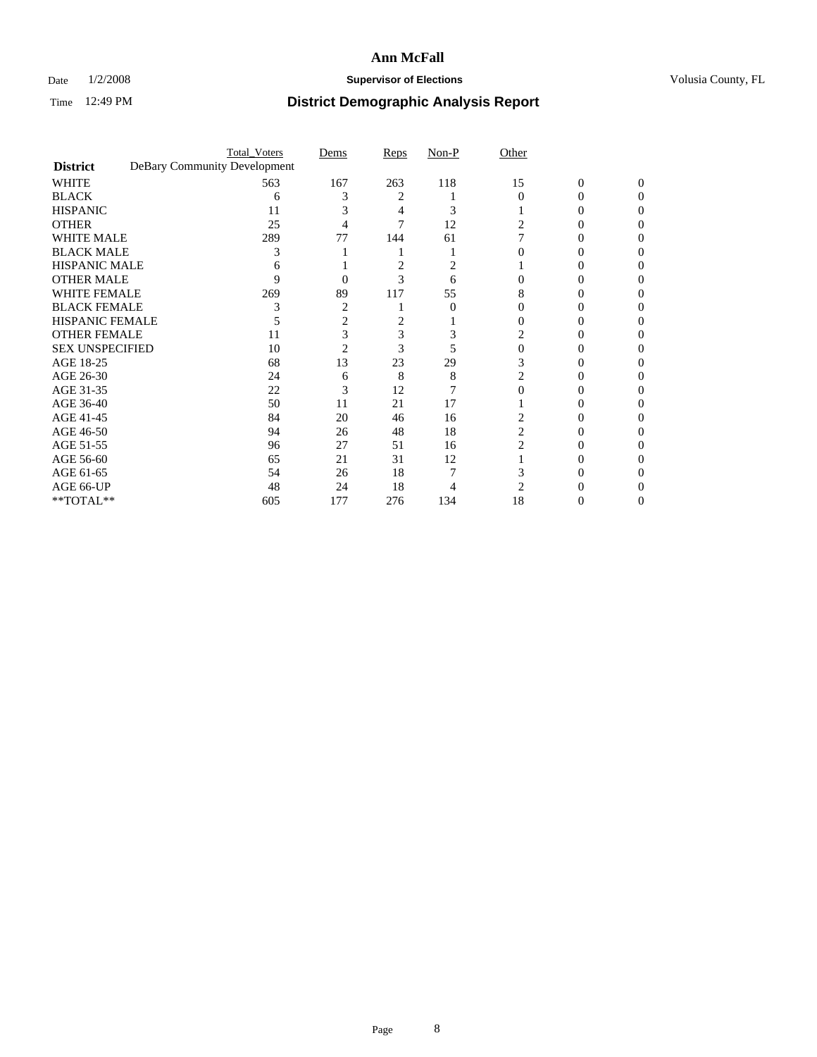# Ann McFall

Date 1/2/2008 **Supervisor of Elections** Volusia County, FL

Time 12:49 PM **District Demographic Analysis Report**

| | Total_Voters | Dems | Reps | Non-P | Other | | |
|---|---|---|---|---|---|---|---|
| **District** DeBary Community Development | | | | | | | |
| WHITE | 563 | 167 | 263 | 118 | 15 | 0 | 0 |
| BLACK | 6 | 3 | 2 | 1 | 0 | 0 | 0 |
| HISPANIC | 11 | 3 | 4 | 3 | 1 | 0 | 0 |
| OTHER | 25 | 4 | 7 | 12 | 2 | 0 | 0 |
| WHITE MALE | 289 | 77 | 144 | 61 | 7 | 0 | 0 |
| BLACK MALE | 3 | 1 | 1 | 1 | 0 | 0 | 0 |
| HISPANIC MALE | 6 | 1 | 2 | 2 | 1 | 0 | 0 |
| OTHER MALE | 9 | 0 | 3 | 6 | 0 | 0 | 0 |
| WHITE FEMALE | 269 | 89 | 117 | 55 | 8 | 0 | 0 |
| BLACK FEMALE | 3 | 2 | 1 | 0 | 0 | 0 | 0 |
| HISPANIC FEMALE | 5 | 2 | 2 | 1 | 0 | 0 | 0 |
| OTHER FEMALE | 11 | 3 | 3 | 3 | 2 | 0 | 0 |
| SEX UNSPECIFIED | 10 | 2 | 3 | 5 | 0 | 0 | 0 |
| AGE 18-25 | 68 | 13 | 23 | 29 | 3 | 0 | 0 |
| AGE 26-30 | 24 | 6 | 8 | 8 | 2 | 0 | 0 |
| AGE 31-35 | 22 | 3 | 12 | 7 | 0 | 0 | 0 |
| AGE 36-40 | 50 | 11 | 21 | 17 | 1 | 0 | 0 |
| AGE 41-45 | 84 | 20 | 46 | 16 | 2 | 0 | 0 |
| AGE 46-50 | 94 | 26 | 48 | 18 | 2 | 0 | 0 |
| AGE 51-55 | 96 | 27 | 51 | 16 | 2 | 0 | 0 |
| AGE 56-60 | 65 | 21 | 31 | 12 | 1 | 0 | 0 |
| AGE 61-65 | 54 | 26 | 18 | 7 | 3 | 0 | 0 |
| AGE 66-UP | 48 | 24 | 18 | 4 | 2 | 0 | 0 |
| **TOTAL** | 605 | 177 | 276 | 134 | 18 | 0 | 0 |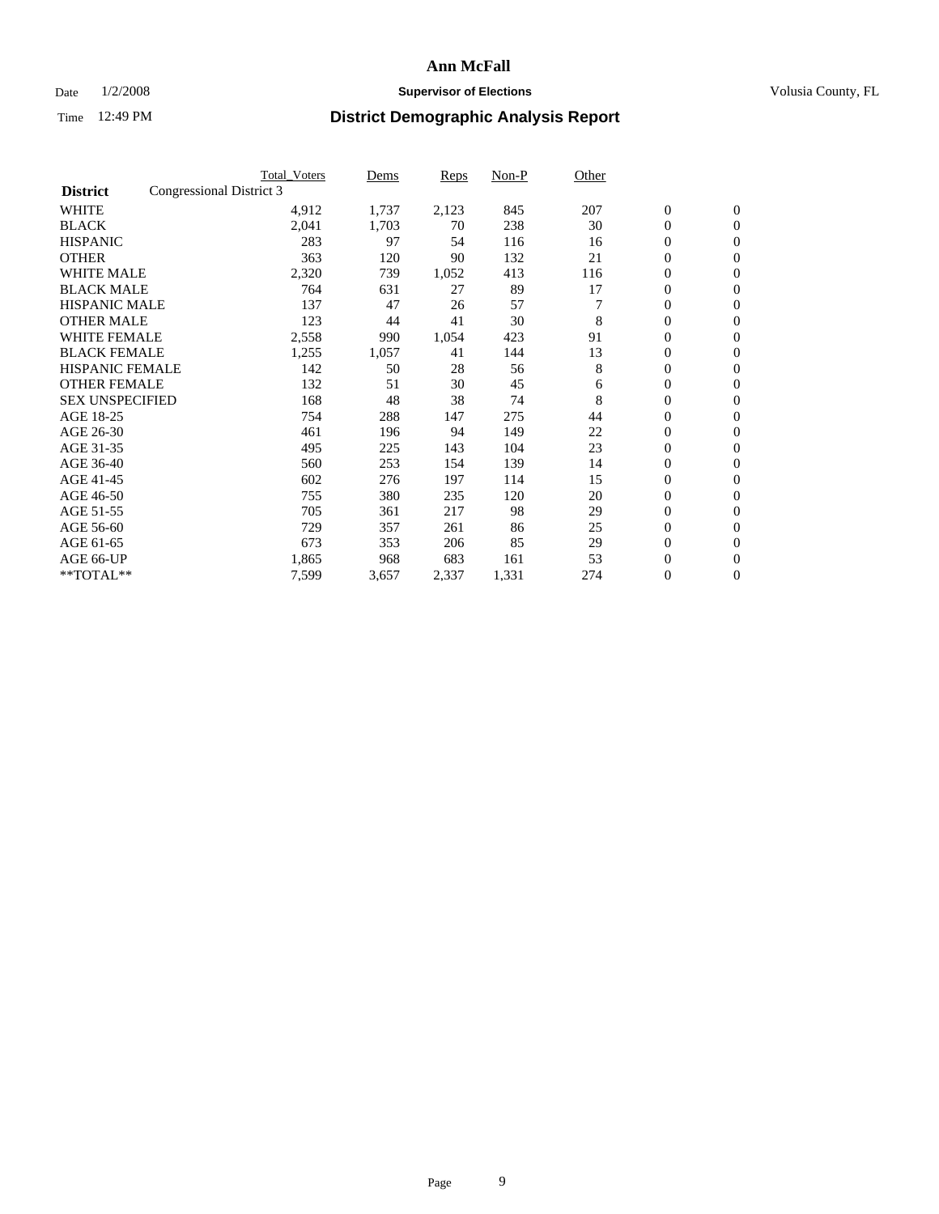# Ann McFall

Date 1/2/2008 **Supervisor of Elections** Volusia County, FL

Time 12:49 PM **District Demographic Analysis Report**

| | Total_Voters | Dems | Reps | Non-P | Other | | |
|---|---|---|---|---|---|---|---|
| **District** Congressional District 3 | | | | | | | |
| WHITE | 4,912 | 1,737 | 2,123 | 845 | 207 | 0 | 0 |
| BLACK | 2,041 | 1,703 | 70 | 238 | 30 | 0 | 0 |
| HISPANIC | 283 | 97 | 54 | 116 | 16 | 0 | 0 |
| OTHER | 363 | 120 | 90 | 132 | 21 | 0 | 0 |
| WHITE MALE | 2,320 | 739 | 1,052 | 413 | 116 | 0 | 0 |
| BLACK MALE | 764 | 631 | 27 | 89 | 17 | 0 | 0 |
| HISPANIC MALE | 137 | 47 | 26 | 57 | 7 | 0 | 0 |
| OTHER MALE | 123 | 44 | 41 | 30 | 8 | 0 | 0 |
| WHITE FEMALE | 2,558 | 990 | 1,054 | 423 | 91 | 0 | 0 |
| BLACK FEMALE | 1,255 | 1,057 | 41 | 144 | 13 | 0 | 0 |
| HISPANIC FEMALE | 142 | 50 | 28 | 56 | 8 | 0 | 0 |
| OTHER FEMALE | 132 | 51 | 30 | 45 | 6 | 0 | 0 |
| SEX UNSPECIFIED | 168 | 48 | 38 | 74 | 8 | 0 | 0 |
| AGE 18-25 | 754 | 288 | 147 | 275 | 44 | 0 | 0 |
| AGE 26-30 | 461 | 196 | 94 | 149 | 22 | 0 | 0 |
| AGE 31-35 | 495 | 225 | 143 | 104 | 23 | 0 | 0 |
| AGE 36-40 | 560 | 253 | 154 | 139 | 14 | 0 | 0 |
| AGE 41-45 | 602 | 276 | 197 | 114 | 15 | 0 | 0 |
| AGE 46-50 | 755 | 380 | 235 | 120 | 20 | 0 | 0 |
| AGE 51-55 | 705 | 361 | 217 | 98 | 29 | 0 | 0 |
| AGE 56-60 | 729 | 357 | 261 | 86 | 25 | 0 | 0 |
| AGE 61-65 | 673 | 353 | 206 | 85 | 29 | 0 | 0 |
| AGE 66-UP | 1,865 | 968 | 683 | 161 | 53 | 0 | 0 |
| **TOTAL** | 7,599 | 3,657 | 2,337 | 1,331 | 274 | 0 | 0 |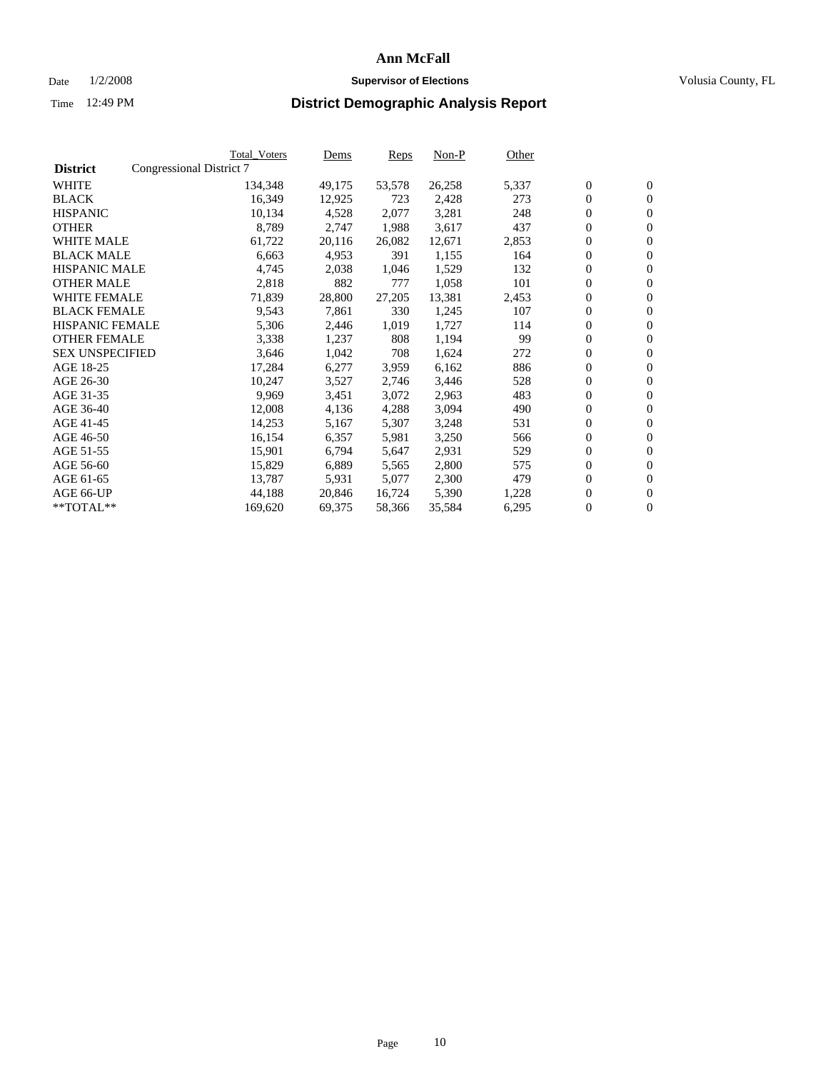# Ann McFall

Date 1/2/2008 **Supervisor of Elections** Volusia County, FL

Time 12:49 PM **District Demographic Analysis Report**

| District | Congressional District 7 | Total_Voters | Dems | Reps | Non-P | Other | | |
|---|---|---|---|---|---|---|---|---|
| WHITE | | 134,348 | 49,175 | 53,578 | 26,258 | 5,337 | 0 | 0 |
| BLACK | | 16,349 | 12,925 | 723 | 2,428 | 273 | 0 | 0 |
| HISPANIC | | 10,134 | 4,528 | 2,077 | 3,281 | 248 | 0 | 0 |
| OTHER | | 8,789 | 2,747 | 1,988 | 3,617 | 437 | 0 | 0 |
| WHITE MALE | | 61,722 | 20,116 | 26,082 | 12,671 | 2,853 | 0 | 0 |
| BLACK MALE | | 6,663 | 4,953 | 391 | 1,155 | 164 | 0 | 0 |
| HISPANIC MALE | | 4,745 | 2,038 | 1,046 | 1,529 | 132 | 0 | 0 |
| OTHER MALE | | 2,818 | 882 | 777 | 1,058 | 101 | 0 | 0 |
| WHITE FEMALE | | 71,839 | 28,800 | 27,205 | 13,381 | 2,453 | 0 | 0 |
| BLACK FEMALE | | 9,543 | 7,861 | 330 | 1,245 | 107 | 0 | 0 |
| HISPANIC FEMALE | | 5,306 | 2,446 | 1,019 | 1,727 | 114 | 0 | 0 |
| OTHER FEMALE | | 3,338 | 1,237 | 808 | 1,194 | 99 | 0 | 0 |
| SEX UNSPECIFIED | | 3,646 | 1,042 | 708 | 1,624 | 272 | 0 | 0 |
| AGE 18-25 | | 17,284 | 6,277 | 3,959 | 6,162 | 886 | 0 | 0 |
| AGE 26-30 | | 10,247 | 3,527 | 2,746 | 3,446 | 528 | 0 | 0 |
| AGE 31-35 | | 9,969 | 3,451 | 3,072 | 2,963 | 483 | 0 | 0 |
| AGE 36-40 | | 12,008 | 4,136 | 4,288 | 3,094 | 490 | 0 | 0 |
| AGE 41-45 | | 14,253 | 5,167 | 5,307 | 3,248 | 531 | 0 | 0 |
| AGE 46-50 | | 16,154 | 6,357 | 5,981 | 3,250 | 566 | 0 | 0 |
| AGE 51-55 | | 15,901 | 6,794 | 5,647 | 2,931 | 529 | 0 | 0 |
| AGE 56-60 | | 15,829 | 6,889 | 5,565 | 2,800 | 575 | 0 | 0 |
| AGE 61-65 | | 13,787 | 5,931 | 5,077 | 2,300 | 479 | 0 | 0 |
| AGE 66-UP | | 44,188 | 20,846 | 16,724 | 5,390 | 1,228 | 0 | 0 |
| **TOTAL** | | 169,620 | 69,375 | 58,366 | 35,584 | 6,295 | 0 | 0 |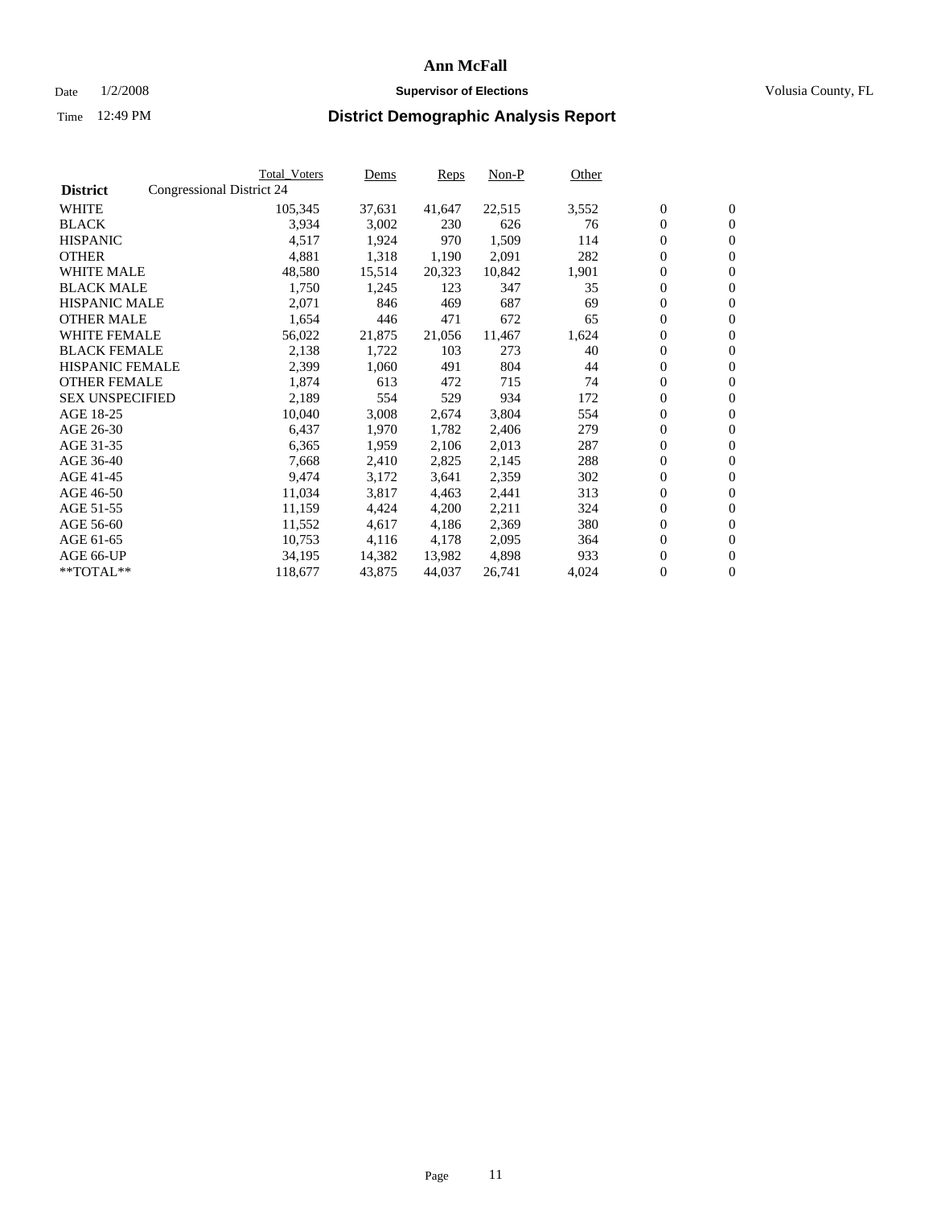# Ann McFall

Date 1/2/2008 **Supervisor of Elections** Volusia County, FL

Time 12:49 PM **District Demographic Analysis Report**

| **District** | Congressional District 24 Total_Voters | Dems | Reps | Non-P | Other | | |
|---|---|---|---|---|---|---|---|
| WHITE | 105,345 | 37,631 | 41,647 | 22,515 | 3,552 | 0 | 0 |
| BLACK | 3,934 | 3,002 | 230 | 626 | 76 | 0 | 0 |
| HISPANIC | 4,517 | 1,924 | 970 | 1,509 | 114 | 0 | 0 |
| OTHER | 4,881 | 1,318 | 1,190 | 2,091 | 282 | 0 | 0 |
| WHITE MALE | 48,580 | 15,514 | 20,323 | 10,842 | 1,901 | 0 | 0 |
| BLACK MALE | 1,750 | 1,245 | 123 | 347 | 35 | 0 | 0 |
| HISPANIC MALE | 2,071 | 846 | 469 | 687 | 69 | 0 | 0 |
| OTHER MALE | 1,654 | 446 | 471 | 672 | 65 | 0 | 0 |
| WHITE FEMALE | 56,022 | 21,875 | 21,056 | 11,467 | 1,624 | 0 | 0 |
| BLACK FEMALE | 2,138 | 1,722 | 103 | 273 | 40 | 0 | 0 |
| HISPANIC FEMALE | 2,399 | 1,060 | 491 | 804 | 44 | 0 | 0 |
| OTHER FEMALE | 1,874 | 613 | 472 | 715 | 74 | 0 | 0 |
| SEX UNSPECIFIED | 2,189 | 554 | 529 | 934 | 172 | 0 | 0 |
| AGE 18-25 | 10,040 | 3,008 | 2,674 | 3,804 | 554 | 0 | 0 |
| AGE 26-30 | 6,437 | 1,970 | 1,782 | 2,406 | 279 | 0 | 0 |
| AGE 31-35 | 6,365 | 1,959 | 2,106 | 2,013 | 287 | 0 | 0 |
| AGE 36-40 | 7,668 | 2,410 | 2,825 | 2,145 | 288 | 0 | 0 |
| AGE 41-45 | 9,474 | 3,172 | 3,641 | 2,359 | 302 | 0 | 0 |
| AGE 46-50 | 11,034 | 3,817 | 4,463 | 2,441 | 313 | 0 | 0 |
| AGE 51-55 | 11,159 | 4,424 | 4,200 | 2,211 | 324 | 0 | 0 |
| AGE 56-60 | 11,552 | 4,617 | 4,186 | 2,369 | 380 | 0 | 0 |
| AGE 61-65 | 10,753 | 4,116 | 4,178 | 2,095 | 364 | 0 | 0 |
| AGE 66-UP | 34,195 | 14,382 | 13,982 | 4,898 | 933 | 0 | 0 |
| **TOTAL** | 118,677 | 43,875 | 44,037 | 26,741 | 4,024 | 0 | 0 |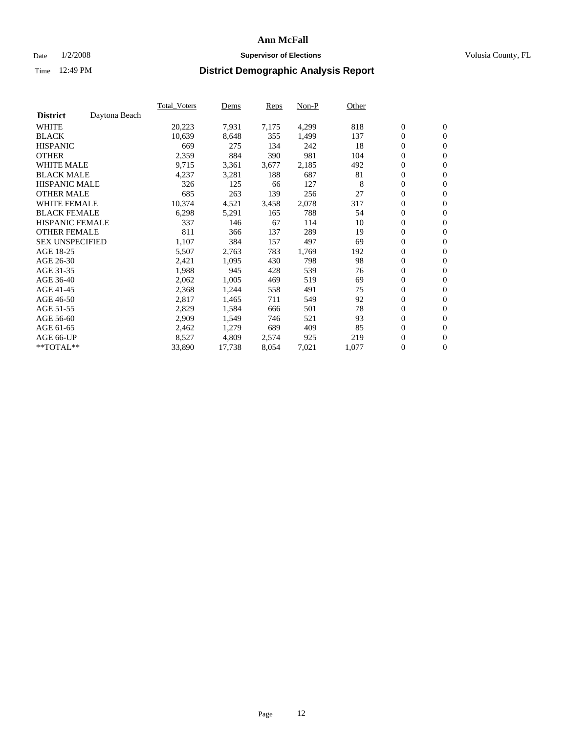# Ann McFall

Date 1/2/2008 **Supervisor of Elections** Volusia County, FL

Time 12:49 PM **District Demographic Analysis Report**

| | Total_Voters | Dems | Reps | Non-P | Other | | |
|---|---|---|---|---|---|---|---|
| **District** Daytona Beach | | | | | | | |
| WHITE | 20,223 | 7,931 | 7,175 | 4,299 | 818 | 0 | 0 |
| BLACK | 10,639 | 8,648 | 355 | 1,499 | 137 | 0 | 0 |
| HISPANIC | 669 | 275 | 134 | 242 | 18 | 0 | 0 |
| OTHER | 2,359 | 884 | 390 | 981 | 104 | 0 | 0 |
| WHITE MALE | 9,715 | 3,361 | 3,677 | 2,185 | 492 | 0 | 0 |
| BLACK MALE | 4,237 | 3,281 | 188 | 687 | 81 | 0 | 0 |
| HISPANIC MALE | 326 | 125 | 66 | 127 | 8 | 0 | 0 |
| OTHER MALE | 685 | 263 | 139 | 256 | 27 | 0 | 0 |
| WHITE FEMALE | 10,374 | 4,521 | 3,458 | 2,078 | 317 | 0 | 0 |
| BLACK FEMALE | 6,298 | 5,291 | 165 | 788 | 54 | 0 | 0 |
| HISPANIC FEMALE | 337 | 146 | 67 | 114 | 10 | 0 | 0 |
| OTHER FEMALE | 811 | 366 | 137 | 289 | 19 | 0 | 0 |
| SEX UNSPECIFIED | 1,107 | 384 | 157 | 497 | 69 | 0 | 0 |
| AGE 18-25 | 5,507 | 2,763 | 783 | 1,769 | 192 | 0 | 0 |
| AGE 26-30 | 2,421 | 1,095 | 430 | 798 | 98 | 0 | 0 |
| AGE 31-35 | 1,988 | 945 | 428 | 539 | 76 | 0 | 0 |
| AGE 36-40 | 2,062 | 1,005 | 469 | 519 | 69 | 0 | 0 |
| AGE 41-45 | 2,368 | 1,244 | 558 | 491 | 75 | 0 | 0 |
| AGE 46-50 | 2,817 | 1,465 | 711 | 549 | 92 | 0 | 0 |
| AGE 51-55 | 2,829 | 1,584 | 666 | 501 | 78 | 0 | 0 |
| AGE 56-60 | 2,909 | 1,549 | 746 | 521 | 93 | 0 | 0 |
| AGE 61-65 | 2,462 | 1,279 | 689 | 409 | 85 | 0 | 0 |
| AGE 66-UP | 8,527 | 4,809 | 2,574 | 925 | 219 | 0 | 0 |
| **TOTAL** | 33,890 | 17,738 | 8,054 | 7,021 | 1,077 | 0 | 0 |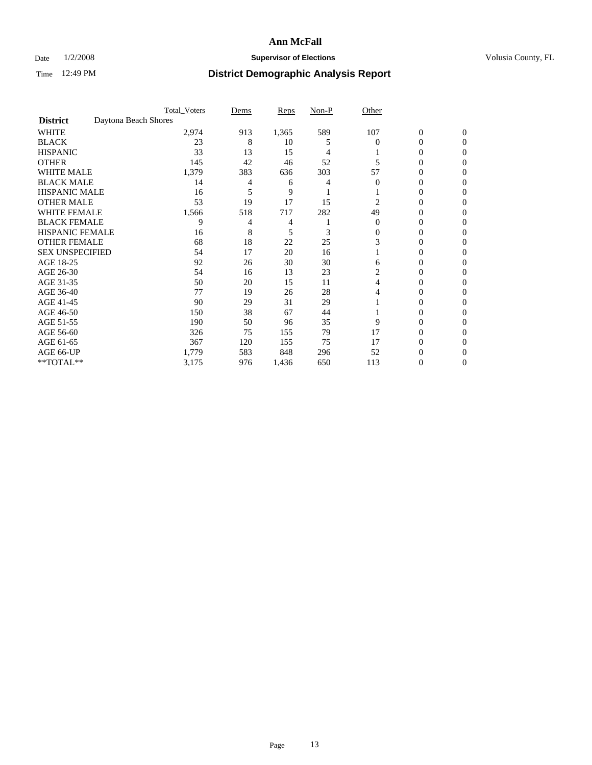# Ann McFall

Date 1/2/2008 **Supervisor of Elections** Volusia County, FL

Time 12:49 PM **District Demographic Analysis Report**

| | Total_Voters | Dems | Reps | Non-P | Other | | |
|---|---|---|---|---|---|---|---|
| **District** Daytona Beach Shores | | | | | | | |
| WHITE | 2,974 | 913 | 1,365 | 589 | 107 | 0 | 0 |
| BLACK | 23 | 8 | 10 | 5 | 0 | 0 | 0 |
| HISPANIC | 33 | 13 | 15 | 4 | 1 | 0 | 0 |
| OTHER | 145 | 42 | 46 | 52 | 5 | 0 | 0 |
| WHITE MALE | 1,379 | 383 | 636 | 303 | 57 | 0 | 0 |
| BLACK MALE | 14 | 4 | 6 | 4 | 0 | 0 | 0 |
| HISPANIC MALE | 16 | 5 | 9 | 1 | 1 | 0 | 0 |
| OTHER MALE | 53 | 19 | 17 | 15 | 2 | 0 | 0 |
| WHITE FEMALE | 1,566 | 518 | 717 | 282 | 49 | 0 | 0 |
| BLACK FEMALE | 9 | 4 | 4 | 1 | 0 | 0 | 0 |
| HISPANIC FEMALE | 16 | 8 | 5 | 3 | 0 | 0 | 0 |
| OTHER FEMALE | 68 | 18 | 22 | 25 | 3 | 0 | 0 |
| SEX UNSPECIFIED | 54 | 17 | 20 | 16 | 1 | 0 | 0 |
| AGE 18-25 | 92 | 26 | 30 | 30 | 6 | 0 | 0 |
| AGE 26-30 | 54 | 16 | 13 | 23 | 2 | 0 | 0 |
| AGE 31-35 | 50 | 20 | 15 | 11 | 4 | 0 | 0 |
| AGE 36-40 | 77 | 19 | 26 | 28 | 4 | 0 | 0 |
| AGE 41-45 | 90 | 29 | 31 | 29 | 1 | 0 | 0 |
| AGE 46-50 | 150 | 38 | 67 | 44 | 1 | 0 | 0 |
| AGE 51-55 | 190 | 50 | 96 | 35 | 9 | 0 | 0 |
| AGE 56-60 | 326 | 75 | 155 | 79 | 17 | 0 | 0 |
| AGE 61-65 | 367 | 120 | 155 | 75 | 17 | 0 | 0 |
| AGE 66-UP | 1,779 | 583 | 848 | 296 | 52 | 0 | 0 |
| **TOTAL** | 3,175 | 976 | 1,436 | 650 | 113 | 0 | 0 |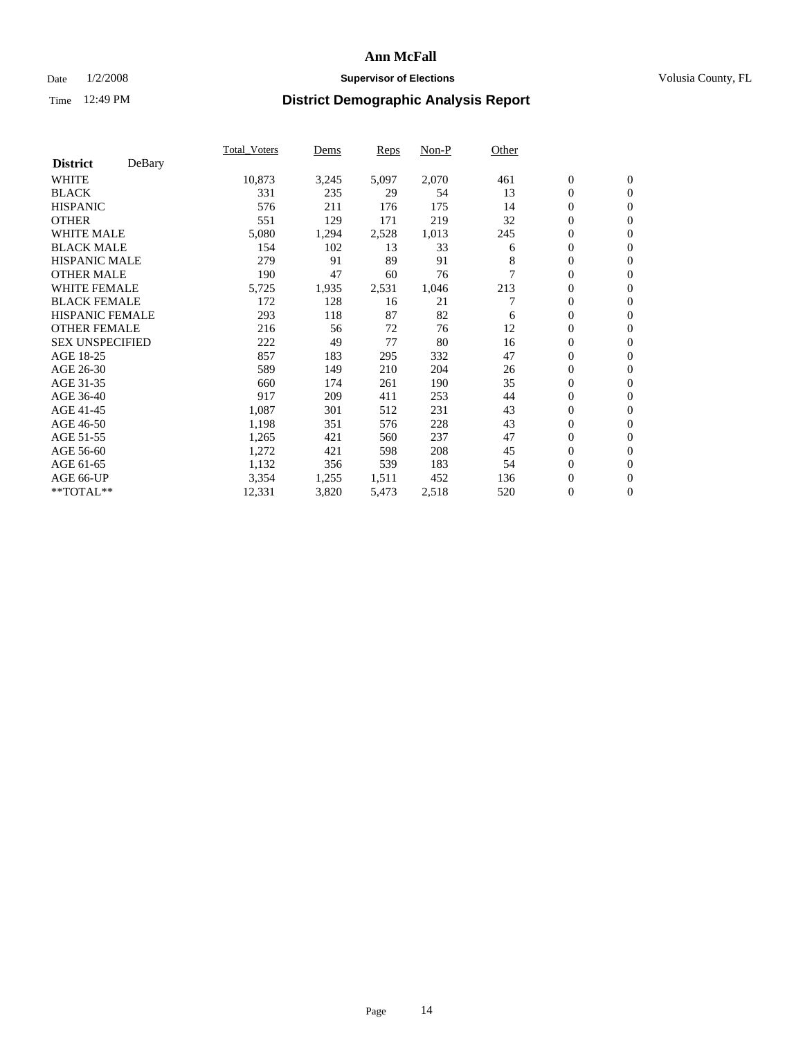# Ann McFall

Date 1/2/2008 **Supervisor of Elections** Volusia County, FL

Time 12:49 PM **District Demographic Analysis Report**

| **District** DeBary | Total_Voters | Dems | Reps | Non-P | Other | | |
|---|---|---|---|---|---|---|---|
| WHITE | 10,873 | 3,245 | 5,097 | 2,070 | 461 | 0 | 0 |
| BLACK | 331 | 235 | 29 | 54 | 13 | 0 | 0 |
| HISPANIC | 576 | 211 | 176 | 175 | 14 | 0 | 0 |
| OTHER | 551 | 129 | 171 | 219 | 32 | 0 | 0 |
| WHITE MALE | 5,080 | 1,294 | 2,528 | 1,013 | 245 | 0 | 0 |
| BLACK MALE | 154 | 102 | 13 | 33 | 6 | 0 | 0 |
| HISPANIC MALE | 279 | 91 | 89 | 91 | 8 | 0 | 0 |
| OTHER MALE | 190 | 47 | 60 | 76 | 7 | 0 | 0 |
| WHITE FEMALE | 5,725 | 1,935 | 2,531 | 1,046 | 213 | 0 | 0 |
| BLACK FEMALE | 172 | 128 | 16 | 21 | 7 | 0 | 0 |
| HISPANIC FEMALE | 293 | 118 | 87 | 82 | 6 | 0 | 0 |
| OTHER FEMALE | 216 | 56 | 72 | 76 | 12 | 0 | 0 |
| SEX UNSPECIFIED | 222 | 49 | 77 | 80 | 16 | 0 | 0 |
| AGE 18-25 | 857 | 183 | 295 | 332 | 47 | 0 | 0 |
| AGE 26-30 | 589 | 149 | 210 | 204 | 26 | 0 | 0 |
| AGE 31-35 | 660 | 174 | 261 | 190 | 35 | 0 | 0 |
| AGE 36-40 | 917 | 209 | 411 | 253 | 44 | 0 | 0 |
| AGE 41-45 | 1,087 | 301 | 512 | 231 | 43 | 0 | 0 |
| AGE 46-50 | 1,198 | 351 | 576 | 228 | 43 | 0 | 0 |
| AGE 51-55 | 1,265 | 421 | 560 | 237 | 47 | 0 | 0 |
| AGE 56-60 | 1,272 | 421 | 598 | 208 | 45 | 0 | 0 |
| AGE 61-65 | 1,132 | 356 | 539 | 183 | 54 | 0 | 0 |
| AGE 66-UP | 3,354 | 1,255 | 1,511 | 452 | 136 | 0 | 0 |
| **TOTAL** | 12,331 | 3,820 | 5,473 | 2,518 | 520 | 0 | 0 |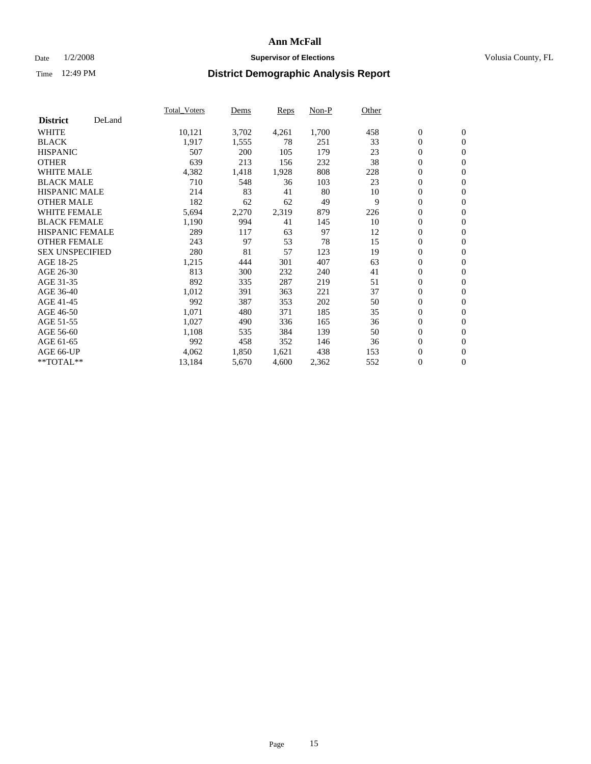# Ann McFall

Date 1/2/2008 **Supervisor of Elections** Volusia County, FL

Time 12:49 PM **District Demographic Analysis Report**

| **District** DeLand | Total_Voters | Dems | Reps | Non-P | Other | | |
|---|---|---|---|---|---|---|---|
| WHITE | 10,121 | 3,702 | 4,261 | 1,700 | 458 | 0 | 0 |
| BLACK | 1,917 | 1,555 | 78 | 251 | 33 | 0 | 0 |
| HISPANIC | 507 | 200 | 105 | 179 | 23 | 0 | 0 |
| OTHER | 639 | 213 | 156 | 232 | 38 | 0 | 0 |
| WHITE MALE | 4,382 | 1,418 | 1,928 | 808 | 228 | 0 | 0 |
| BLACK MALE | 710 | 548 | 36 | 103 | 23 | 0 | 0 |
| HISPANIC MALE | 214 | 83 | 41 | 80 | 10 | 0 | 0 |
| OTHER MALE | 182 | 62 | 62 | 49 | 9 | 0 | 0 |
| WHITE FEMALE | 5,694 | 2,270 | 2,319 | 879 | 226 | 0 | 0 |
| BLACK FEMALE | 1,190 | 994 | 41 | 145 | 10 | 0 | 0 |
| HISPANIC FEMALE | 289 | 117 | 63 | 97 | 12 | 0 | 0 |
| OTHER FEMALE | 243 | 97 | 53 | 78 | 15 | 0 | 0 |
| SEX UNSPECIFIED | 280 | 81 | 57 | 123 | 19 | 0 | 0 |
| AGE 18-25 | 1,215 | 444 | 301 | 407 | 63 | 0 | 0 |
| AGE 26-30 | 813 | 300 | 232 | 240 | 41 | 0 | 0 |
| AGE 31-35 | 892 | 335 | 287 | 219 | 51 | 0 | 0 |
| AGE 36-40 | 1,012 | 391 | 363 | 221 | 37 | 0 | 0 |
| AGE 41-45 | 992 | 387 | 353 | 202 | 50 | 0 | 0 |
| AGE 46-50 | 1,071 | 480 | 371 | 185 | 35 | 0 | 0 |
| AGE 51-55 | 1,027 | 490 | 336 | 165 | 36 | 0 | 0 |
| AGE 56-60 | 1,108 | 535 | 384 | 139 | 50 | 0 | 0 |
| AGE 61-65 | 992 | 458 | 352 | 146 | 36 | 0 | 0 |
| AGE 66-UP | 4,062 | 1,850 | 1,621 | 438 | 153 | 0 | 0 |
| **TOTAL** | 13,184 | 5,670 | 4,600 | 2,362 | 552 | 0 | 0 |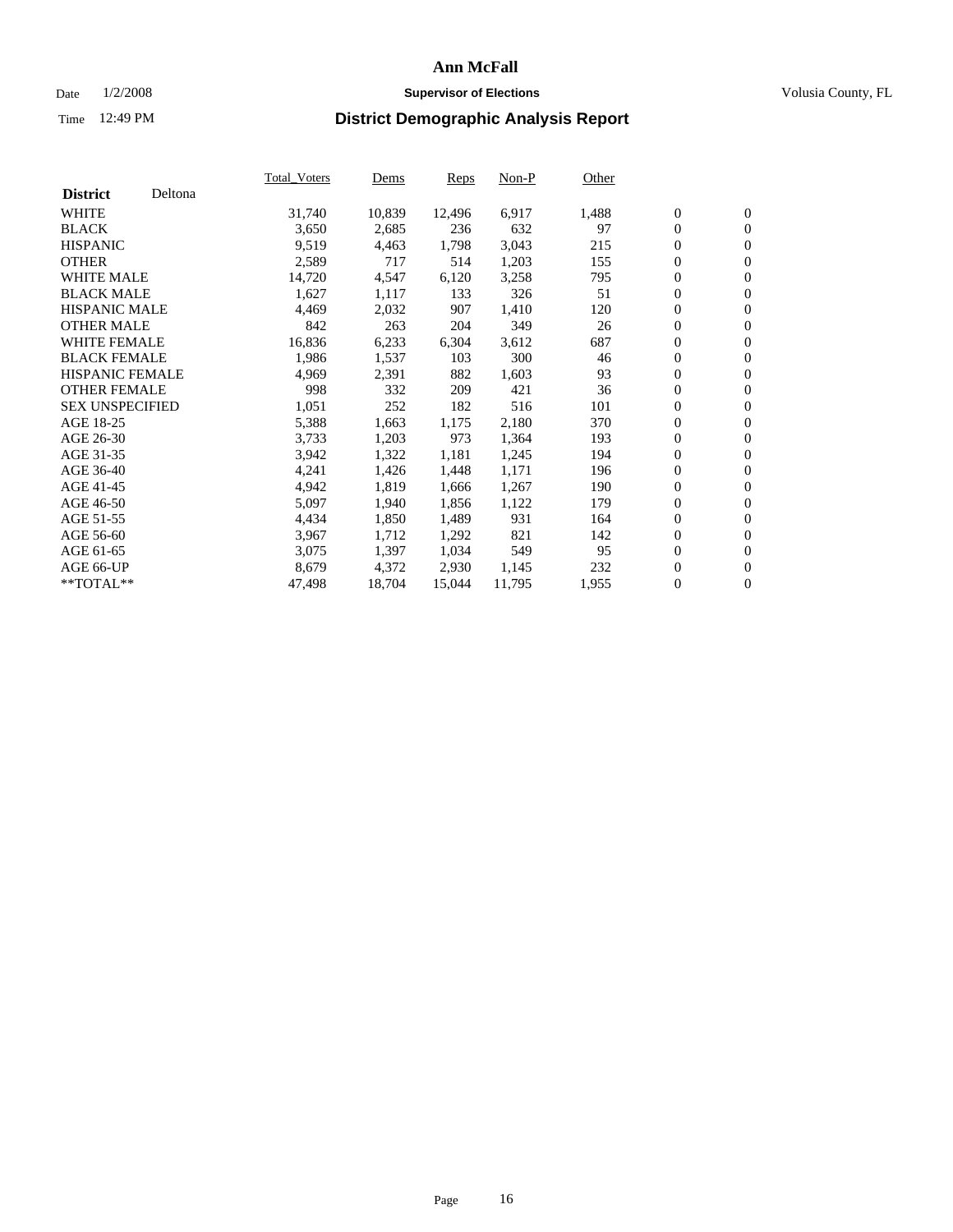# Ann McFall

Date 1/2/2008 **Supervisor of Elections** Volusia County, FL

Time 12:49 PM **District Demographic Analysis Report**

| **District** Deltona | Total_Voters | Dems | Reps | Non-P | Other | | |
|---|---|---|---|---|---|---|---|
| WHITE | 31,740 | 10,839 | 12,496 | 6,917 | 1,488 | 0 | 0 |
| BLACK | 3,650 | 2,685 | 236 | 632 | 97 | 0 | 0 |
| HISPANIC | 9,519 | 4,463 | 1,798 | 3,043 | 215 | 0 | 0 |
| OTHER | 2,589 | 717 | 514 | 1,203 | 155 | 0 | 0 |
| WHITE MALE | 14,720 | 4,547 | 6,120 | 3,258 | 795 | 0 | 0 |
| BLACK MALE | 1,627 | 1,117 | 133 | 326 | 51 | 0 | 0 |
| HISPANIC MALE | 4,469 | 2,032 | 907 | 1,410 | 120 | 0 | 0 |
| OTHER MALE | 842 | 263 | 204 | 349 | 26 | 0 | 0 |
| WHITE FEMALE | 16,836 | 6,233 | 6,304 | 3,612 | 687 | 0 | 0 |
| BLACK FEMALE | 1,986 | 1,537 | 103 | 300 | 46 | 0 | 0 |
| HISPANIC FEMALE | 4,969 | 2,391 | 882 | 1,603 | 93 | 0 | 0 |
| OTHER FEMALE | 998 | 332 | 209 | 421 | 36 | 0 | 0 |
| SEX UNSPECIFIED | 1,051 | 252 | 182 | 516 | 101 | 0 | 0 |
| AGE 18-25 | 5,388 | 1,663 | 1,175 | 2,180 | 370 | 0 | 0 |
| AGE 26-30 | 3,733 | 1,203 | 973 | 1,364 | 193 | 0 | 0 |
| AGE 31-35 | 3,942 | 1,322 | 1,181 | 1,245 | 194 | 0 | 0 |
| AGE 36-40 | 4,241 | 1,426 | 1,448 | 1,171 | 196 | 0 | 0 |
| AGE 41-45 | 4,942 | 1,819 | 1,666 | 1,267 | 190 | 0 | 0 |
| AGE 46-50 | 5,097 | 1,940 | 1,856 | 1,122 | 179 | 0 | 0 |
| AGE 51-55 | 4,434 | 1,850 | 1,489 | 931 | 164 | 0 | 0 |
| AGE 56-60 | 3,967 | 1,712 | 1,292 | 821 | 142 | 0 | 0 |
| AGE 61-65 | 3,075 | 1,397 | 1,034 | 549 | 95 | 0 | 0 |
| AGE 66-UP | 8,679 | 4,372 | 2,930 | 1,145 | 232 | 0 | 0 |
| **TOTAL** | 47,498 | 18,704 | 15,044 | 11,795 | 1,955 | 0 | 0 |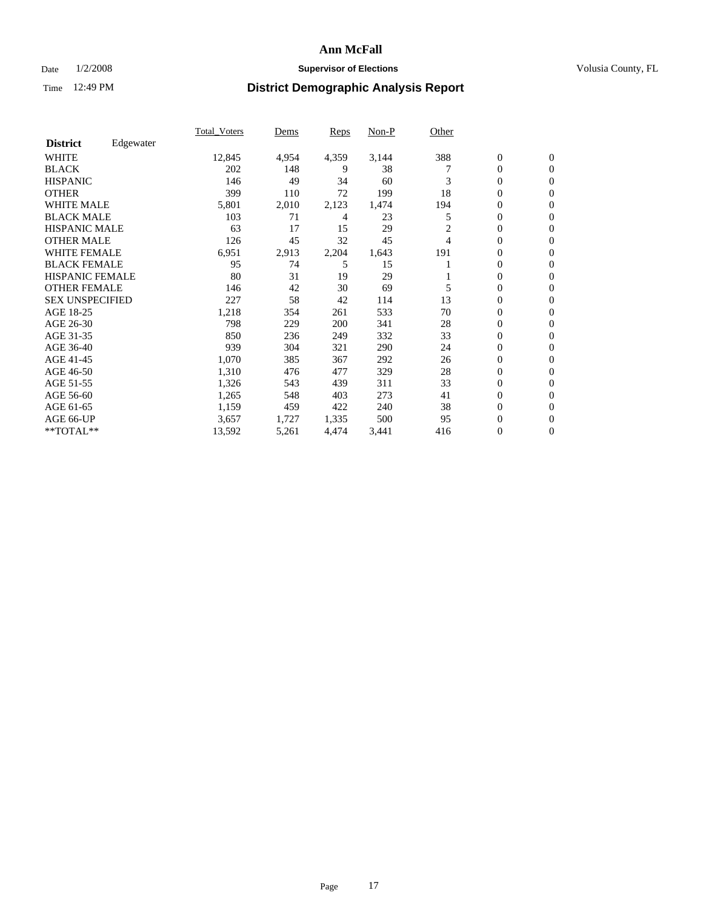# Ann McFall

Date 1/2/2008 **Supervisor of Elections** Volusia County, FL

Time 12:49 PM **District Demographic Analysis Report**

| **District** Edgewater | Total_Voters | Dems | Reps | Non-P | Other | | |
|---|---|---|---|---|---|---|---|
| WHITE | 12,845 | 4,954 | 4,359 | 3,144 | 388 | 0 | 0 |
| BLACK | 202 | 148 | 9 | 38 | 7 | 0 | 0 |
| HISPANIC | 146 | 49 | 34 | 60 | 3 | 0 | 0 |
| OTHER | 399 | 110 | 72 | 199 | 18 | 0 | 0 |
| WHITE MALE | 5,801 | 2,010 | 2,123 | 1,474 | 194 | 0 | 0 |
| BLACK MALE | 103 | 71 | 4 | 23 | 5 | 0 | 0 |
| HISPANIC MALE | 63 | 17 | 15 | 29 | 2 | 0 | 0 |
| OTHER MALE | 126 | 45 | 32 | 45 | 4 | 0 | 0 |
| WHITE FEMALE | 6,951 | 2,913 | 2,204 | 1,643 | 191 | 0 | 0 |
| BLACK FEMALE | 95 | 74 | 5 | 15 | 1 | 0 | 0 |
| HISPANIC FEMALE | 80 | 31 | 19 | 29 | 1 | 0 | 0 |
| OTHER FEMALE | 146 | 42 | 30 | 69 | 5 | 0 | 0 |
| SEX UNSPECIFIED | 227 | 58 | 42 | 114 | 13 | 0 | 0 |
| AGE 18-25 | 1,218 | 354 | 261 | 533 | 70 | 0 | 0 |
| AGE 26-30 | 798 | 229 | 200 | 341 | 28 | 0 | 0 |
| AGE 31-35 | 850 | 236 | 249 | 332 | 33 | 0 | 0 |
| AGE 36-40 | 939 | 304 | 321 | 290 | 24 | 0 | 0 |
| AGE 41-45 | 1,070 | 385 | 367 | 292 | 26 | 0 | 0 |
| AGE 46-50 | 1,310 | 476 | 477 | 329 | 28 | 0 | 0 |
| AGE 51-55 | 1,326 | 543 | 439 | 311 | 33 | 0 | 0 |
| AGE 56-60 | 1,265 | 548 | 403 | 273 | 41 | 0 | 0 |
| AGE 61-65 | 1,159 | 459 | 422 | 240 | 38 | 0 | 0 |
| AGE 66-UP | 3,657 | 1,727 | 1,335 | 500 | 95 | 0 | 0 |
| **TOTAL** | 13,592 | 5,261 | 4,474 | 3,441 | 416 | 0 | 0 |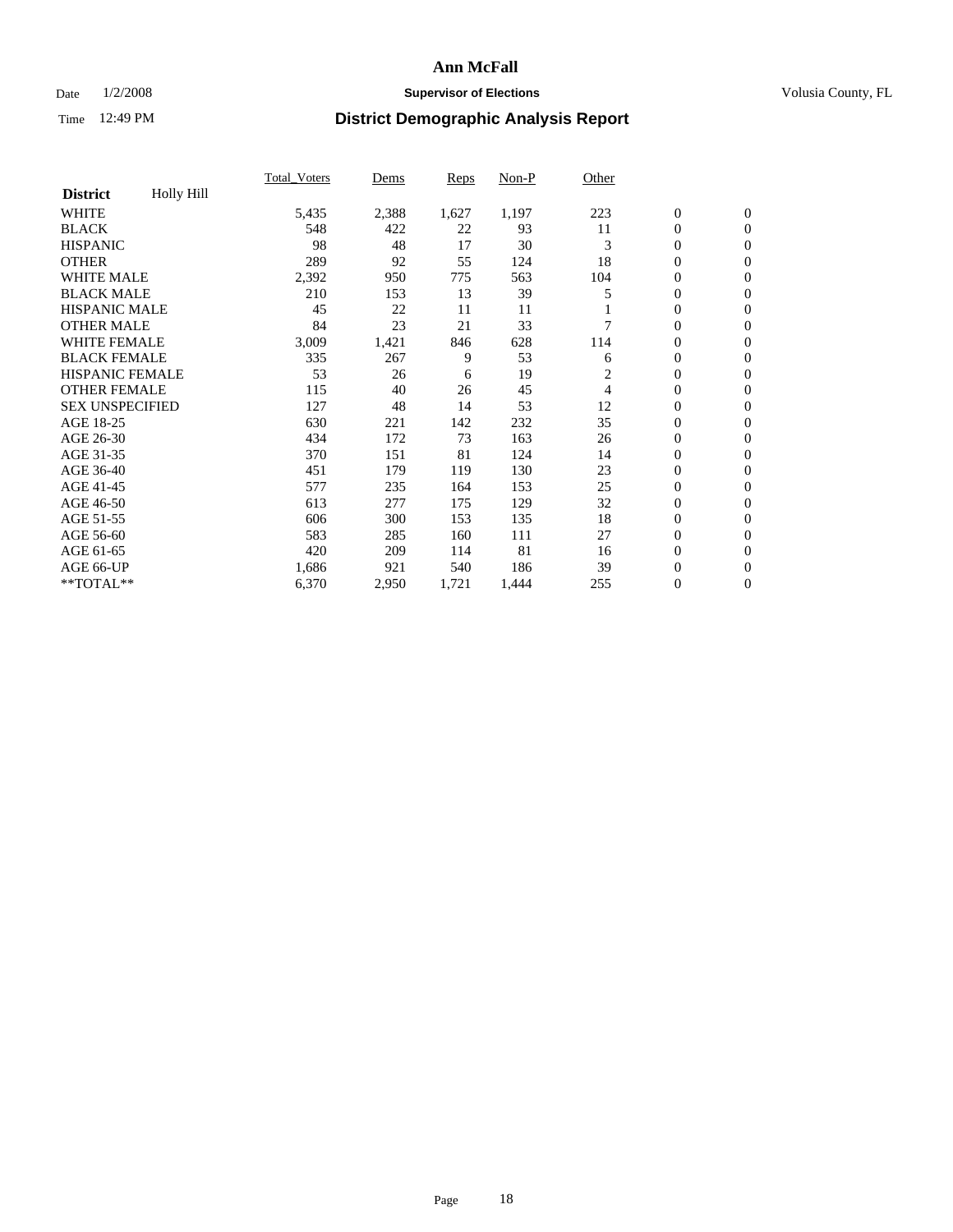# Ann McFall

Date 1/2/2008 **Supervisor of Elections** Volusia County, FL

Time 12:49 PM **District Demographic Analysis Report**

| | Total_Voters | Dems | Reps | Non-P | Other | | |
|---|---|---|---|---|---|---|---|
| **District** Holly Hill | | | | | | | |
| WHITE | 5,435 | 2,388 | 1,627 | 1,197 | 223 | 0 | 0 |
| BLACK | 548 | 422 | 22 | 93 | 11 | 0 | 0 |
| HISPANIC | 98 | 48 | 17 | 30 | 3 | 0 | 0 |
| OTHER | 289 | 92 | 55 | 124 | 18 | 0 | 0 |
| WHITE MALE | 2,392 | 950 | 775 | 563 | 104 | 0 | 0 |
| BLACK MALE | 210 | 153 | 13 | 39 | 5 | 0 | 0 |
| HISPANIC MALE | 45 | 22 | 11 | 11 | 1 | 0 | 0 |
| OTHER MALE | 84 | 23 | 21 | 33 | 7 | 0 | 0 |
| WHITE FEMALE | 3,009 | 1,421 | 846 | 628 | 114 | 0 | 0 |
| BLACK FEMALE | 335 | 267 | 9 | 53 | 6 | 0 | 0 |
| HISPANIC FEMALE | 53 | 26 | 6 | 19 | 2 | 0 | 0 |
| OTHER FEMALE | 115 | 40 | 26 | 45 | 4 | 0 | 0 |
| SEX UNSPECIFIED | 127 | 48 | 14 | 53 | 12 | 0 | 0 |
| AGE 18-25 | 630 | 221 | 142 | 232 | 35 | 0 | 0 |
| AGE 26-30 | 434 | 172 | 73 | 163 | 26 | 0 | 0 |
| AGE 31-35 | 370 | 151 | 81 | 124 | 14 | 0 | 0 |
| AGE 36-40 | 451 | 179 | 119 | 130 | 23 | 0 | 0 |
| AGE 41-45 | 577 | 235 | 164 | 153 | 25 | 0 | 0 |
| AGE 46-50 | 613 | 277 | 175 | 129 | 32 | 0 | 0 |
| AGE 51-55 | 606 | 300 | 153 | 135 | 18 | 0 | 0 |
| AGE 56-60 | 583 | 285 | 160 | 111 | 27 | 0 | 0 |
| AGE 61-65 | 420 | 209 | 114 | 81 | 16 | 0 | 0 |
| AGE 66-UP | 1,686 | 921 | 540 | 186 | 39 | 0 | 0 |
| **TOTAL** | 6,370 | 2,950 | 1,721 | 1,444 | 255 | 0 | 0 |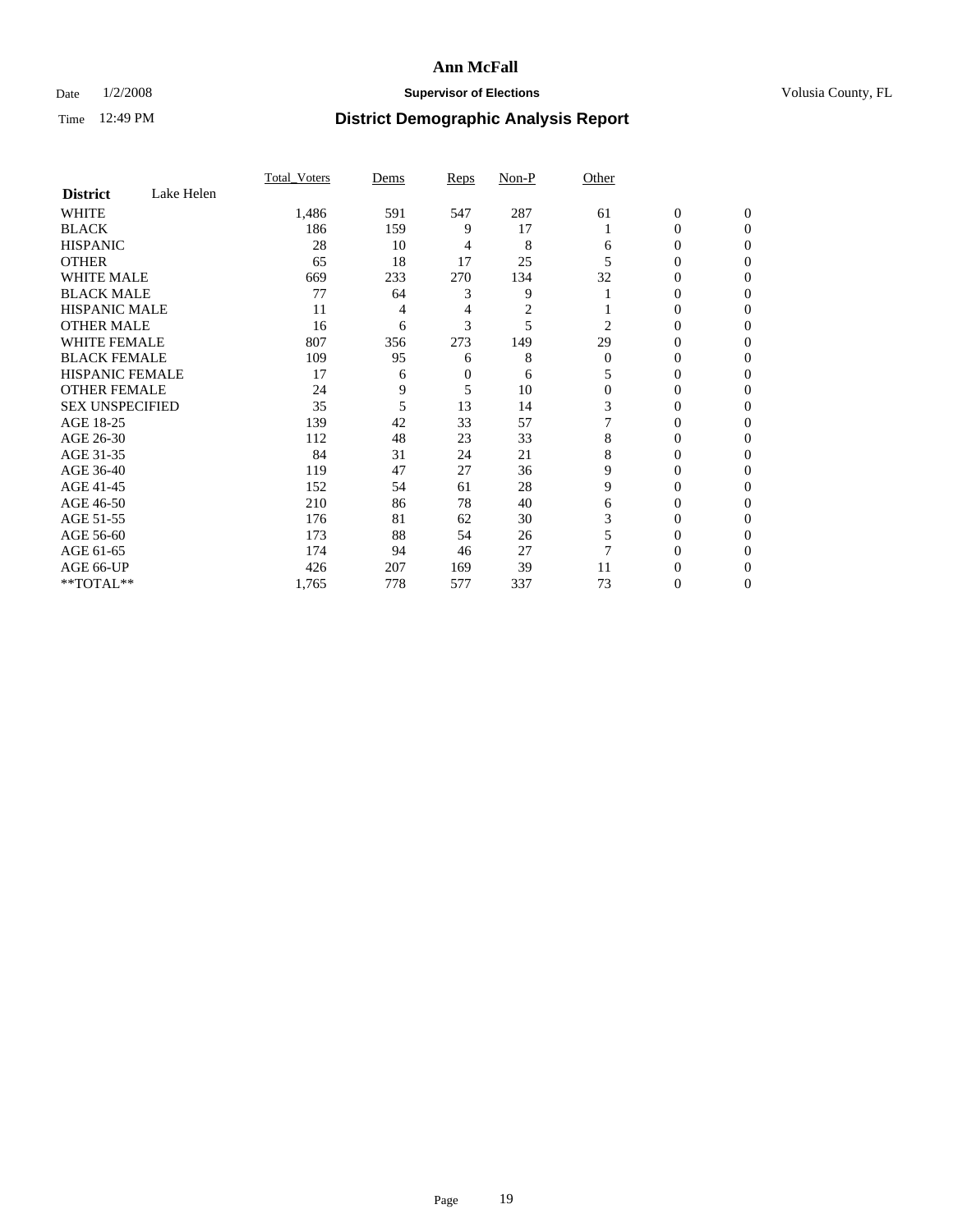# Ann McFall

Date 1/2/2008 **Supervisor of Elections** Volusia County, FL

Time 12:49 PM **District Demographic Analysis Report**

| | Total_Voters | Dems | Reps | Non-P | Other | | |
|---|---|---|---|---|---|---|---|
| **District** Lake Helen | | | | | | | |
| WHITE | 1,486 | 591 | 547 | 287 | 61 | 0 | 0 |
| BLACK | 186 | 159 | 9 | 17 | 1 | 0 | 0 |
| HISPANIC | 28 | 10 | 4 | 8 | 6 | 0 | 0 |
| OTHER | 65 | 18 | 17 | 25 | 5 | 0 | 0 |
| WHITE MALE | 669 | 233 | 270 | 134 | 32 | 0 | 0 |
| BLACK MALE | 77 | 64 | 3 | 9 | 1 | 0 | 0 |
| HISPANIC MALE | 11 | 4 | 4 | 2 | 1 | 0 | 0 |
| OTHER MALE | 16 | 6 | 3 | 5 | 2 | 0 | 0 |
| WHITE FEMALE | 807 | 356 | 273 | 149 | 29 | 0 | 0 |
| BLACK FEMALE | 109 | 95 | 6 | 8 | 0 | 0 | 0 |
| HISPANIC FEMALE | 17 | 6 | 0 | 6 | 5 | 0 | 0 |
| OTHER FEMALE | 24 | 9 | 5 | 10 | 0 | 0 | 0 |
| SEX UNSPECIFIED | 35 | 5 | 13 | 14 | 3 | 0 | 0 |
| AGE 18-25 | 139 | 42 | 33 | 57 | 7 | 0 | 0 |
| AGE 26-30 | 112 | 48 | 23 | 33 | 8 | 0 | 0 |
| AGE 31-35 | 84 | 31 | 24 | 21 | 8 | 0 | 0 |
| AGE 36-40 | 119 | 47 | 27 | 36 | 9 | 0 | 0 |
| AGE 41-45 | 152 | 54 | 61 | 28 | 9 | 0 | 0 |
| AGE 46-50 | 210 | 86 | 78 | 40 | 6 | 0 | 0 |
| AGE 51-55 | 176 | 81 | 62 | 30 | 3 | 0 | 0 |
| AGE 56-60 | 173 | 88 | 54 | 26 | 5 | 0 | 0 |
| AGE 61-65 | 174 | 94 | 46 | 27 | 7 | 0 | 0 |
| AGE 66-UP | 426 | 207 | 169 | 39 | 11 | 0 | 0 |
| **TOTAL** | 1,765 | 778 | 577 | 337 | 73 | 0 | 0 |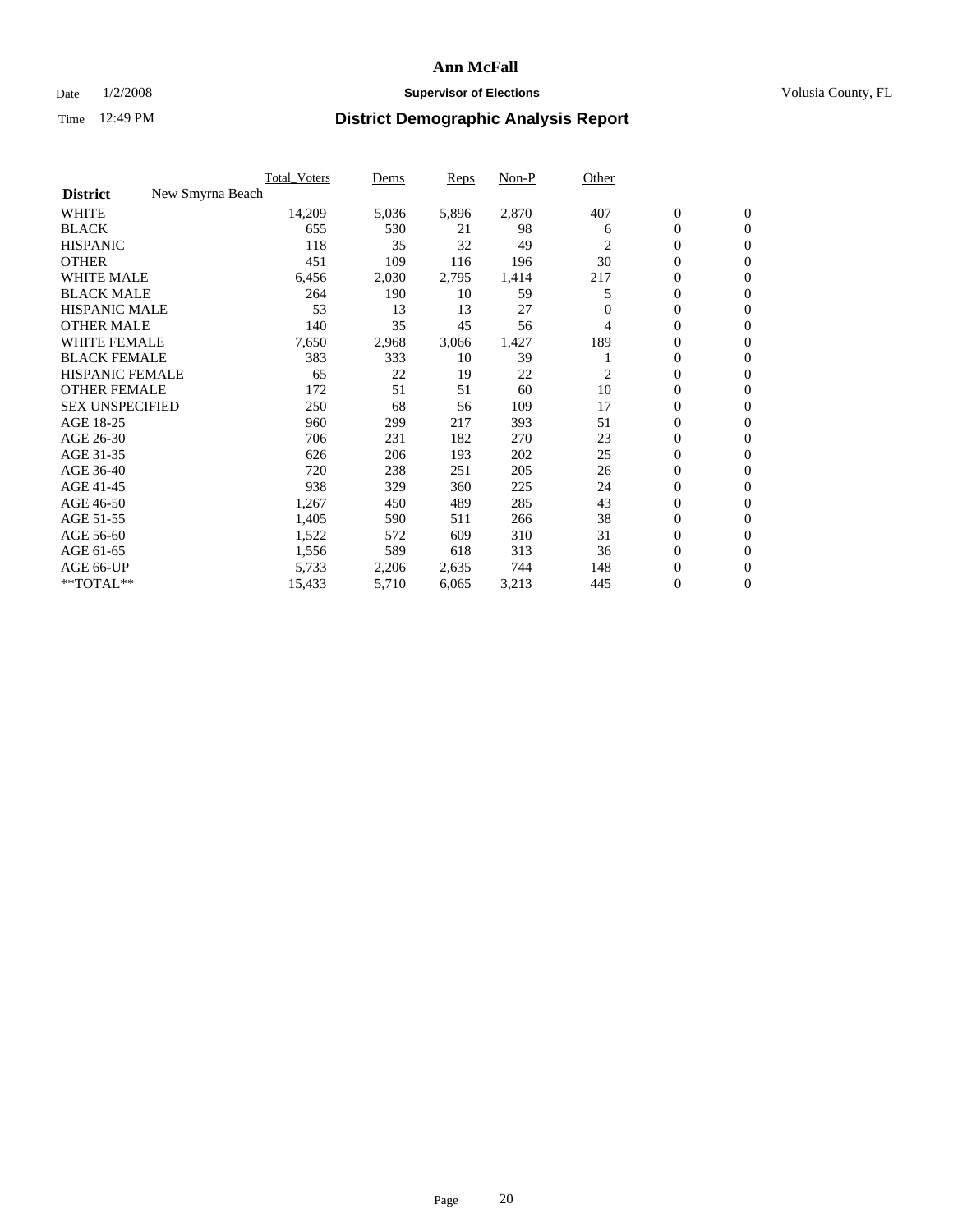# Ann McFall

Date 1/2/2008 **Supervisor of Elections** Volusia County, FL

Time 12:49 PM **District Demographic Analysis Report**

| | Total_Voters | Dems | Reps | Non-P | Other | | |
|---|---|---|---|---|---|---|---|
| **District** New Smyrna Beach | | | | | | | |
| WHITE | 14,209 | 5,036 | 5,896 | 2,870 | 407 | 0 | 0 |
| BLACK | 655 | 530 | 21 | 98 | 6 | 0 | 0 |
| HISPANIC | 118 | 35 | 32 | 49 | 2 | 0 | 0 |
| OTHER | 451 | 109 | 116 | 196 | 30 | 0 | 0 |
| WHITE MALE | 6,456 | 2,030 | 2,795 | 1,414 | 217 | 0 | 0 |
| BLACK MALE | 264 | 190 | 10 | 59 | 5 | 0 | 0 |
| HISPANIC MALE | 53 | 13 | 13 | 27 | 0 | 0 | 0 |
| OTHER MALE | 140 | 35 | 45 | 56 | 4 | 0 | 0 |
| WHITE FEMALE | 7,650 | 2,968 | 3,066 | 1,427 | 189 | 0 | 0 |
| BLACK FEMALE | 383 | 333 | 10 | 39 | 1 | 0 | 0 |
| HISPANIC FEMALE | 65 | 22 | 19 | 22 | 2 | 0 | 0 |
| OTHER FEMALE | 172 | 51 | 51 | 60 | 10 | 0 | 0 |
| SEX UNSPECIFIED | 250 | 68 | 56 | 109 | 17 | 0 | 0 |
| AGE 18-25 | 960 | 299 | 217 | 393 | 51 | 0 | 0 |
| AGE 26-30 | 706 | 231 | 182 | 270 | 23 | 0 | 0 |
| AGE 31-35 | 626 | 206 | 193 | 202 | 25 | 0 | 0 |
| AGE 36-40 | 720 | 238 | 251 | 205 | 26 | 0 | 0 |
| AGE 41-45 | 938 | 329 | 360 | 225 | 24 | 0 | 0 |
| AGE 46-50 | 1,267 | 450 | 489 | 285 | 43 | 0 | 0 |
| AGE 51-55 | 1,405 | 590 | 511 | 266 | 38 | 0 | 0 |
| AGE 56-60 | 1,522 | 572 | 609 | 310 | 31 | 0 | 0 |
| AGE 61-65 | 1,556 | 589 | 618 | 313 | 36 | 0 | 0 |
| AGE 66-UP | 5,733 | 2,206 | 2,635 | 744 | 148 | 0 | 0 |
| **TOTAL** | 15,433 | 5,710 | 6,065 | 3,213 | 445 | 0 | 0 |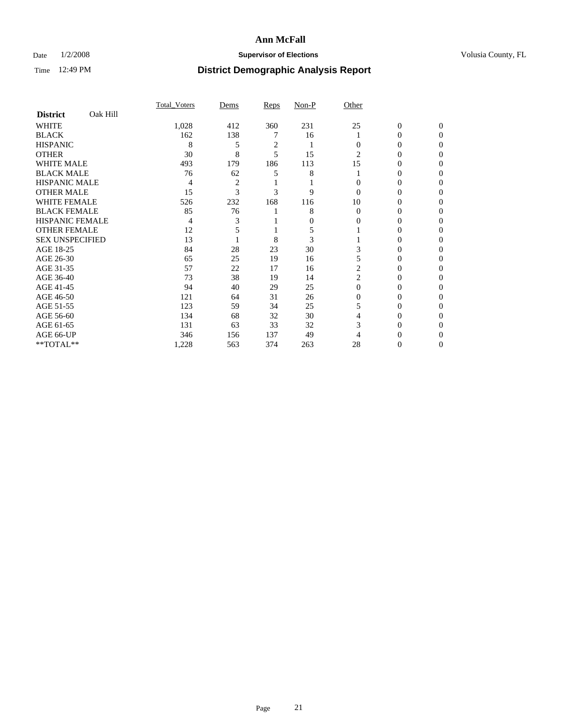# Ann McFall

Date 1/2/2008 **Supervisor of Elections** Volusia County, FL

Time 12:49 PM **District Demographic Analysis Report**

| **District** Oak Hill | Total_Voters | Dems | Reps | Non-P | Other | | |
|---|---|---|---|---|---|---|---|
| WHITE | 1,028 | 412 | 360 | 231 | 25 | 0 | 0 |
| BLACK | 162 | 138 | 7 | 16 | 1 | 0 | 0 |
| HISPANIC | 8 | 5 | 2 | 1 | 0 | 0 | 0 |
| OTHER | 30 | 8 | 5 | 15 | 2 | 0 | 0 |
| WHITE MALE | 493 | 179 | 186 | 113 | 15 | 0 | 0 |
| BLACK MALE | 76 | 62 | 5 | 8 | 1 | 0 | 0 |
| HISPANIC MALE | 4 | 2 | 1 | 1 | 0 | 0 | 0 |
| OTHER MALE | 15 | 3 | 3 | 9 | 0 | 0 | 0 |
| WHITE FEMALE | 526 | 232 | 168 | 116 | 10 | 0 | 0 |
| BLACK FEMALE | 85 | 76 | 1 | 8 | 0 | 0 | 0 |
| HISPANIC FEMALE | 4 | 3 | 1 | 0 | 0 | 0 | 0 |
| OTHER FEMALE | 12 | 5 | 1 | 5 | 1 | 0 | 0 |
| SEX UNSPECIFIED | 13 | 1 | 8 | 3 | 1 | 0 | 0 |
| AGE 18-25 | 84 | 28 | 23 | 30 | 3 | 0 | 0 |
| AGE 26-30 | 65 | 25 | 19 | 16 | 5 | 0 | 0 |
| AGE 31-35 | 57 | 22 | 17 | 16 | 2 | 0 | 0 |
| AGE 36-40 | 73 | 38 | 19 | 14 | 2 | 0 | 0 |
| AGE 41-45 | 94 | 40 | 29 | 25 | 0 | 0 | 0 |
| AGE 46-50 | 121 | 64 | 31 | 26 | 0 | 0 | 0 |
| AGE 51-55 | 123 | 59 | 34 | 25 | 5 | 0 | 0 |
| AGE 56-60 | 134 | 68 | 32 | 30 | 4 | 0 | 0 |
| AGE 61-65 | 131 | 63 | 33 | 32 | 3 | 0 | 0 |
| AGE 66-UP | 346 | 156 | 137 | 49 | 4 | 0 | 0 |
| **TOTAL** | 1,228 | 563 | 374 | 263 | 28 | 0 | 0 |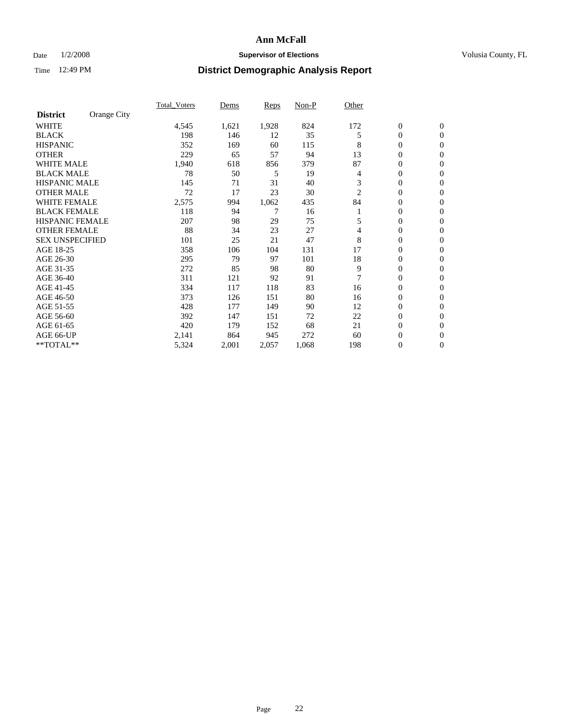# Ann McFall

Date 1/2/2008 **Supervisor of Elections** Volusia County, FL

Time 12:49 PM **District Demographic Analysis Report**

| **District** Orange City | Total_Voters | Dems | Reps | Non-P | Other | | |
|---|---|---|---|---|---|---|---|
| WHITE | 4,545 | 1,621 | 1,928 | 824 | 172 | 0 | 0 |
| BLACK | 198 | 146 | 12 | 35 | 5 | 0 | 0 |
| HISPANIC | 352 | 169 | 60 | 115 | 8 | 0 | 0 |
| OTHER | 229 | 65 | 57 | 94 | 13 | 0 | 0 |
| WHITE MALE | 1,940 | 618 | 856 | 379 | 87 | 0 | 0 |
| BLACK MALE | 78 | 50 | 5 | 19 | 4 | 0 | 0 |
| HISPANIC MALE | 145 | 71 | 31 | 40 | 3 | 0 | 0 |
| OTHER MALE | 72 | 17 | 23 | 30 | 2 | 0 | 0 |
| WHITE FEMALE | 2,575 | 994 | 1,062 | 435 | 84 | 0 | 0 |
| BLACK FEMALE | 118 | 94 | 7 | 16 | 1 | 0 | 0 |
| HISPANIC FEMALE | 207 | 98 | 29 | 75 | 5 | 0 | 0 |
| OTHER FEMALE | 88 | 34 | 23 | 27 | 4 | 0 | 0 |
| SEX UNSPECIFIED | 101 | 25 | 21 | 47 | 8 | 0 | 0 |
| AGE 18-25 | 358 | 106 | 104 | 131 | 17 | 0 | 0 |
| AGE 26-30 | 295 | 79 | 97 | 101 | 18 | 0 | 0 |
| AGE 31-35 | 272 | 85 | 98 | 80 | 9 | 0 | 0 |
| AGE 36-40 | 311 | 121 | 92 | 91 | 7 | 0 | 0 |
| AGE 41-45 | 334 | 117 | 118 | 83 | 16 | 0 | 0 |
| AGE 46-50 | 373 | 126 | 151 | 80 | 16 | 0 | 0 |
| AGE 51-55 | 428 | 177 | 149 | 90 | 12 | 0 | 0 |
| AGE 56-60 | 392 | 147 | 151 | 72 | 22 | 0 | 0 |
| AGE 61-65 | 420 | 179 | 152 | 68 | 21 | 0 | 0 |
| AGE 66-UP | 2,141 | 864 | 945 | 272 | 60 | 0 | 0 |
| **TOTAL** | 5,324 | 2,001 | 2,057 | 1,068 | 198 | 0 | 0 |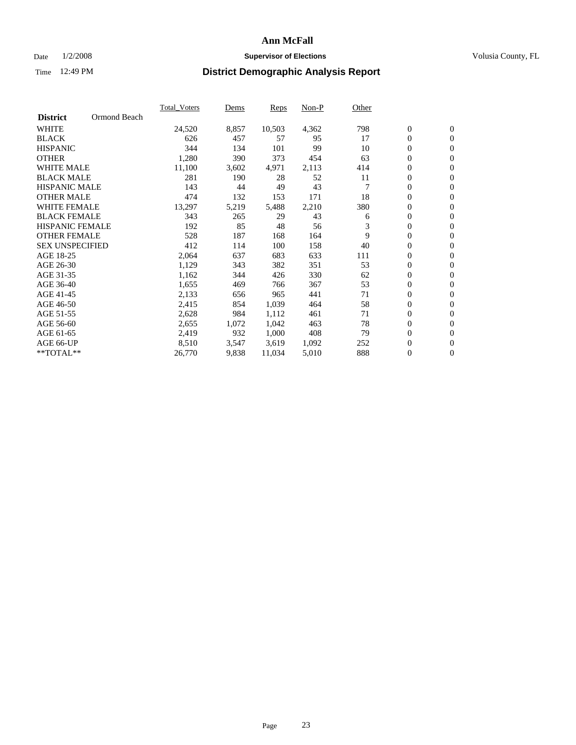# Ann McFall

Date 1/2/2008 **Supervisor of Elections** Volusia County, FL

Time 12:49 PM **District Demographic Analysis Report**

| | Total_Voters | Dems | Reps | Non-P | Other | | |
|---|---|---|---|---|---|---|---|
| **District** Ormond Beach | | | | | | | |
| WHITE | 24,520 | 8,857 | 10,503 | 4,362 | 798 | 0 | 0 |
| BLACK | 626 | 457 | 57 | 95 | 17 | 0 | 0 |
| HISPANIC | 344 | 134 | 101 | 99 | 10 | 0 | 0 |
| OTHER | 1,280 | 390 | 373 | 454 | 63 | 0 | 0 |
| WHITE MALE | 11,100 | 3,602 | 4,971 | 2,113 | 414 | 0 | 0 |
| BLACK MALE | 281 | 190 | 28 | 52 | 11 | 0 | 0 |
| HISPANIC MALE | 143 | 44 | 49 | 43 | 7 | 0 | 0 |
| OTHER MALE | 474 | 132 | 153 | 171 | 18 | 0 | 0 |
| WHITE FEMALE | 13,297 | 5,219 | 5,488 | 2,210 | 380 | 0 | 0 |
| BLACK FEMALE | 343 | 265 | 29 | 43 | 6 | 0 | 0 |
| HISPANIC FEMALE | 192 | 85 | 48 | 56 | 3 | 0 | 0 |
| OTHER FEMALE | 528 | 187 | 168 | 164 | 9 | 0 | 0 |
| SEX UNSPECIFIED | 412 | 114 | 100 | 158 | 40 | 0 | 0 |
| AGE 18-25 | 2,064 | 637 | 683 | 633 | 111 | 0 | 0 |
| AGE 26-30 | 1,129 | 343 | 382 | 351 | 53 | 0 | 0 |
| AGE 31-35 | 1,162 | 344 | 426 | 330 | 62 | 0 | 0 |
| AGE 36-40 | 1,655 | 469 | 766 | 367 | 53 | 0 | 0 |
| AGE 41-45 | 2,133 | 656 | 965 | 441 | 71 | 0 | 0 |
| AGE 46-50 | 2,415 | 854 | 1,039 | 464 | 58 | 0 | 0 |
| AGE 51-55 | 2,628 | 984 | 1,112 | 461 | 71 | 0 | 0 |
| AGE 56-60 | 2,655 | 1,072 | 1,042 | 463 | 78 | 0 | 0 |
| AGE 61-65 | 2,419 | 932 | 1,000 | 408 | 79 | 0 | 0 |
| AGE 66-UP | 8,510 | 3,547 | 3,619 | 1,092 | 252 | 0 | 0 |
| **TOTAL** | 26,770 | 9,838 | 11,034 | 5,010 | 888 | 0 | 0 |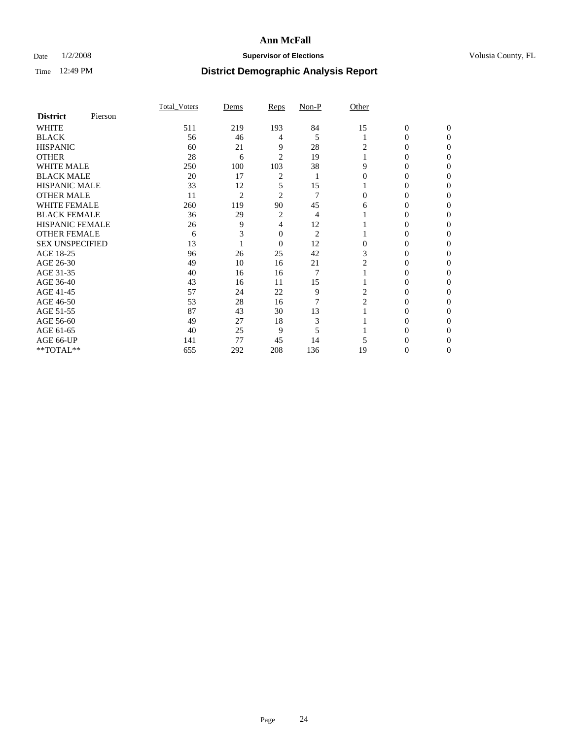# Ann McFall

Date 1/2/2008 **Supervisor of Elections** Volusia County, FL

Time 12:49 PM **District Demographic Analysis Report**

| **District** Pierson | Total_Voters | Dems | Reps | Non-P | Other | | |
|---|---|---|---|---|---|---|---|
| WHITE | 511 | 219 | 193 | 84 | 15 | 0 | 0 |
| BLACK | 56 | 46 | 4 | 5 | 1 | 0 | 0 |
| HISPANIC | 60 | 21 | 9 | 28 | 2 | 0 | 0 |
| OTHER | 28 | 6 | 2 | 19 | 1 | 0 | 0 |
| WHITE MALE | 250 | 100 | 103 | 38 | 9 | 0 | 0 |
| BLACK MALE | 20 | 17 | 2 | 1 | 0 | 0 | 0 |
| HISPANIC MALE | 33 | 12 | 5 | 15 | 1 | 0 | 0 |
| OTHER MALE | 11 | 2 | 2 | 7 | 0 | 0 | 0 |
| WHITE FEMALE | 260 | 119 | 90 | 45 | 6 | 0 | 0 |
| BLACK FEMALE | 36 | 29 | 2 | 4 | 1 | 0 | 0 |
| HISPANIC FEMALE | 26 | 9 | 4 | 12 | 1 | 0 | 0 |
| OTHER FEMALE | 6 | 3 | 0 | 2 | 1 | 0 | 0 |
| SEX UNSPECIFIED | 13 | 1 | 0 | 12 | 0 | 0 | 0 |
| AGE 18-25 | 96 | 26 | 25 | 42 | 3 | 0 | 0 |
| AGE 26-30 | 49 | 10 | 16 | 21 | 2 | 0 | 0 |
| AGE 31-35 | 40 | 16 | 16 | 7 | 1 | 0 | 0 |
| AGE 36-40 | 43 | 16 | 11 | 15 | 1 | 0 | 0 |
| AGE 41-45 | 57 | 24 | 22 | 9 | 2 | 0 | 0 |
| AGE 46-50 | 53 | 28 | 16 | 7 | 2 | 0 | 0 |
| AGE 51-55 | 87 | 43 | 30 | 13 | 1 | 0 | 0 |
| AGE 56-60 | 49 | 27 | 18 | 3 | 1 | 0 | 0 |
| AGE 61-65 | 40 | 25 | 9 | 5 | 1 | 0 | 0 |
| AGE 66-UP | 141 | 77 | 45 | 14 | 5 | 0 | 0 |
| **TOTAL** | 655 | 292 | 208 | 136 | 19 | 0 | 0 |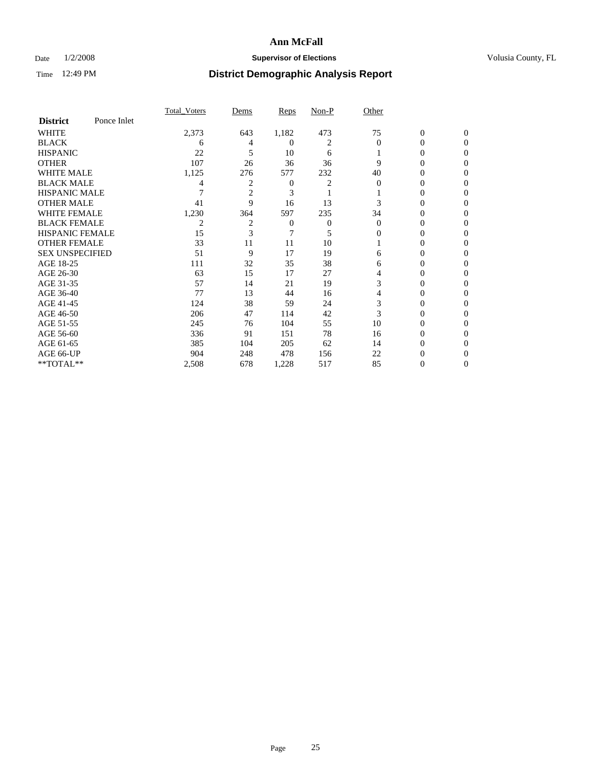# Ann McFall

Date 1/2/2008 **Supervisor of Elections** Volusia County, FL

Time 12:49 PM **District Demographic Analysis Report**

| | Total_Voters | Dems | Reps | Non-P | Other | | |
|---|---|---|---|---|---|---|---|
| **District** Ponce Inlet | | | | | | | |
| WHITE | 2,373 | 643 | 1,182 | 473 | 75 | 0 | 0 |
| BLACK | 6 | 4 | 0 | 2 | 0 | 0 | 0 |
| HISPANIC | 22 | 5 | 10 | 6 | 1 | 0 | 0 |
| OTHER | 107 | 26 | 36 | 36 | 9 | 0 | 0 |
| WHITE MALE | 1,125 | 276 | 577 | 232 | 40 | 0 | 0 |
| BLACK MALE | 4 | 2 | 0 | 2 | 0 | 0 | 0 |
| HISPANIC MALE | 7 | 2 | 3 | 1 | 1 | 0 | 0 |
| OTHER MALE | 41 | 9 | 16 | 13 | 3 | 0 | 0 |
| WHITE FEMALE | 1,230 | 364 | 597 | 235 | 34 | 0 | 0 |
| BLACK FEMALE | 2 | 2 | 0 | 0 | 0 | 0 | 0 |
| HISPANIC FEMALE | 15 | 3 | 7 | 5 | 0 | 0 | 0 |
| OTHER FEMALE | 33 | 11 | 11 | 10 | 1 | 0 | 0 |
| SEX UNSPECIFIED | 51 | 9 | 17 | 19 | 6 | 0 | 0 |
| AGE 18-25 | 111 | 32 | 35 | 38 | 6 | 0 | 0 |
| AGE 26-30 | 63 | 15 | 17 | 27 | 4 | 0 | 0 |
| AGE 31-35 | 57 | 14 | 21 | 19 | 3 | 0 | 0 |
| AGE 36-40 | 77 | 13 | 44 | 16 | 4 | 0 | 0 |
| AGE 41-45 | 124 | 38 | 59 | 24 | 3 | 0 | 0 |
| AGE 46-50 | 206 | 47 | 114 | 42 | 3 | 0 | 0 |
| AGE 51-55 | 245 | 76 | 104 | 55 | 10 | 0 | 0 |
| AGE 56-60 | 336 | 91 | 151 | 78 | 16 | 0 | 0 |
| AGE 61-65 | 385 | 104 | 205 | 62 | 14 | 0 | 0 |
| AGE 66-UP | 904 | 248 | 478 | 156 | 22 | 0 | 0 |
| **TOTAL** | 2,508 | 678 | 1,228 | 517 | 85 | 0 | 0 |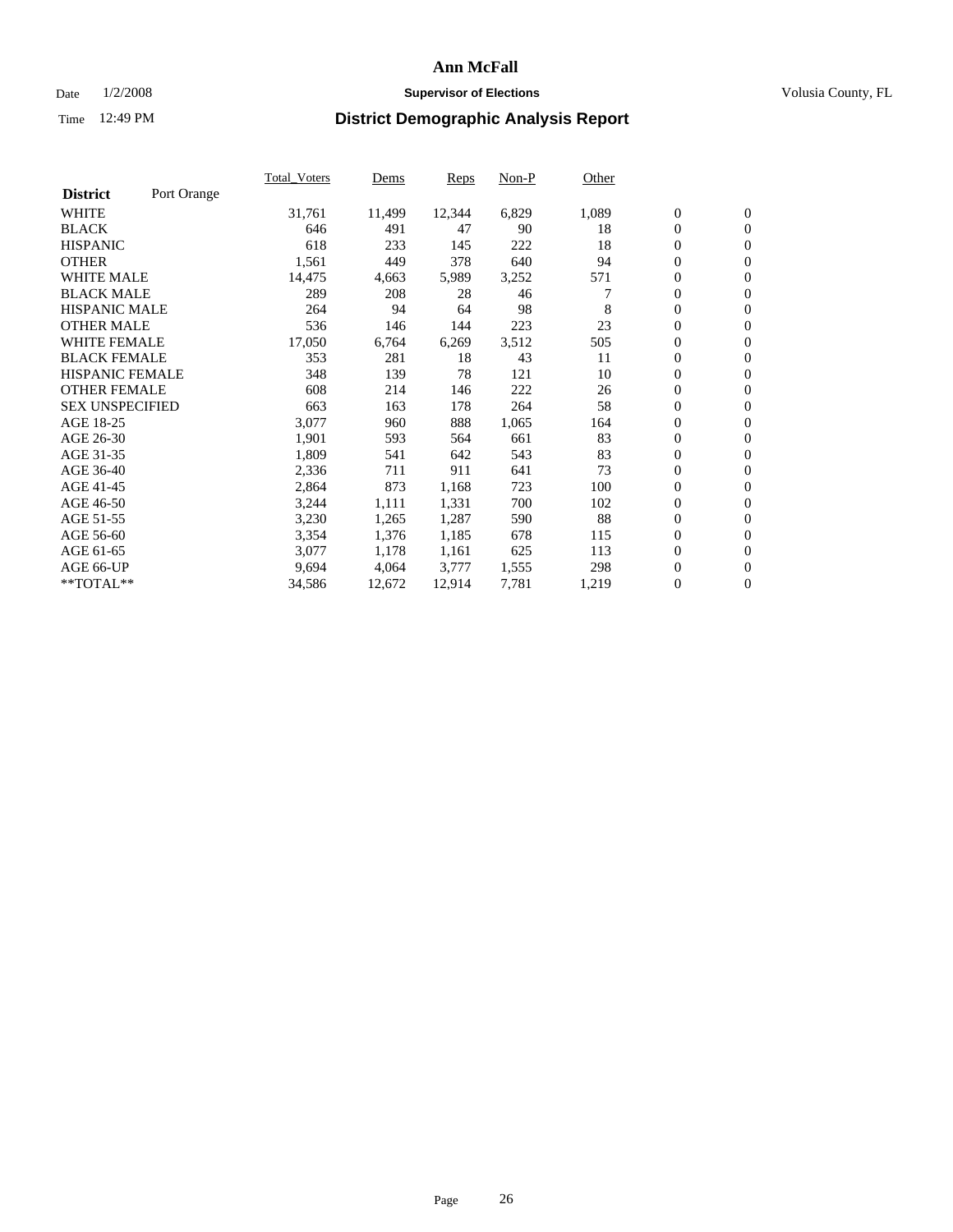# Ann McFall

Date 1/2/2008 **Supervisor of Elections** Volusia County, FL

Time 12:49 PM **District Demographic Analysis Report**

| **District** Port Orange | Total_Voters | Dems | Reps | Non-P | Other | | |
|---|---|---|---|---|---|---|---|
| WHITE | 31,761 | 11,499 | 12,344 | 6,829 | 1,089 | 0 | 0 |
| BLACK | 646 | 491 | 47 | 90 | 18 | 0 | 0 |
| HISPANIC | 618 | 233 | 145 | 222 | 18 | 0 | 0 |
| OTHER | 1,561 | 449 | 378 | 640 | 94 | 0 | 0 |
| WHITE MALE | 14,475 | 4,663 | 5,989 | 3,252 | 571 | 0 | 0 |
| BLACK MALE | 289 | 208 | 28 | 46 | 7 | 0 | 0 |
| HISPANIC MALE | 264 | 94 | 64 | 98 | 8 | 0 | 0 |
| OTHER MALE | 536 | 146 | 144 | 223 | 23 | 0 | 0 |
| WHITE FEMALE | 17,050 | 6,764 | 6,269 | 3,512 | 505 | 0 | 0 |
| BLACK FEMALE | 353 | 281 | 18 | 43 | 11 | 0 | 0 |
| HISPANIC FEMALE | 348 | 139 | 78 | 121 | 10 | 0 | 0 |
| OTHER FEMALE | 608 | 214 | 146 | 222 | 26 | 0 | 0 |
| SEX UNSPECIFIED | 663 | 163 | 178 | 264 | 58 | 0 | 0 |
| AGE 18-25 | 3,077 | 960 | 888 | 1,065 | 164 | 0 | 0 |
| AGE 26-30 | 1,901 | 593 | 564 | 661 | 83 | 0 | 0 |
| AGE 31-35 | 1,809 | 541 | 642 | 543 | 83 | 0 | 0 |
| AGE 36-40 | 2,336 | 711 | 911 | 641 | 73 | 0 | 0 |
| AGE 41-45 | 2,864 | 873 | 1,168 | 723 | 100 | 0 | 0 |
| AGE 46-50 | 3,244 | 1,111 | 1,331 | 700 | 102 | 0 | 0 |
| AGE 51-55 | 3,230 | 1,265 | 1,287 | 590 | 88 | 0 | 0 |
| AGE 56-60 | 3,354 | 1,376 | 1,185 | 678 | 115 | 0 | 0 |
| AGE 61-65 | 3,077 | 1,178 | 1,161 | 625 | 113 | 0 | 0 |
| AGE 66-UP | 9,694 | 4,064 | 3,777 | 1,555 | 298 | 0 | 0 |
| **TOTAL** | 34,586 | 12,672 | 12,914 | 7,781 | 1,219 | 0 | 0 |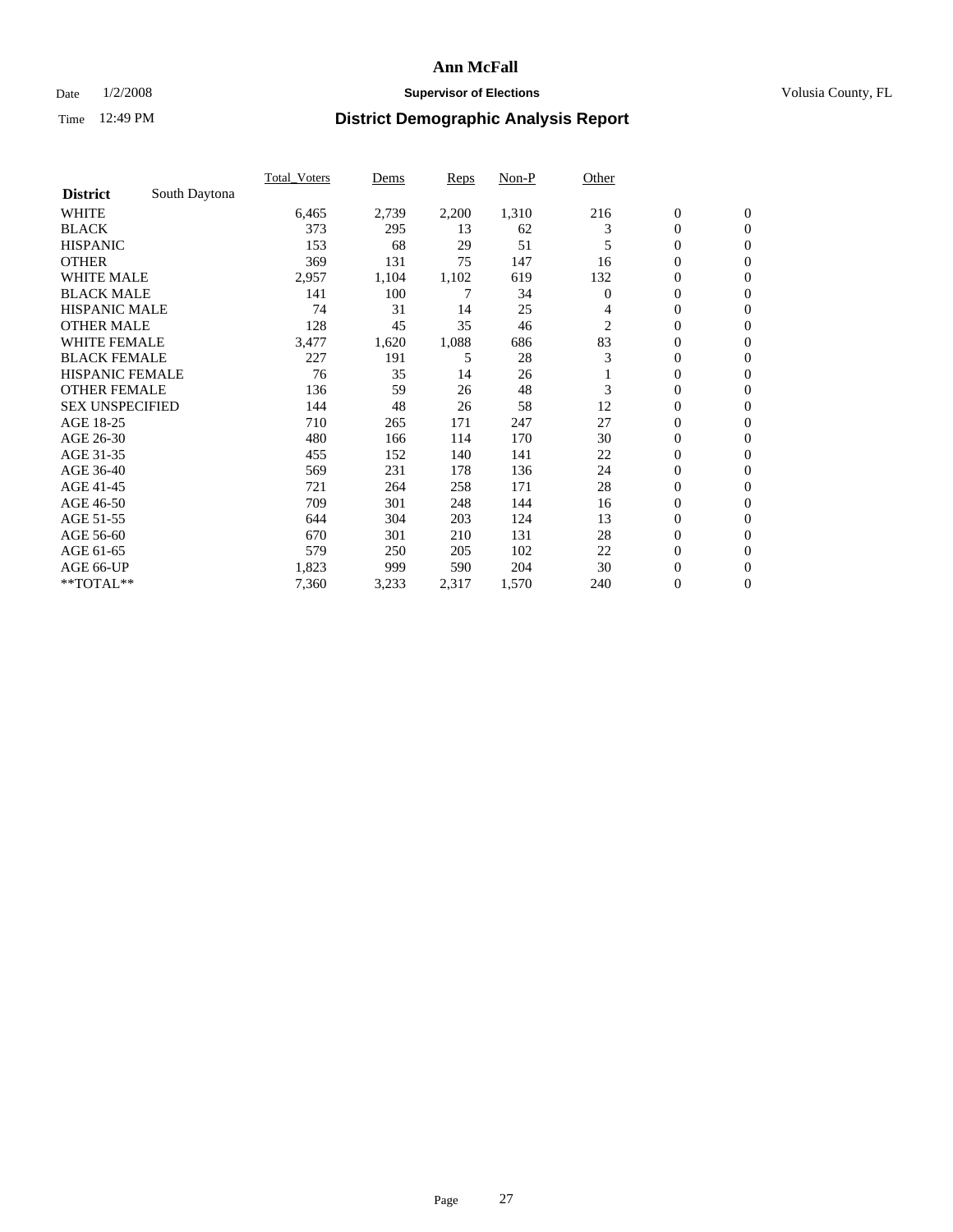# Ann McFall

Date 1/2/2008 **Supervisor of Elections** Volusia County, FL

Time 12:49 PM **District Demographic Analysis Report**

| | Total_Voters | Dems | Reps | Non-P | Other | | |
|---|---|---|---|---|---|---|---|
| **District** South Daytona | | | | | | | |
| WHITE | 6,465 | 2,739 | 2,200 | 1,310 | 216 | 0 | 0 |
| BLACK | 373 | 295 | 13 | 62 | 3 | 0 | 0 |
| HISPANIC | 153 | 68 | 29 | 51 | 5 | 0 | 0 |
| OTHER | 369 | 131 | 75 | 147 | 16 | 0 | 0 |
| WHITE MALE | 2,957 | 1,104 | 1,102 | 619 | 132 | 0 | 0 |
| BLACK MALE | 141 | 100 | 7 | 34 | 0 | 0 | 0 |
| HISPANIC MALE | 74 | 31 | 14 | 25 | 4 | 0 | 0 |
| OTHER MALE | 128 | 45 | 35 | 46 | 2 | 0 | 0 |
| WHITE FEMALE | 3,477 | 1,620 | 1,088 | 686 | 83 | 0 | 0 |
| BLACK FEMALE | 227 | 191 | 5 | 28 | 3 | 0 | 0 |
| HISPANIC FEMALE | 76 | 35 | 14 | 26 | 1 | 0 | 0 |
| OTHER FEMALE | 136 | 59 | 26 | 48 | 3 | 0 | 0 |
| SEX UNSPECIFIED | 144 | 48 | 26 | 58 | 12 | 0 | 0 |
| AGE 18-25 | 710 | 265 | 171 | 247 | 27 | 0 | 0 |
| AGE 26-30 | 480 | 166 | 114 | 170 | 30 | 0 | 0 |
| AGE 31-35 | 455 | 152 | 140 | 141 | 22 | 0 | 0 |
| AGE 36-40 | 569 | 231 | 178 | 136 | 24 | 0 | 0 |
| AGE 41-45 | 721 | 264 | 258 | 171 | 28 | 0 | 0 |
| AGE 46-50 | 709 | 301 | 248 | 144 | 16 | 0 | 0 |
| AGE 51-55 | 644 | 304 | 203 | 124 | 13 | 0 | 0 |
| AGE 56-60 | 670 | 301 | 210 | 131 | 28 | 0 | 0 |
| AGE 61-65 | 579 | 250 | 205 | 102 | 22 | 0 | 0 |
| AGE 66-UP | 1,823 | 999 | 590 | 204 | 30 | 0 | 0 |
| **TOTAL** | 7,360 | 3,233 | 2,317 | 1,570 | 240 | 0 | 0 |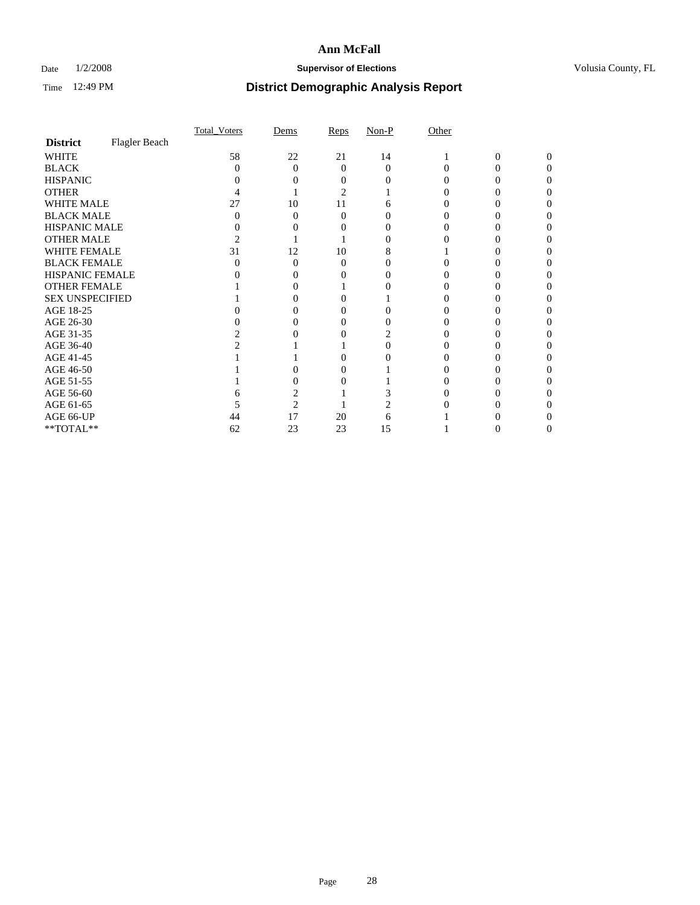# Ann McFall

Date 1/2/2008 **Supervisor of Elections** Volusia County, FL

Time 12:49 PM **District Demographic Analysis Report**

| | Total_Voters | Dems | Reps | Non-P | Other | | |
|---|---|---|---|---|---|---|---|
| **District** Flagler Beach | | | | | | | |
| WHITE | 58 | 22 | 21 | 14 | 1 | 0 | 0 |
| BLACK | 0 | 0 | 0 | 0 | 0 | 0 | 0 |
| HISPANIC | 0 | 0 | 0 | 0 | 0 | 0 | 0 |
| OTHER | 4 | 1 | 2 | 1 | 0 | 0 | 0 |
| WHITE MALE | 27 | 10 | 11 | 6 | 0 | 0 | 0 |
| BLACK MALE | 0 | 0 | 0 | 0 | 0 | 0 | 0 |
| HISPANIC MALE | 0 | 0 | 0 | 0 | 0 | 0 | 0 |
| OTHER MALE | 2 | 1 | 1 | 0 | 0 | 0 | 0 |
| WHITE FEMALE | 31 | 12 | 10 | 8 | 1 | 0 | 0 |
| BLACK FEMALE | 0 | 0 | 0 | 0 | 0 | 0 | 0 |
| HISPANIC FEMALE | 0 | 0 | 0 | 0 | 0 | 0 | 0 |
| OTHER FEMALE | 1 | 0 | 1 | 0 | 0 | 0 | 0 |
| SEX UNSPECIFIED | 1 | 0 | 0 | 1 | 0 | 0 | 0 |
| AGE 18-25 | 0 | 0 | 0 | 0 | 0 | 0 | 0 |
| AGE 26-30 | 0 | 0 | 0 | 0 | 0 | 0 | 0 |
| AGE 31-35 | 2 | 0 | 0 | 2 | 0 | 0 | 0 |
| AGE 36-40 | 2 | 1 | 1 | 0 | 0 | 0 | 0 |
| AGE 41-45 | 1 | 1 | 0 | 0 | 0 | 0 | 0 |
| AGE 46-50 | 1 | 0 | 0 | 1 | 0 | 0 | 0 |
| AGE 51-55 | 1 | 0 | 0 | 1 | 0 | 0 | 0 |
| AGE 56-60 | 6 | 2 | 1 | 3 | 0 | 0 | 0 |
| AGE 61-65 | 5 | 2 | 1 | 2 | 0 | 0 | 0 |
| AGE 66-UP | 44 | 17 | 20 | 6 | 1 | 0 | 0 |
| **TOTAL** | 62 | 23 | 23 | 15 | 1 | 0 | 0 |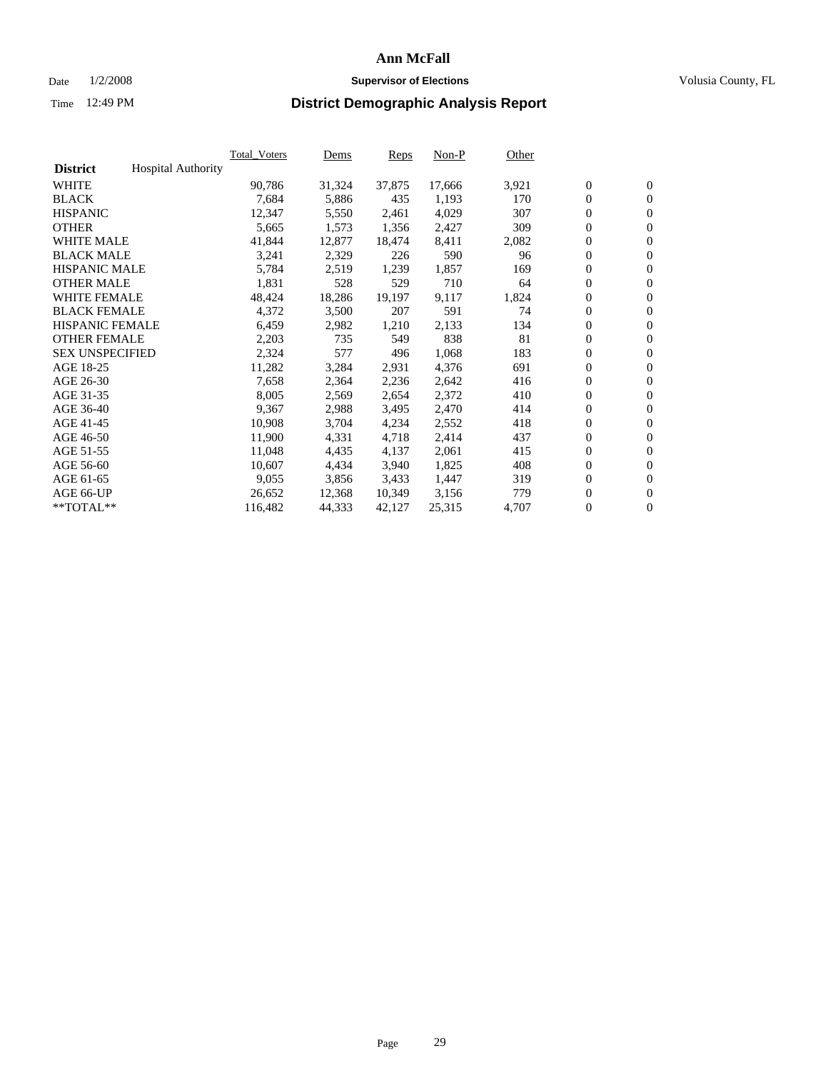# Ann McFall

Date 1/2/2008 **Supervisor of Elections** Volusia County, FL

Time 12:49 PM

## District Demographic Analysis Report

| District | Hospital Authority | Total_Voters | Dems | Reps | Non-P | Other | | |
|---|---|---|---|---|---|---|---|---|
| WHITE | | 90,786 | 31,324 | 37,875 | 17,666 | 3,921 | 0 | 0 |
| BLACK | | 7,684 | 5,886 | 435 | 1,193 | 170 | 0 | 0 |
| HISPANIC | | 12,347 | 5,550 | 2,461 | 4,029 | 307 | 0 | 0 |
| OTHER | | 5,665 | 1,573 | 1,356 | 2,427 | 309 | 0 | 0 |
| WHITE MALE | | 41,844 | 12,877 | 18,474 | 8,411 | 2,082 | 0 | 0 |
| BLACK MALE | | 3,241 | 2,329 | 226 | 590 | 96 | 0 | 0 |
| HISPANIC MALE | | 5,784 | 2,519 | 1,239 | 1,857 | 169 | 0 | 0 |
| OTHER MALE | | 1,831 | 528 | 529 | 710 | 64 | 0 | 0 |
| WHITE FEMALE | | 48,424 | 18,286 | 19,197 | 9,117 | 1,824 | 0 | 0 |
| BLACK FEMALE | | 4,372 | 3,500 | 207 | 591 | 74 | 0 | 0 |
| HISPANIC FEMALE | | 6,459 | 2,982 | 1,210 | 2,133 | 134 | 0 | 0 |
| OTHER FEMALE | | 2,203 | 735 | 549 | 838 | 81 | 0 | 0 |
| SEX UNSPECIFIED | | 2,324 | 577 | 496 | 1,068 | 183 | 0 | 0 |
| AGE 18-25 | | 11,282 | 3,284 | 2,931 | 4,376 | 691 | 0 | 0 |
| AGE 26-30 | | 7,658 | 2,364 | 2,236 | 2,642 | 416 | 0 | 0 |
| AGE 31-35 | | 8,005 | 2,569 | 2,654 | 2,372 | 410 | 0 | 0 |
| AGE 36-40 | | 9,367 | 2,988 | 3,495 | 2,470 | 414 | 0 | 0 |
| AGE 41-45 | | 10,908 | 3,704 | 4,234 | 2,552 | 418 | 0 | 0 |
| AGE 46-50 | | 11,900 | 4,331 | 4,718 | 2,414 | 437 | 0 | 0 |
| AGE 51-55 | | 11,048 | 4,435 | 4,137 | 2,061 | 415 | 0 | 0 |
| AGE 56-60 | | 10,607 | 4,434 | 3,940 | 1,825 | 408 | 0 | 0 |
| AGE 61-65 | | 9,055 | 3,856 | 3,433 | 1,447 | 319 | 0 | 0 |
| AGE 66-UP | | 26,652 | 12,368 | 10,349 | 3,156 | 779 | 0 | 0 |
| **TOTAL** | | 116,482 | 44,333 | 42,127 | 25,315 | 4,707 | 0 | 0 |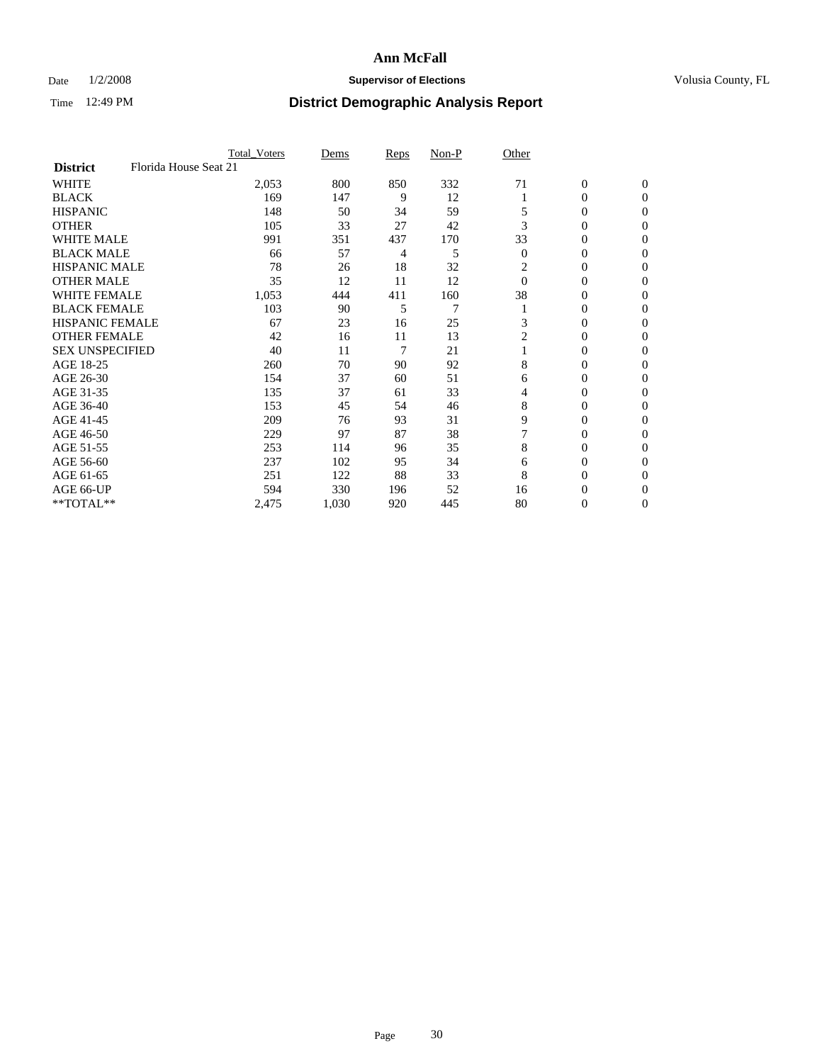# Ann McFall

Date 1/2/2008 **Supervisor of Elections** Volusia County, FL

Time 12:49 PM **District Demographic Analysis Report**

| | Total_Voters | Dems | Reps | Non-P | Other | | |
|---|---|---|---|---|---|---|---|
| **District** Florida House Seat 21 | | | | | | | |
| WHITE | 2,053 | 800 | 850 | 332 | 71 | 0 | 0 |
| BLACK | 169 | 147 | 9 | 12 | 1 | 0 | 0 |
| HISPANIC | 148 | 50 | 34 | 59 | 5 | 0 | 0 |
| OTHER | 105 | 33 | 27 | 42 | 3 | 0 | 0 |
| WHITE MALE | 991 | 351 | 437 | 170 | 33 | 0 | 0 |
| BLACK MALE | 66 | 57 | 4 | 5 | 0 | 0 | 0 |
| HISPANIC MALE | 78 | 26 | 18 | 32 | 2 | 0 | 0 |
| OTHER MALE | 35 | 12 | 11 | 12 | 0 | 0 | 0 |
| WHITE FEMALE | 1,053 | 444 | 411 | 160 | 38 | 0 | 0 |
| BLACK FEMALE | 103 | 90 | 5 | 7 | 1 | 0 | 0 |
| HISPANIC FEMALE | 67 | 23 | 16 | 25 | 3 | 0 | 0 |
| OTHER FEMALE | 42 | 16 | 11 | 13 | 2 | 0 | 0 |
| SEX UNSPECIFIED | 40 | 11 | 7 | 21 | 1 | 0 | 0 |
| AGE 18-25 | 260 | 70 | 90 | 92 | 8 | 0 | 0 |
| AGE 26-30 | 154 | 37 | 60 | 51 | 6 | 0 | 0 |
| AGE 31-35 | 135 | 37 | 61 | 33 | 4 | 0 | 0 |
| AGE 36-40 | 153 | 45 | 54 | 46 | 8 | 0 | 0 |
| AGE 41-45 | 209 | 76 | 93 | 31 | 9 | 0 | 0 |
| AGE 46-50 | 229 | 97 | 87 | 38 | 7 | 0 | 0 |
| AGE 51-55 | 253 | 114 | 96 | 35 | 8 | 0 | 0 |
| AGE 56-60 | 237 | 102 | 95 | 34 | 6 | 0 | 0 |
| AGE 61-65 | 251 | 122 | 88 | 33 | 8 | 0 | 0 |
| AGE 66-UP | 594 | 330 | 196 | 52 | 16 | 0 | 0 |
| **TOTAL** | 2,475 | 1,030 | 920 | 445 | 80 | 0 | 0 |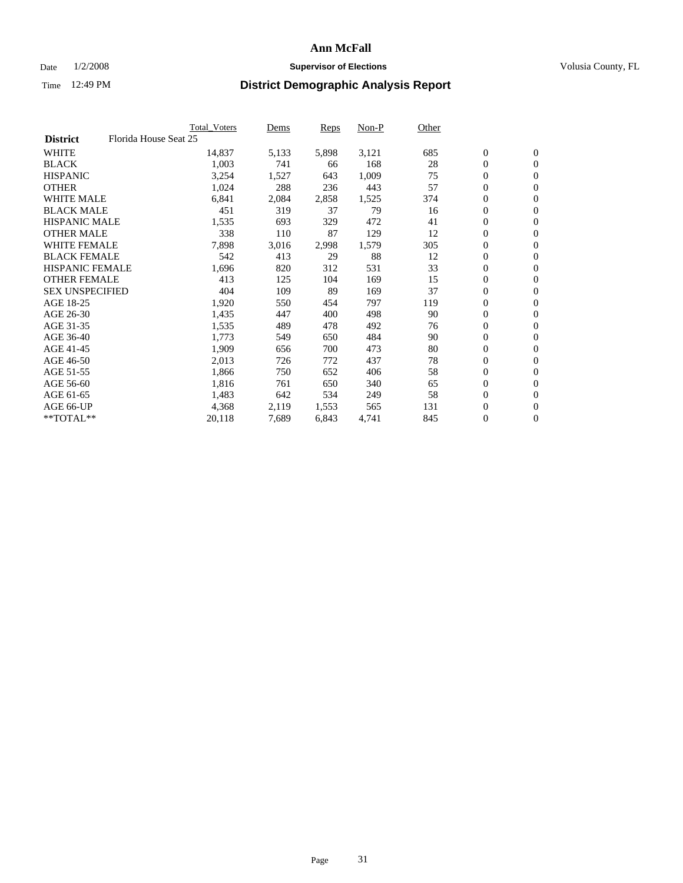# Ann McFall

Date 1/2/2008 **Supervisor of Elections** Volusia County, FL

Time 12:49 PM **District Demographic Analysis Report**

| | Total_Voters | Dems | Reps | Non-P | Other | | |
|---|---|---|---|---|---|---|---|
| **District** Florida House Seat 25 | | | | | | | |
| WHITE | 14,837 | 5,133 | 5,898 | 3,121 | 685 | 0 | 0 |
| BLACK | 1,003 | 741 | 66 | 168 | 28 | 0 | 0 |
| HISPANIC | 3,254 | 1,527 | 643 | 1,009 | 75 | 0 | 0 |
| OTHER | 1,024 | 288 | 236 | 443 | 57 | 0 | 0 |
| WHITE MALE | 6,841 | 2,084 | 2,858 | 1,525 | 374 | 0 | 0 |
| BLACK MALE | 451 | 319 | 37 | 79 | 16 | 0 | 0 |
| HISPANIC MALE | 1,535 | 693 | 329 | 472 | 41 | 0 | 0 |
| OTHER MALE | 338 | 110 | 87 | 129 | 12 | 0 | 0 |
| WHITE FEMALE | 7,898 | 3,016 | 2,998 | 1,579 | 305 | 0 | 0 |
| BLACK FEMALE | 542 | 413 | 29 | 88 | 12 | 0 | 0 |
| HISPANIC FEMALE | 1,696 | 820 | 312 | 531 | 33 | 0 | 0 |
| OTHER FEMALE | 413 | 125 | 104 | 169 | 15 | 0 | 0 |
| SEX UNSPECIFIED | 404 | 109 | 89 | 169 | 37 | 0 | 0 |
| AGE 18-25 | 1,920 | 550 | 454 | 797 | 119 | 0 | 0 |
| AGE 26-30 | 1,435 | 447 | 400 | 498 | 90 | 0 | 0 |
| AGE 31-35 | 1,535 | 489 | 478 | 492 | 76 | 0 | 0 |
| AGE 36-40 | 1,773 | 549 | 650 | 484 | 90 | 0 | 0 |
| AGE 41-45 | 1,909 | 656 | 700 | 473 | 80 | 0 | 0 |
| AGE 46-50 | 2,013 | 726 | 772 | 437 | 78 | 0 | 0 |
| AGE 51-55 | 1,866 | 750 | 652 | 406 | 58 | 0 | 0 |
| AGE 56-60 | 1,816 | 761 | 650 | 340 | 65 | 0 | 0 |
| AGE 61-65 | 1,483 | 642 | 534 | 249 | 58 | 0 | 0 |
| AGE 66-UP | 4,368 | 2,119 | 1,553 | 565 | 131 | 0 | 0 |
| **TOTAL** | 20,118 | 7,689 | 6,843 | 4,741 | 845 | 0 | 0 |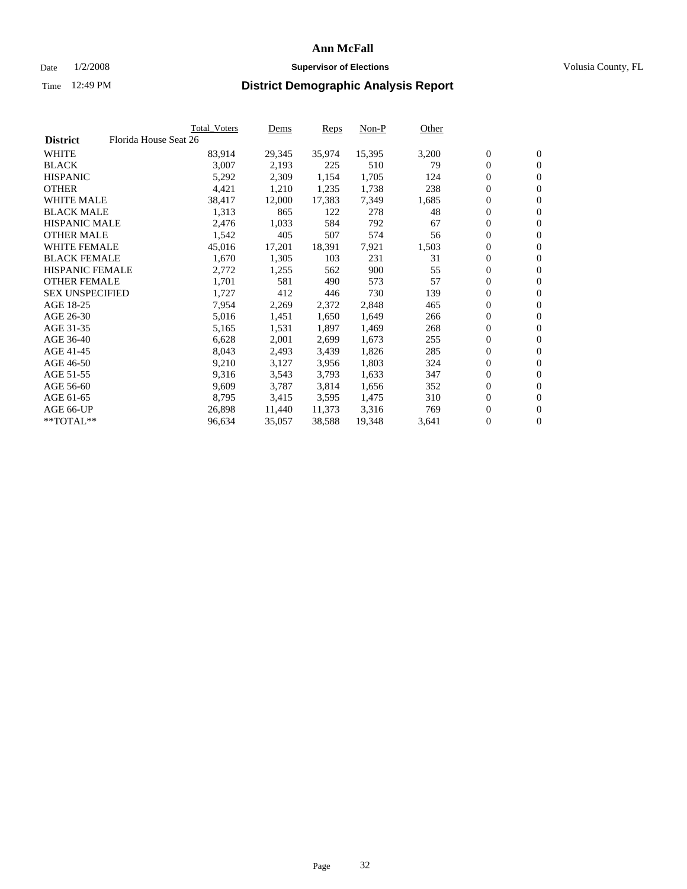# Ann McFall

Date 1/2/2008 **Supervisor of Elections** Volusia County, FL

Time 12:49 PM **District Demographic Analysis Report**

| | Total_Voters | Dems | Reps | Non-P | Other | | |
|---|---|---|---|---|---|---|---|
| **District** Florida House Seat 26 | | | | | | | |
| WHITE | 83,914 | 29,345 | 35,974 | 15,395 | 3,200 | 0 | 0 |
| BLACK | 3,007 | 2,193 | 225 | 510 | 79 | 0 | 0 |
| HISPANIC | 5,292 | 2,309 | 1,154 | 1,705 | 124 | 0 | 0 |
| OTHER | 4,421 | 1,210 | 1,235 | 1,738 | 238 | 0 | 0 |
| WHITE MALE | 38,417 | 12,000 | 17,383 | 7,349 | 1,685 | 0 | 0 |
| BLACK MALE | 1,313 | 865 | 122 | 278 | 48 | 0 | 0 |
| HISPANIC MALE | 2,476 | 1,033 | 584 | 792 | 67 | 0 | 0 |
| OTHER MALE | 1,542 | 405 | 507 | 574 | 56 | 0 | 0 |
| WHITE FEMALE | 45,016 | 17,201 | 18,391 | 7,921 | 1,503 | 0 | 0 |
| BLACK FEMALE | 1,670 | 1,305 | 103 | 231 | 31 | 0 | 0 |
| HISPANIC FEMALE | 2,772 | 1,255 | 562 | 900 | 55 | 0 | 0 |
| OTHER FEMALE | 1,701 | 581 | 490 | 573 | 57 | 0 | 0 |
| SEX UNSPECIFIED | 1,727 | 412 | 446 | 730 | 139 | 0 | 0 |
| AGE 18-25 | 7,954 | 2,269 | 2,372 | 2,848 | 465 | 0 | 0 |
| AGE 26-30 | 5,016 | 1,451 | 1,650 | 1,649 | 266 | 0 | 0 |
| AGE 31-35 | 5,165 | 1,531 | 1,897 | 1,469 | 268 | 0 | 0 |
| AGE 36-40 | 6,628 | 2,001 | 2,699 | 1,673 | 255 | 0 | 0 |
| AGE 41-45 | 8,043 | 2,493 | 3,439 | 1,826 | 285 | 0 | 0 |
| AGE 46-50 | 9,210 | 3,127 | 3,956 | 1,803 | 324 | 0 | 0 |
| AGE 51-55 | 9,316 | 3,543 | 3,793 | 1,633 | 347 | 0 | 0 |
| AGE 56-60 | 9,609 | 3,787 | 3,814 | 1,656 | 352 | 0 | 0 |
| AGE 61-65 | 8,795 | 3,415 | 3,595 | 1,475 | 310 | 0 | 0 |
| AGE 66-UP | 26,898 | 11,440 | 11,373 | 3,316 | 769 | 0 | 0 |
| **TOTAL** | 96,634 | 35,057 | 38,588 | 19,348 | 3,641 | 0 | 0 |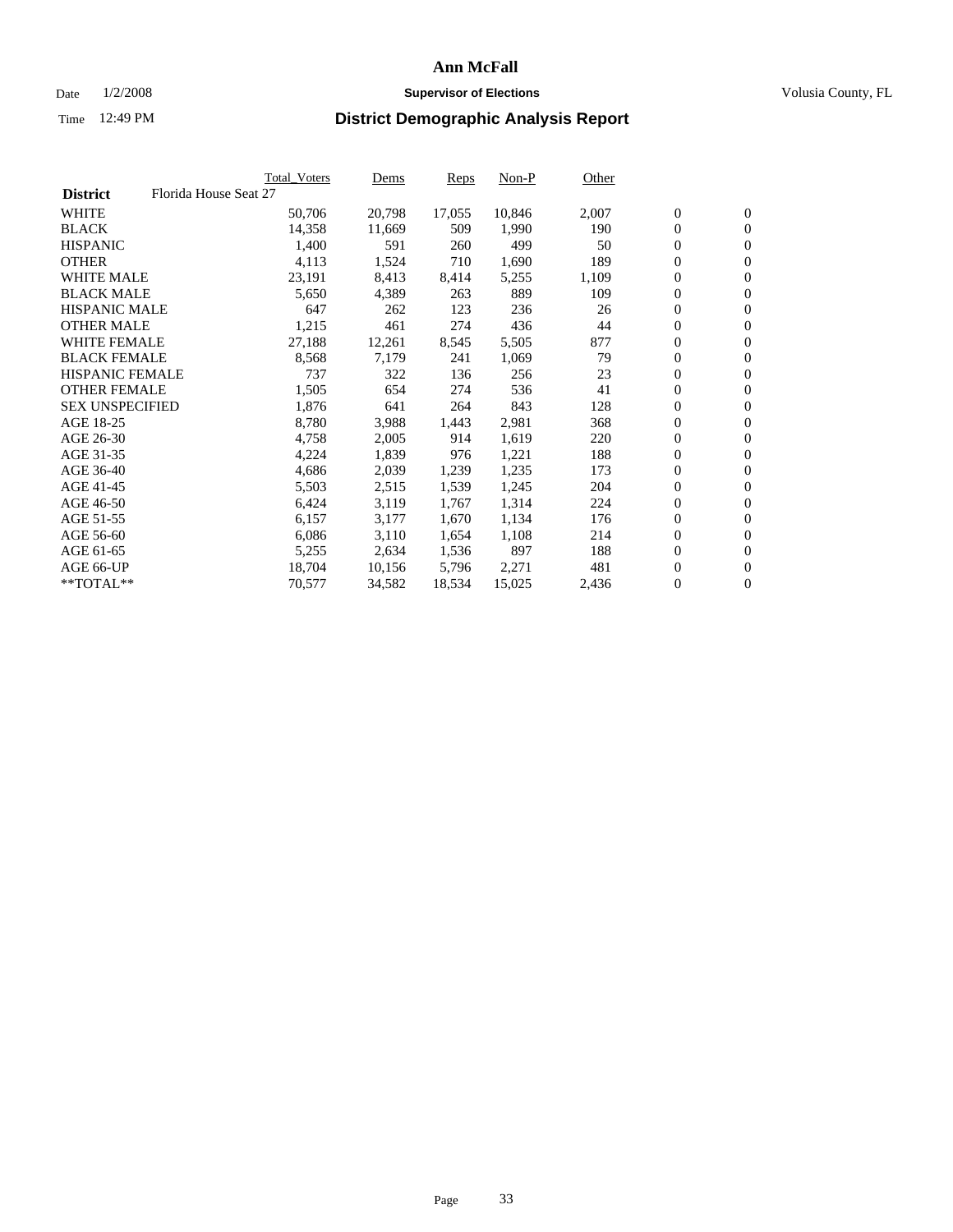# Ann McFall

Date 1/2/2008 **Supervisor of Elections** Volusia County, FL

Time 12:49 PM **District Demographic Analysis Report**

| | Total_Voters | Dems | Reps | Non-P | Other | | |
|---|---|---|---|---|---|---|---|
| **District** Florida House Seat 27 | | | | | | | |
| WHITE | 50,706 | 20,798 | 17,055 | 10,846 | 2,007 | 0 | 0 |
| BLACK | 14,358 | 11,669 | 509 | 1,990 | 190 | 0 | 0 |
| HISPANIC | 1,400 | 591 | 260 | 499 | 50 | 0 | 0 |
| OTHER | 4,113 | 1,524 | 710 | 1,690 | 189 | 0 | 0 |
| WHITE MALE | 23,191 | 8,413 | 8,414 | 5,255 | 1,109 | 0 | 0 |
| BLACK MALE | 5,650 | 4,389 | 263 | 889 | 109 | 0 | 0 |
| HISPANIC MALE | 647 | 262 | 123 | 236 | 26 | 0 | 0 |
| OTHER MALE | 1,215 | 461 | 274 | 436 | 44 | 0 | 0 |
| WHITE FEMALE | 27,188 | 12,261 | 8,545 | 5,505 | 877 | 0 | 0 |
| BLACK FEMALE | 8,568 | 7,179 | 241 | 1,069 | 79 | 0 | 0 |
| HISPANIC FEMALE | 737 | 322 | 136 | 256 | 23 | 0 | 0 |
| OTHER FEMALE | 1,505 | 654 | 274 | 536 | 41 | 0 | 0 |
| SEX UNSPECIFIED | 1,876 | 641 | 264 | 843 | 128 | 0 | 0 |
| AGE 18-25 | 8,780 | 3,988 | 1,443 | 2,981 | 368 | 0 | 0 |
| AGE 26-30 | 4,758 | 2,005 | 914 | 1,619 | 220 | 0 | 0 |
| AGE 31-35 | 4,224 | 1,839 | 976 | 1,221 | 188 | 0 | 0 |
| AGE 36-40 | 4,686 | 2,039 | 1,239 | 1,235 | 173 | 0 | 0 |
| AGE 41-45 | 5,503 | 2,515 | 1,539 | 1,245 | 204 | 0 | 0 |
| AGE 46-50 | 6,424 | 3,119 | 1,767 | 1,314 | 224 | 0 | 0 |
| AGE 51-55 | 6,157 | 3,177 | 1,670 | 1,134 | 176 | 0 | 0 |
| AGE 56-60 | 6,086 | 3,110 | 1,654 | 1,108 | 214 | 0 | 0 |
| AGE 61-65 | 5,255 | 2,634 | 1,536 | 897 | 188 | 0 | 0 |
| AGE 66-UP | 18,704 | 10,156 | 5,796 | 2,271 | 481 | 0 | 0 |
| **TOTAL** | 70,577 | 34,582 | 18,534 | 15,025 | 2,436 | 0 | 0 |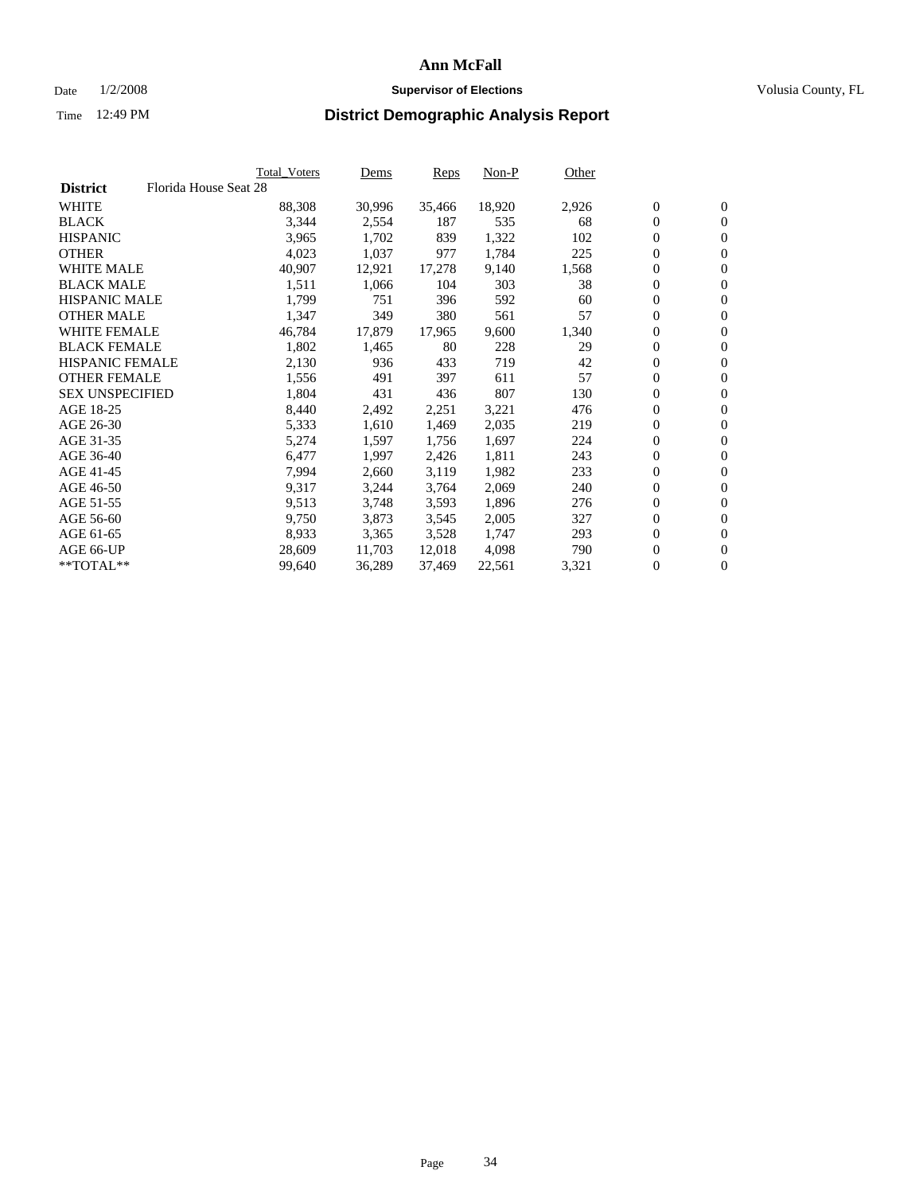# Ann McFall

Date 1/2/2008 **Supervisor of Elections** Volusia County, FL

Time 12:49 PM **District Demographic Analysis Report**

| | Total_Voters | Dems | Reps | Non-P | Other | | |
|---|---|---|---|---|---|---|---|
| **District** Florida House Seat 28 | | | | | | | |
| WHITE | 88,308 | 30,996 | 35,466 | 18,920 | 2,926 | 0 | 0 |
| BLACK | 3,344 | 2,554 | 187 | 535 | 68 | 0 | 0 |
| HISPANIC | 3,965 | 1,702 | 839 | 1,322 | 102 | 0 | 0 |
| OTHER | 4,023 | 1,037 | 977 | 1,784 | 225 | 0 | 0 |
| WHITE MALE | 40,907 | 12,921 | 17,278 | 9,140 | 1,568 | 0 | 0 |
| BLACK MALE | 1,511 | 1,066 | 104 | 303 | 38 | 0 | 0 |
| HISPANIC MALE | 1,799 | 751 | 396 | 592 | 60 | 0 | 0 |
| OTHER MALE | 1,347 | 349 | 380 | 561 | 57 | 0 | 0 |
| WHITE FEMALE | 46,784 | 17,879 | 17,965 | 9,600 | 1,340 | 0 | 0 |
| BLACK FEMALE | 1,802 | 1,465 | 80 | 228 | 29 | 0 | 0 |
| HISPANIC FEMALE | 2,130 | 936 | 433 | 719 | 42 | 0 | 0 |
| OTHER FEMALE | 1,556 | 491 | 397 | 611 | 57 | 0 | 0 |
| SEX UNSPECIFIED | 1,804 | 431 | 436 | 807 | 130 | 0 | 0 |
| AGE 18-25 | 8,440 | 2,492 | 2,251 | 3,221 | 476 | 0 | 0 |
| AGE 26-30 | 5,333 | 1,610 | 1,469 | 2,035 | 219 | 0 | 0 |
| AGE 31-35 | 5,274 | 1,597 | 1,756 | 1,697 | 224 | 0 | 0 |
| AGE 36-40 | 6,477 | 1,997 | 2,426 | 1,811 | 243 | 0 | 0 |
| AGE 41-45 | 7,994 | 2,660 | 3,119 | 1,982 | 233 | 0 | 0 |
| AGE 46-50 | 9,317 | 3,244 | 3,764 | 2,069 | 240 | 0 | 0 |
| AGE 51-55 | 9,513 | 3,748 | 3,593 | 1,896 | 276 | 0 | 0 |
| AGE 56-60 | 9,750 | 3,873 | 3,545 | 2,005 | 327 | 0 | 0 |
| AGE 61-65 | 8,933 | 3,365 | 3,528 | 1,747 | 293 | 0 | 0 |
| AGE 66-UP | 28,609 | 11,703 | 12,018 | 4,098 | 790 | 0 | 0 |
| **TOTAL** | 99,640 | 36,289 | 37,469 | 22,561 | 3,321 | 0 | 0 |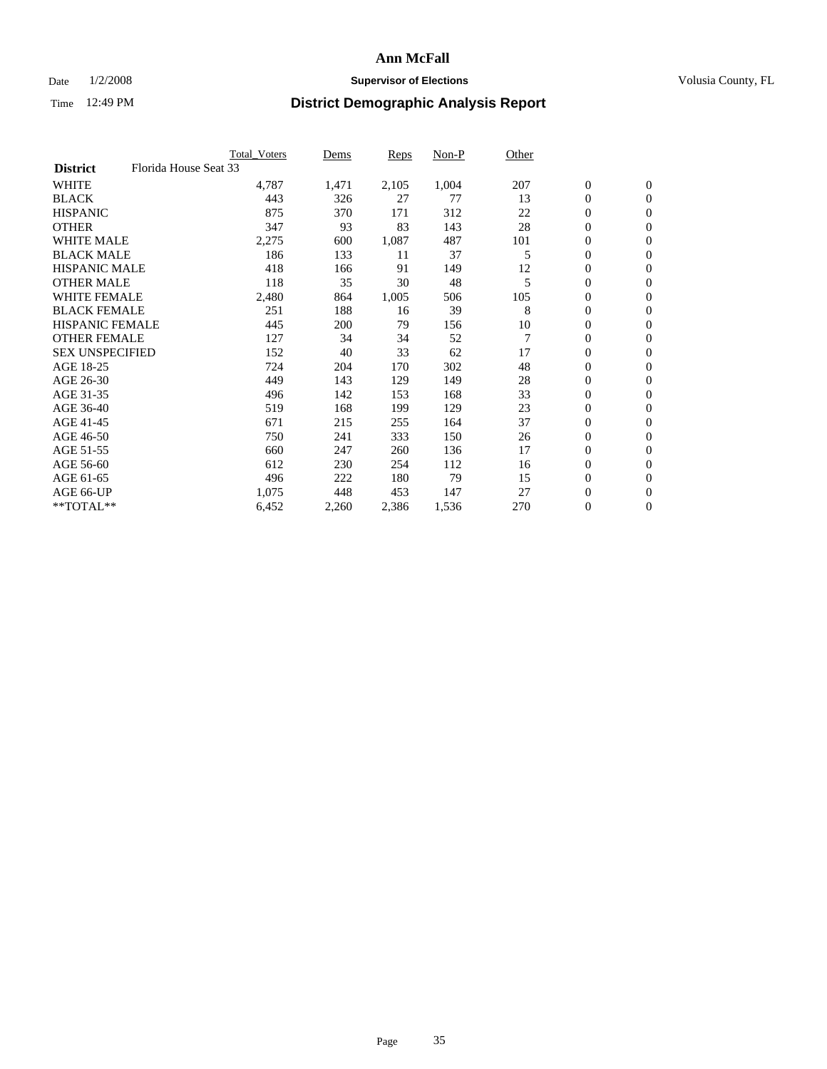# Ann McFall

Date 1/2/2008 **Supervisor of Elections** Volusia County, FL

Time 12:49 PM **District Demographic Analysis Report**

| | Total_Voters | Dems | Reps | Non-P | Other | | |
|---|---|---|---|---|---|---|---|
| **District** Florida House Seat 33 | | | | | | | |
| WHITE | 4,787 | 1,471 | 2,105 | 1,004 | 207 | 0 | 0 |
| BLACK | 443 | 326 | 27 | 77 | 13 | 0 | 0 |
| HISPANIC | 875 | 370 | 171 | 312 | 22 | 0 | 0 |
| OTHER | 347 | 93 | 83 | 143 | 28 | 0 | 0 |
| WHITE MALE | 2,275 | 600 | 1,087 | 487 | 101 | 0 | 0 |
| BLACK MALE | 186 | 133 | 11 | 37 | 5 | 0 | 0 |
| HISPANIC MALE | 418 | 166 | 91 | 149 | 12 | 0 | 0 |
| OTHER MALE | 118 | 35 | 30 | 48 | 5 | 0 | 0 |
| WHITE FEMALE | 2,480 | 864 | 1,005 | 506 | 105 | 0 | 0 |
| BLACK FEMALE | 251 | 188 | 16 | 39 | 8 | 0 | 0 |
| HISPANIC FEMALE | 445 | 200 | 79 | 156 | 10 | 0 | 0 |
| OTHER FEMALE | 127 | 34 | 34 | 52 | 7 | 0 | 0 |
| SEX UNSPECIFIED | 152 | 40 | 33 | 62 | 17 | 0 | 0 |
| AGE 18-25 | 724 | 204 | 170 | 302 | 48 | 0 | 0 |
| AGE 26-30 | 449 | 143 | 129 | 149 | 28 | 0 | 0 |
| AGE 31-35 | 496 | 142 | 153 | 168 | 33 | 0 | 0 |
| AGE 36-40 | 519 | 168 | 199 | 129 | 23 | 0 | 0 |
| AGE 41-45 | 671 | 215 | 255 | 164 | 37 | 0 | 0 |
| AGE 46-50 | 750 | 241 | 333 | 150 | 26 | 0 | 0 |
| AGE 51-55 | 660 | 247 | 260 | 136 | 17 | 0 | 0 |
| AGE 56-60 | 612 | 230 | 254 | 112 | 16 | 0 | 0 |
| AGE 61-65 | 496 | 222 | 180 | 79 | 15 | 0 | 0 |
| AGE 66-UP | 1,075 | 448 | 453 | 147 | 27 | 0 | 0 |
| **TOTAL** | 6,452 | 2,260 | 2,386 | 1,536 | 270 | 0 | 0 |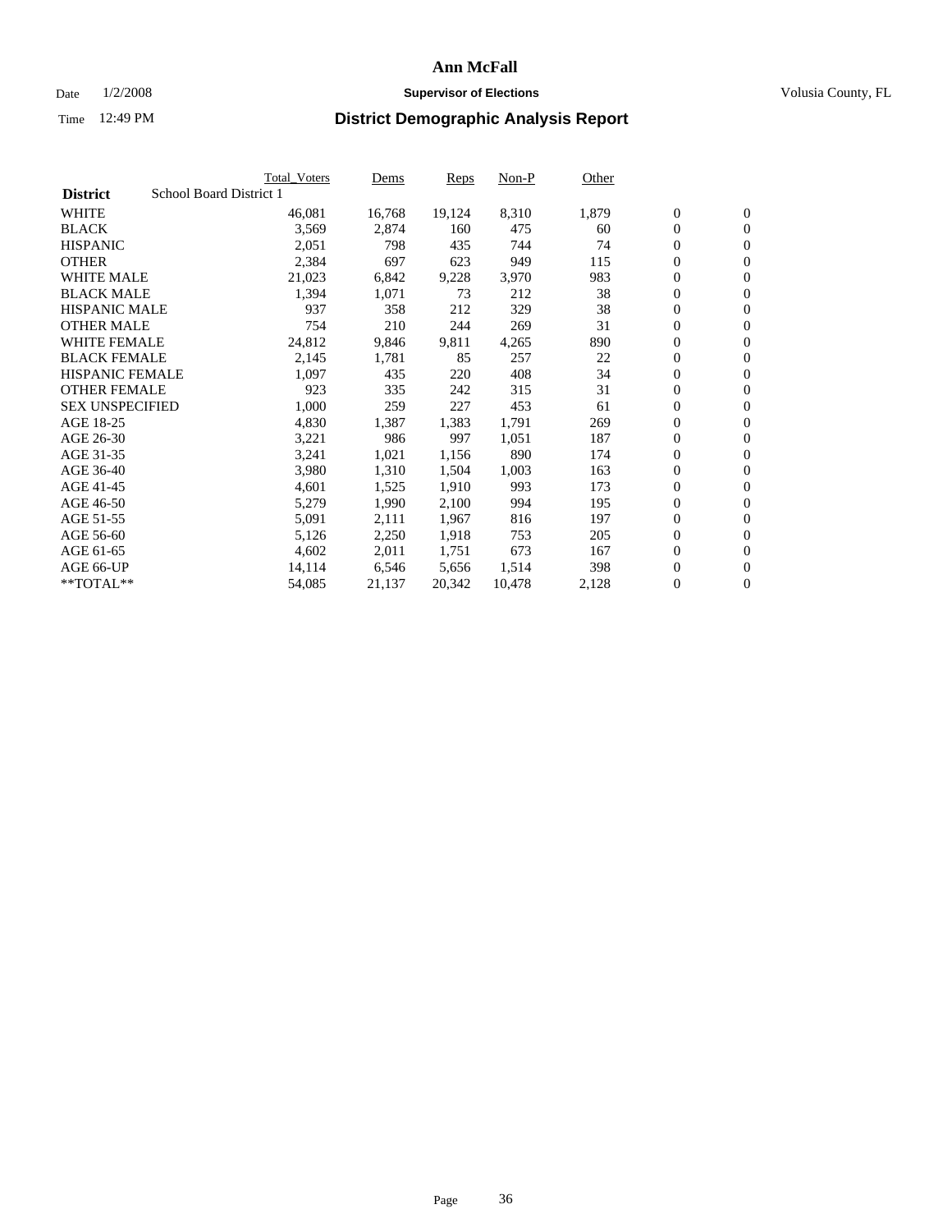# Ann McFall

Date 1/2/2008 **Supervisor of Elections** Volusia County, FL

Time 12:49 PM **District Demographic Analysis Report**

| | Total_Voters | Dems | Reps | Non-P | Other | | |
|---|---|---|---|---|---|---|---|
| **District** School Board District 1 | | | | | | | |
| WHITE | 46,081 | 16,768 | 19,124 | 8,310 | 1,879 | 0 | 0 |
| BLACK | 3,569 | 2,874 | 160 | 475 | 60 | 0 | 0 |
| HISPANIC | 2,051 | 798 | 435 | 744 | 74 | 0 | 0 |
| OTHER | 2,384 | 697 | 623 | 949 | 115 | 0 | 0 |
| WHITE MALE | 21,023 | 6,842 | 9,228 | 3,970 | 983 | 0 | 0 |
| BLACK MALE | 1,394 | 1,071 | 73 | 212 | 38 | 0 | 0 |
| HISPANIC MALE | 937 | 358 | 212 | 329 | 38 | 0 | 0 |
| OTHER MALE | 754 | 210 | 244 | 269 | 31 | 0 | 0 |
| WHITE FEMALE | 24,812 | 9,846 | 9,811 | 4,265 | 890 | 0 | 0 |
| BLACK FEMALE | 2,145 | 1,781 | 85 | 257 | 22 | 0 | 0 |
| HISPANIC FEMALE | 1,097 | 435 | 220 | 408 | 34 | 0 | 0 |
| OTHER FEMALE | 923 | 335 | 242 | 315 | 31 | 0 | 0 |
| SEX UNSPECIFIED | 1,000 | 259 | 227 | 453 | 61 | 0 | 0 |
| AGE 18-25 | 4,830 | 1,387 | 1,383 | 1,791 | 269 | 0 | 0 |
| AGE 26-30 | 3,221 | 986 | 997 | 1,051 | 187 | 0 | 0 |
| AGE 31-35 | 3,241 | 1,021 | 1,156 | 890 | 174 | 0 | 0 |
| AGE 36-40 | 3,980 | 1,310 | 1,504 | 1,003 | 163 | 0 | 0 |
| AGE 41-45 | 4,601 | 1,525 | 1,910 | 993 | 173 | 0 | 0 |
| AGE 46-50 | 5,279 | 1,990 | 2,100 | 994 | 195 | 0 | 0 |
| AGE 51-55 | 5,091 | 2,111 | 1,967 | 816 | 197 | 0 | 0 |
| AGE 56-60 | 5,126 | 2,250 | 1,918 | 753 | 205 | 0 | 0 |
| AGE 61-65 | 4,602 | 2,011 | 1,751 | 673 | 167 | 0 | 0 |
| AGE 66-UP | 14,114 | 6,546 | 5,656 | 1,514 | 398 | 0 | 0 |
| **TOTAL** | 54,085 | 21,137 | 20,342 | 10,478 | 2,128 | 0 | 0 |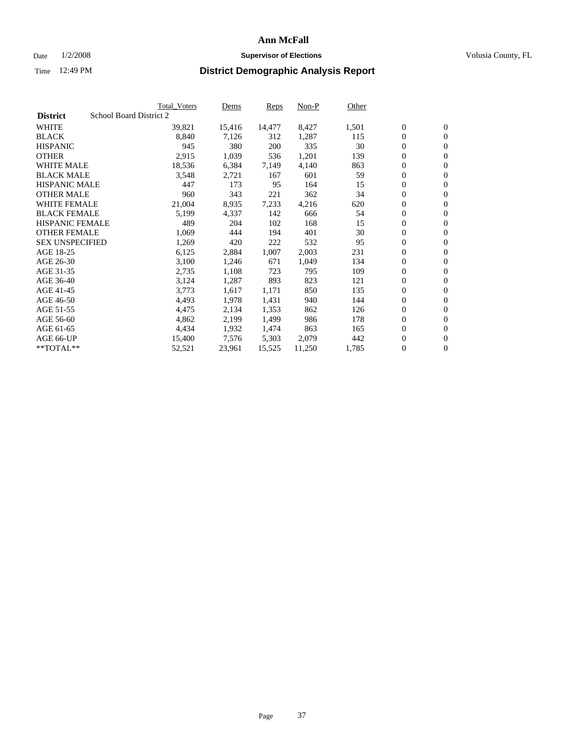**Ann McFall**

Date 1/2/2008 **Supervisor of Elections** Volusia County, FL

Time 12:49 PM **District Demographic Analysis Report**

| | Total_Voters | Dems | Reps | Non-P | Other | | |
|---|---|---|---|---|---|---|---|
| **District** School Board District 2 | | | | | | | |
| WHITE | 39,821 | 15,416 | 14,477 | 8,427 | 1,501 | 0 | 0 |
| BLACK | 8,840 | 7,126 | 312 | 1,287 | 115 | 0 | 0 |
| HISPANIC | 945 | 380 | 200 | 335 | 30 | 0 | 0 |
| OTHER | 2,915 | 1,039 | 536 | 1,201 | 139 | 0 | 0 |
| WHITE MALE | 18,536 | 6,384 | 7,149 | 4,140 | 863 | 0 | 0 |
| BLACK MALE | 3,548 | 2,721 | 167 | 601 | 59 | 0 | 0 |
| HISPANIC MALE | 447 | 173 | 95 | 164 | 15 | 0 | 0 |
| OTHER MALE | 960 | 343 | 221 | 362 | 34 | 0 | 0 |
| WHITE FEMALE | 21,004 | 8,935 | 7,233 | 4,216 | 620 | 0 | 0 |
| BLACK FEMALE | 5,199 | 4,337 | 142 | 666 | 54 | 0 | 0 |
| HISPANIC FEMALE | 489 | 204 | 102 | 168 | 15 | 0 | 0 |
| OTHER FEMALE | 1,069 | 444 | 194 | 401 | 30 | 0 | 0 |
| SEX UNSPECIFIED | 1,269 | 420 | 222 | 532 | 95 | 0 | 0 |
| AGE 18-25 | 6,125 | 2,884 | 1,007 | 2,003 | 231 | 0 | 0 |
| AGE 26-30 | 3,100 | 1,246 | 671 | 1,049 | 134 | 0 | 0 |
| AGE 31-35 | 2,735 | 1,108 | 723 | 795 | 109 | 0 | 0 |
| AGE 36-40 | 3,124 | 1,287 | 893 | 823 | 121 | 0 | 0 |
| AGE 41-45 | 3,773 | 1,617 | 1,171 | 850 | 135 | 0 | 0 |
| AGE 46-50 | 4,493 | 1,978 | 1,431 | 940 | 144 | 0 | 0 |
| AGE 51-55 | 4,475 | 2,134 | 1,353 | 862 | 126 | 0 | 0 |
| AGE 56-60 | 4,862 | 2,199 | 1,499 | 986 | 178 | 0 | 0 |
| AGE 61-65 | 4,434 | 1,932 | 1,474 | 863 | 165 | 0 | 0 |
| AGE 66-UP | 15,400 | 7,576 | 5,303 | 2,079 | 442 | 0 | 0 |
| **TOTAL** | 52,521 | 23,961 | 15,525 | 11,250 | 1,785 | 0 | 0 |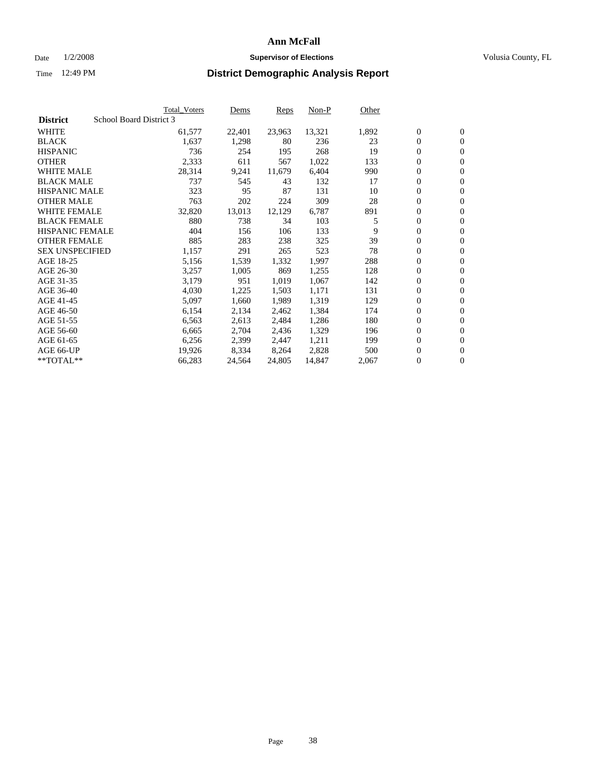# Ann McFall

Date 1/2/2008 **Supervisor of Elections** Volusia County, FL

Time 12:49 PM **District Demographic Analysis Report**

| | Total_Voters | Dems | Reps | Non-P | Other | | |
|---|---|---|---|---|---|---|---|
| **District** School Board District 3 | | | | | | | |
| WHITE | 61,577 | 22,401 | 23,963 | 13,321 | 1,892 | 0 | 0 |
| BLACK | 1,637 | 1,298 | 80 | 236 | 23 | 0 | 0 |
| HISPANIC | 736 | 254 | 195 | 268 | 19 | 0 | 0 |
| OTHER | 2,333 | 611 | 567 | 1,022 | 133 | 0 | 0 |
| WHITE MALE | 28,314 | 9,241 | 11,679 | 6,404 | 990 | 0 | 0 |
| BLACK MALE | 737 | 545 | 43 | 132 | 17 | 0 | 0 |
| HISPANIC MALE | 323 | 95 | 87 | 131 | 10 | 0 | 0 |
| OTHER MALE | 763 | 202 | 224 | 309 | 28 | 0 | 0 |
| WHITE FEMALE | 32,820 | 13,013 | 12,129 | 6,787 | 891 | 0 | 0 |
| BLACK FEMALE | 880 | 738 | 34 | 103 | 5 | 0 | 0 |
| HISPANIC FEMALE | 404 | 156 | 106 | 133 | 9 | 0 | 0 |
| OTHER FEMALE | 885 | 283 | 238 | 325 | 39 | 0 | 0 |
| SEX UNSPECIFIED | 1,157 | 291 | 265 | 523 | 78 | 0 | 0 |
| AGE 18-25 | 5,156 | 1,539 | 1,332 | 1,997 | 288 | 0 | 0 |
| AGE 26-30 | 3,257 | 1,005 | 869 | 1,255 | 128 | 0 | 0 |
| AGE 31-35 | 3,179 | 951 | 1,019 | 1,067 | 142 | 0 | 0 |
| AGE 36-40 | 4,030 | 1,225 | 1,503 | 1,171 | 131 | 0 | 0 |
| AGE 41-45 | 5,097 | 1,660 | 1,989 | 1,319 | 129 | 0 | 0 |
| AGE 46-50 | 6,154 | 2,134 | 2,462 | 1,384 | 174 | 0 | 0 |
| AGE 51-55 | 6,563 | 2,613 | 2,484 | 1,286 | 180 | 0 | 0 |
| AGE 56-60 | 6,665 | 2,704 | 2,436 | 1,329 | 196 | 0 | 0 |
| AGE 61-65 | 6,256 | 2,399 | 2,447 | 1,211 | 199 | 0 | 0 |
| AGE 66-UP | 19,926 | 8,334 | 8,264 | 2,828 | 500 | 0 | 0 |
| **TOTAL** | 66,283 | 24,564 | 24,805 | 14,847 | 2,067 | 0 | 0 |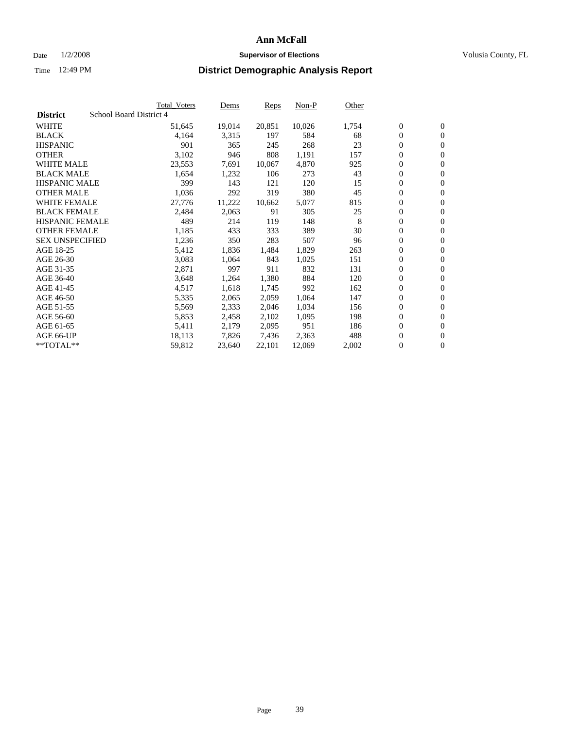# Ann McFall

Date 1/2/2008 **Supervisor of Elections** Volusia County, FL

Time 12:49 PM **District Demographic Analysis Report**

| | Total_Voters | Dems | Reps | Non-P | Other | | |
|---|---|---|---|---|---|---|---|
| **District** School Board District 4 | | | | | | | |
| WHITE | 51,645 | 19,014 | 20,851 | 10,026 | 1,754 | 0 | 0 |
| BLACK | 4,164 | 3,315 | 197 | 584 | 68 | 0 | 0 |
| HISPANIC | 901 | 365 | 245 | 268 | 23 | 0 | 0 |
| OTHER | 3,102 | 946 | 808 | 1,191 | 157 | 0 | 0 |
| WHITE MALE | 23,553 | 7,691 | 10,067 | 4,870 | 925 | 0 | 0 |
| BLACK MALE | 1,654 | 1,232 | 106 | 273 | 43 | 0 | 0 |
| HISPANIC MALE | 399 | 143 | 121 | 120 | 15 | 0 | 0 |
| OTHER MALE | 1,036 | 292 | 319 | 380 | 45 | 0 | 0 |
| WHITE FEMALE | 27,776 | 11,222 | 10,662 | 5,077 | 815 | 0 | 0 |
| BLACK FEMALE | 2,484 | 2,063 | 91 | 305 | 25 | 0 | 0 |
| HISPANIC FEMALE | 489 | 214 | 119 | 148 | 8 | 0 | 0 |
| OTHER FEMALE | 1,185 | 433 | 333 | 389 | 30 | 0 | 0 |
| SEX UNSPECIFIED | 1,236 | 350 | 283 | 507 | 96 | 0 | 0 |
| AGE 18-25 | 5,412 | 1,836 | 1,484 | 1,829 | 263 | 0 | 0 |
| AGE 26-30 | 3,083 | 1,064 | 843 | 1,025 | 151 | 0 | 0 |
| AGE 31-35 | 2,871 | 997 | 911 | 832 | 131 | 0 | 0 |
| AGE 36-40 | 3,648 | 1,264 | 1,380 | 884 | 120 | 0 | 0 |
| AGE 41-45 | 4,517 | 1,618 | 1,745 | 992 | 162 | 0 | 0 |
| AGE 46-50 | 5,335 | 2,065 | 2,059 | 1,064 | 147 | 0 | 0 |
| AGE 51-55 | 5,569 | 2,333 | 2,046 | 1,034 | 156 | 0 | 0 |
| AGE 56-60 | 5,853 | 2,458 | 2,102 | 1,095 | 198 | 0 | 0 |
| AGE 61-65 | 5,411 | 2,179 | 2,095 | 951 | 186 | 0 | 0 |
| AGE 66-UP | 18,113 | 7,826 | 7,436 | 2,363 | 488 | 0 | 0 |
| **TOTAL** | 59,812 | 23,640 | 22,101 | 12,069 | 2,002 | 0 | 0 |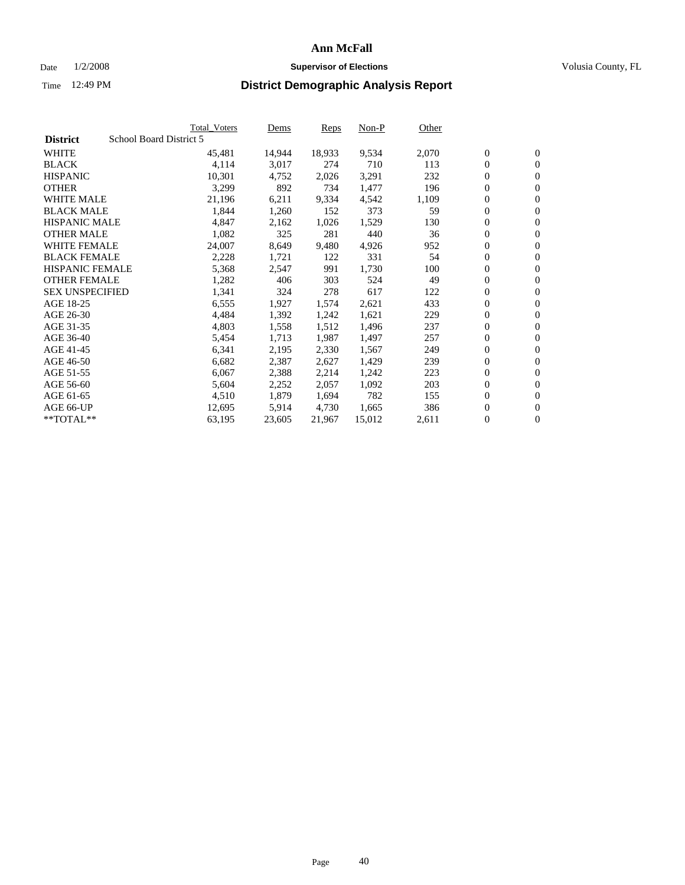# Ann McFall

Date 1/2/2008 **Supervisor of Elections** Volusia County, FL

Time 12:49 PM **District Demographic Analysis Report**

| | Total_Voters | Dems | Reps | Non-P | Other | | |
|---|---|---|---|---|---|---|---|
| **District** School Board District 5 | | | | | | | |
| WHITE | 45,481 | 14,944 | 18,933 | 9,534 | 2,070 | 0 | 0 |
| BLACK | 4,114 | 3,017 | 274 | 710 | 113 | 0 | 0 |
| HISPANIC | 10,301 | 4,752 | 2,026 | 3,291 | 232 | 0 | 0 |
| OTHER | 3,299 | 892 | 734 | 1,477 | 196 | 0 | 0 |
| WHITE MALE | 21,196 | 6,211 | 9,334 | 4,542 | 1,109 | 0 | 0 |
| BLACK MALE | 1,844 | 1,260 | 152 | 373 | 59 | 0 | 0 |
| HISPANIC MALE | 4,847 | 2,162 | 1,026 | 1,529 | 130 | 0 | 0 |
| OTHER MALE | 1,082 | 325 | 281 | 440 | 36 | 0 | 0 |
| WHITE FEMALE | 24,007 | 8,649 | 9,480 | 4,926 | 952 | 0 | 0 |
| BLACK FEMALE | 2,228 | 1,721 | 122 | 331 | 54 | 0 | 0 |
| HISPANIC FEMALE | 5,368 | 2,547 | 991 | 1,730 | 100 | 0 | 0 |
| OTHER FEMALE | 1,282 | 406 | 303 | 524 | 49 | 0 | 0 |
| SEX UNSPECIFIED | 1,341 | 324 | 278 | 617 | 122 | 0 | 0 |
| AGE 18-25 | 6,555 | 1,927 | 1,574 | 2,621 | 433 | 0 | 0 |
| AGE 26-30 | 4,484 | 1,392 | 1,242 | 1,621 | 229 | 0 | 0 |
| AGE 31-35 | 4,803 | 1,558 | 1,512 | 1,496 | 237 | 0 | 0 |
| AGE 36-40 | 5,454 | 1,713 | 1,987 | 1,497 | 257 | 0 | 0 |
| AGE 41-45 | 6,341 | 2,195 | 2,330 | 1,567 | 249 | 0 | 0 |
| AGE 46-50 | 6,682 | 2,387 | 2,627 | 1,429 | 239 | 0 | 0 |
| AGE 51-55 | 6,067 | 2,388 | 2,214 | 1,242 | 223 | 0 | 0 |
| AGE 56-60 | 5,604 | 2,252 | 2,057 | 1,092 | 203 | 0 | 0 |
| AGE 61-65 | 4,510 | 1,879 | 1,694 | 782 | 155 | 0 | 0 |
| AGE 66-UP | 12,695 | 5,914 | 4,730 | 1,665 | 386 | 0 | 0 |
| **TOTAL** | 63,195 | 23,605 | 21,967 | 15,012 | 2,611 | 0 | 0 |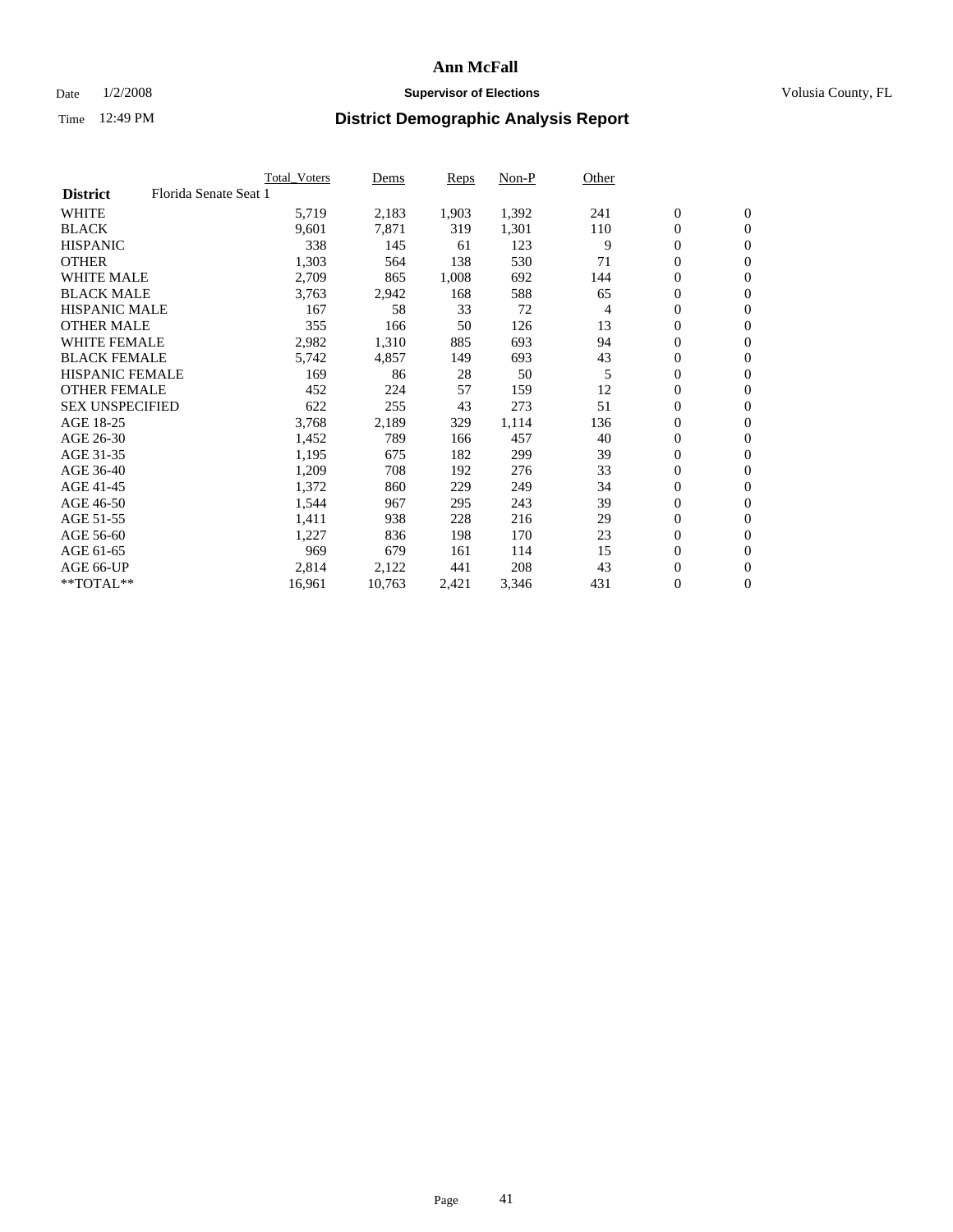# Ann McFall

Date 1/2/2008 **Supervisor of Elections** Volusia County, FL

Time 12:49 PM **District Demographic Analysis Report**

| | Total_Voters | Dems | Reps | Non-P | Other | | |
|---|---|---|---|---|---|---|---|
| **District** Florida Senate Seat 1 | | | | | | | |
| WHITE | 5,719 | 2,183 | 1,903 | 1,392 | 241 | 0 | 0 |
| BLACK | 9,601 | 7,871 | 319 | 1,301 | 110 | 0 | 0 |
| HISPANIC | 338 | 145 | 61 | 123 | 9 | 0 | 0 |
| OTHER | 1,303 | 564 | 138 | 530 | 71 | 0 | 0 |
| WHITE MALE | 2,709 | 865 | 1,008 | 692 | 144 | 0 | 0 |
| BLACK MALE | 3,763 | 2,942 | 168 | 588 | 65 | 0 | 0 |
| HISPANIC MALE | 167 | 58 | 33 | 72 | 4 | 0 | 0 |
| OTHER MALE | 355 | 166 | 50 | 126 | 13 | 0 | 0 |
| WHITE FEMALE | 2,982 | 1,310 | 885 | 693 | 94 | 0 | 0 |
| BLACK FEMALE | 5,742 | 4,857 | 149 | 693 | 43 | 0 | 0 |
| HISPANIC FEMALE | 169 | 86 | 28 | 50 | 5 | 0 | 0 |
| OTHER FEMALE | 452 | 224 | 57 | 159 | 12 | 0 | 0 |
| SEX UNSPECIFIED | 622 | 255 | 43 | 273 | 51 | 0 | 0 |
| AGE 18-25 | 3,768 | 2,189 | 329 | 1,114 | 136 | 0 | 0 |
| AGE 26-30 | 1,452 | 789 | 166 | 457 | 40 | 0 | 0 |
| AGE 31-35 | 1,195 | 675 | 182 | 299 | 39 | 0 | 0 |
| AGE 36-40 | 1,209 | 708 | 192 | 276 | 33 | 0 | 0 |
| AGE 41-45 | 1,372 | 860 | 229 | 249 | 34 | 0 | 0 |
| AGE 46-50 | 1,544 | 967 | 295 | 243 | 39 | 0 | 0 |
| AGE 51-55 | 1,411 | 938 | 228 | 216 | 29 | 0 | 0 |
| AGE 56-60 | 1,227 | 836 | 198 | 170 | 23 | 0 | 0 |
| AGE 61-65 | 969 | 679 | 161 | 114 | 15 | 0 | 0 |
| AGE 66-UP | 2,814 | 2,122 | 441 | 208 | 43 | 0 | 0 |
| **TOTAL** | 16,961 | 10,763 | 2,421 | 3,346 | 431 | 0 | 0 |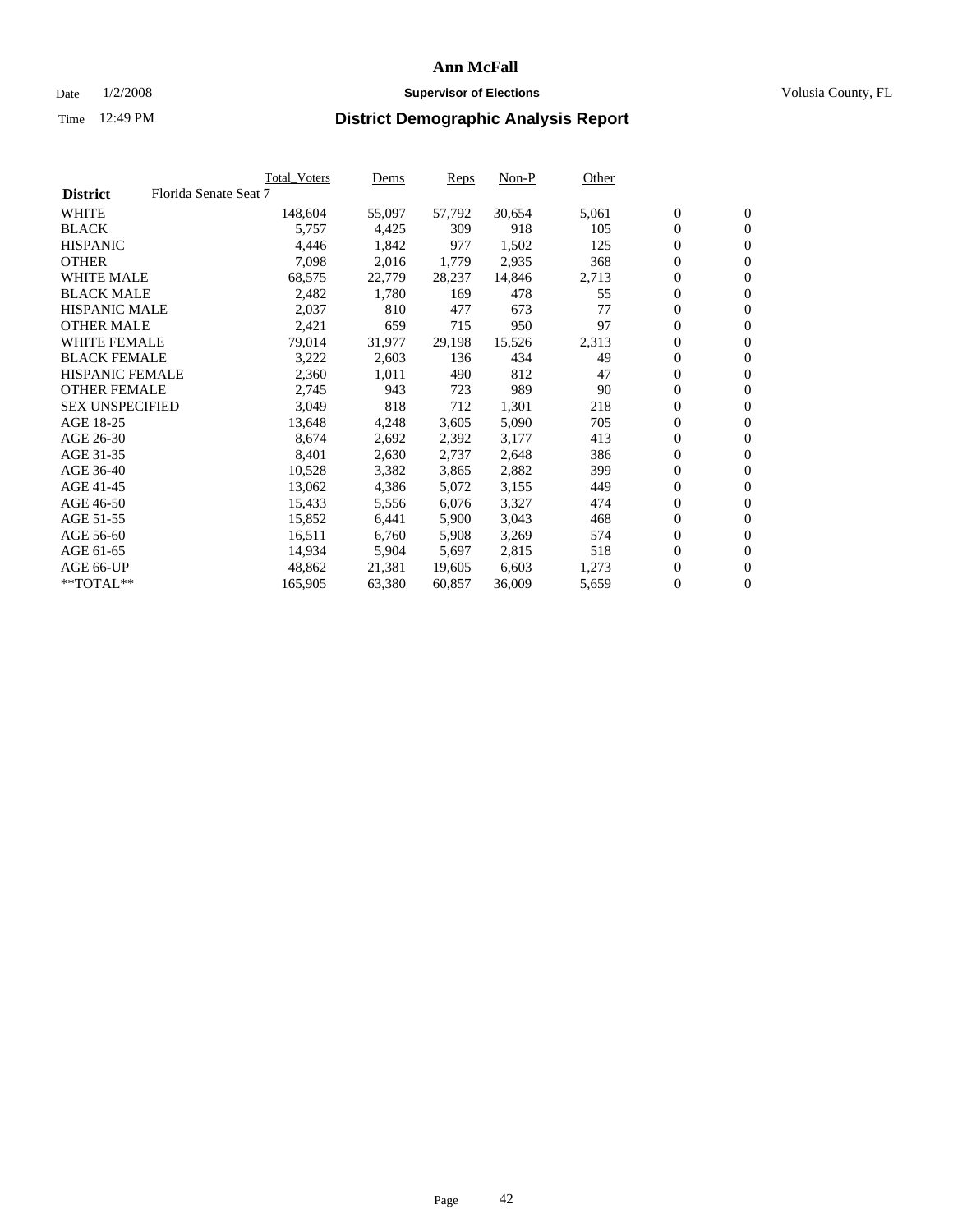# Ann McFall

Date 1/2/2008 **Supervisor of Elections** Volusia County, FL

Time 12:49 PM **District Demographic Analysis Report**

| **District** Florida Senate Seat 7 | Total_Voters | Dems | Reps | Non-P | Other | | |
|---|---|---|---|---|---|---|---|
| WHITE | 148,604 | 55,097 | 57,792 | 30,654 | 5,061 | 0 | 0 |
| BLACK | 5,757 | 4,425 | 309 | 918 | 105 | 0 | 0 |
| HISPANIC | 4,446 | 1,842 | 977 | 1,502 | 125 | 0 | 0 |
| OTHER | 7,098 | 2,016 | 1,779 | 2,935 | 368 | 0 | 0 |
| WHITE MALE | 68,575 | 22,779 | 28,237 | 14,846 | 2,713 | 0 | 0 |
| BLACK MALE | 2,482 | 1,780 | 169 | 478 | 55 | 0 | 0 |
| HISPANIC MALE | 2,037 | 810 | 477 | 673 | 77 | 0 | 0 |
| OTHER MALE | 2,421 | 659 | 715 | 950 | 97 | 0 | 0 |
| WHITE FEMALE | 79,014 | 31,977 | 29,198 | 15,526 | 2,313 | 0 | 0 |
| BLACK FEMALE | 3,222 | 2,603 | 136 | 434 | 49 | 0 | 0 |
| HISPANIC FEMALE | 2,360 | 1,011 | 490 | 812 | 47 | 0 | 0 |
| OTHER FEMALE | 2,745 | 943 | 723 | 989 | 90 | 0 | 0 |
| SEX UNSPECIFIED | 3,049 | 818 | 712 | 1,301 | 218 | 0 | 0 |
| AGE 18-25 | 13,648 | 4,248 | 3,605 | 5,090 | 705 | 0 | 0 |
| AGE 26-30 | 8,674 | 2,692 | 2,392 | 3,177 | 413 | 0 | 0 |
| AGE 31-35 | 8,401 | 2,630 | 2,737 | 2,648 | 386 | 0 | 0 |
| AGE 36-40 | 10,528 | 3,382 | 3,865 | 2,882 | 399 | 0 | 0 |
| AGE 41-45 | 13,062 | 4,386 | 5,072 | 3,155 | 449 | 0 | 0 |
| AGE 46-50 | 15,433 | 5,556 | 6,076 | 3,327 | 474 | 0 | 0 |
| AGE 51-55 | 15,852 | 6,441 | 5,900 | 3,043 | 468 | 0 | 0 |
| AGE 56-60 | 16,511 | 6,760 | 5,908 | 3,269 | 574 | 0 | 0 |
| AGE 61-65 | 14,934 | 5,904 | 5,697 | 2,815 | 518 | 0 | 0 |
| AGE 66-UP | 48,862 | 21,381 | 19,605 | 6,603 | 1,273 | 0 | 0 |
| **TOTAL** | 165,905 | 63,380 | 60,857 | 36,009 | 5,659 | 0 | 0 |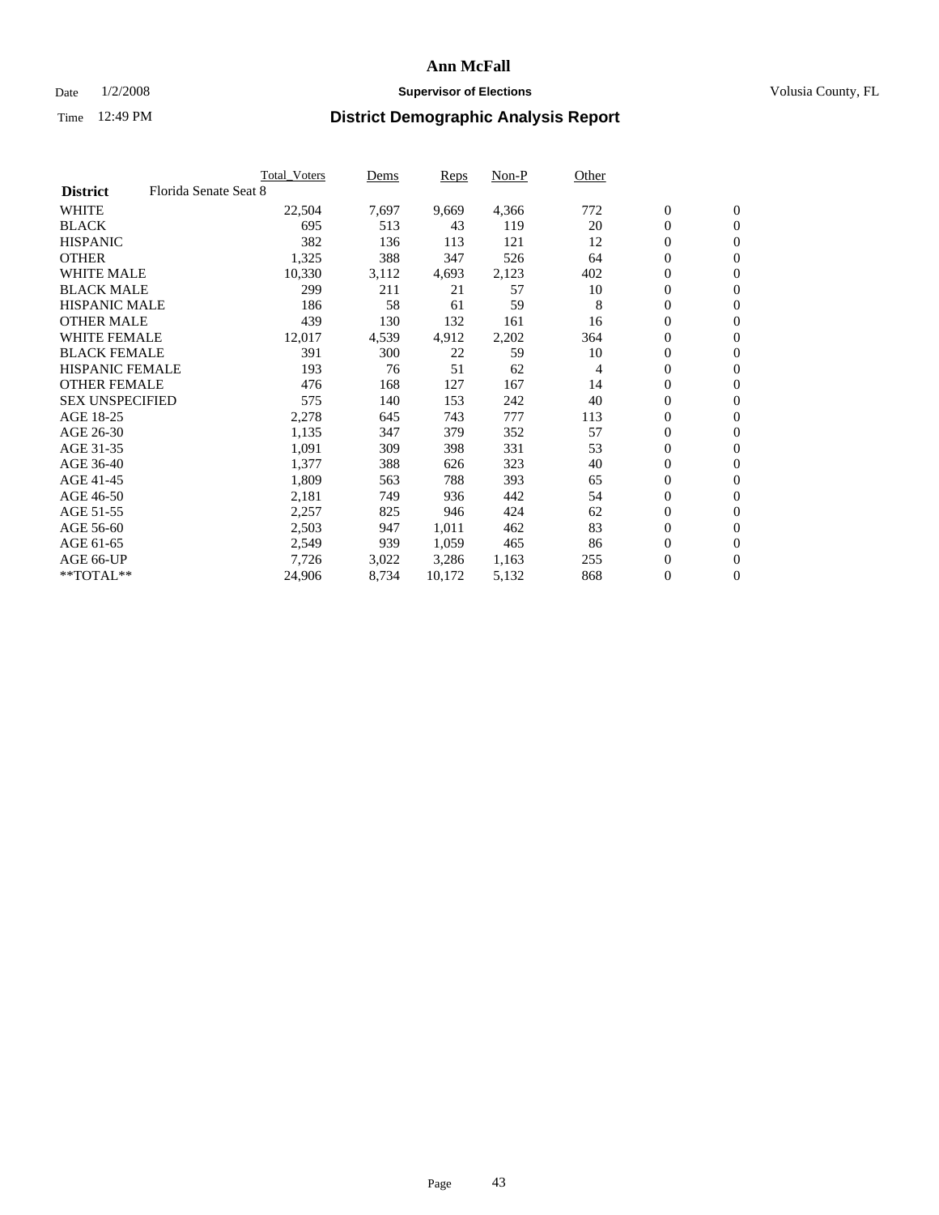# Ann McFall

Date 1/2/2008 **Supervisor of Elections** Volusia County, FL

Time 12:49 PM **District Demographic Analysis Report**

| | Total_Voters | Dems | Reps | Non-P | Other | | |
|---|---|---|---|---|---|---|---|
| **District** Florida Senate Seat 8 | | | | | | | |
| WHITE | 22,504 | 7,697 | 9,669 | 4,366 | 772 | 0 | 0 |
| BLACK | 695 | 513 | 43 | 119 | 20 | 0 | 0 |
| HISPANIC | 382 | 136 | 113 | 121 | 12 | 0 | 0 |
| OTHER | 1,325 | 388 | 347 | 526 | 64 | 0 | 0 |
| WHITE MALE | 10,330 | 3,112 | 4,693 | 2,123 | 402 | 0 | 0 |
| BLACK MALE | 299 | 211 | 21 | 57 | 10 | 0 | 0 |
| HISPANIC MALE | 186 | 58 | 61 | 59 | 8 | 0 | 0 |
| OTHER MALE | 439 | 130 | 132 | 161 | 16 | 0 | 0 |
| WHITE FEMALE | 12,017 | 4,539 | 4,912 | 2,202 | 364 | 0 | 0 |
| BLACK FEMALE | 391 | 300 | 22 | 59 | 10 | 0 | 0 |
| HISPANIC FEMALE | 193 | 76 | 51 | 62 | 4 | 0 | 0 |
| OTHER FEMALE | 476 | 168 | 127 | 167 | 14 | 0 | 0 |
| SEX UNSPECIFIED | 575 | 140 | 153 | 242 | 40 | 0 | 0 |
| AGE 18-25 | 2,278 | 645 | 743 | 777 | 113 | 0 | 0 |
| AGE 26-30 | 1,135 | 347 | 379 | 352 | 57 | 0 | 0 |
| AGE 31-35 | 1,091 | 309 | 398 | 331 | 53 | 0 | 0 |
| AGE 36-40 | 1,377 | 388 | 626 | 323 | 40 | 0 | 0 |
| AGE 41-45 | 1,809 | 563 | 788 | 393 | 65 | 0 | 0 |
| AGE 46-50 | 2,181 | 749 | 936 | 442 | 54 | 0 | 0 |
| AGE 51-55 | 2,257 | 825 | 946 | 424 | 62 | 0 | 0 |
| AGE 56-60 | 2,503 | 947 | 1,011 | 462 | 83 | 0 | 0 |
| AGE 61-65 | 2,549 | 939 | 1,059 | 465 | 86 | 0 | 0 |
| AGE 66-UP | 7,726 | 3,022 | 3,286 | 1,163 | 255 | 0 | 0 |
| **TOTAL** | 24,906 | 8,734 | 10,172 | 5,132 | 868 | 0 | 0 |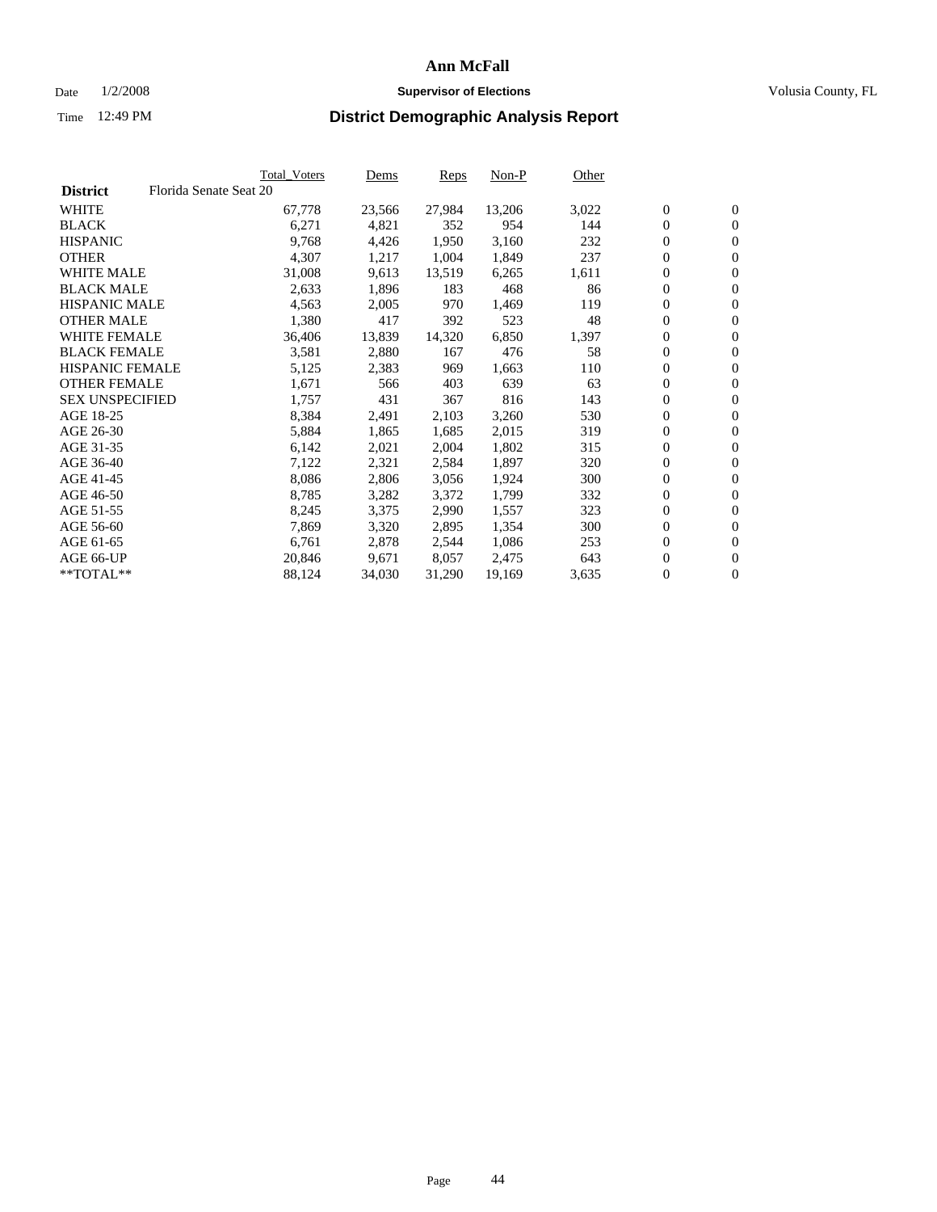# Ann McFall

Date 1/2/2008 **Supervisor of Elections** Volusia County, FL

Time 12:49 PM **District Demographic Analysis Report**

| **District** Florida Senate Seat 20 | Total_Voters | Dems | Reps | Non-P | Other | | |
|---|---|---|---|---|---|---|---|
| WHITE | 67,778 | 23,566 | 27,984 | 13,206 | 3,022 | 0 | 0 |
| BLACK | 6,271 | 4,821 | 352 | 954 | 144 | 0 | 0 |
| HISPANIC | 9,768 | 4,426 | 1,950 | 3,160 | 232 | 0 | 0 |
| OTHER | 4,307 | 1,217 | 1,004 | 1,849 | 237 | 0 | 0 |
| WHITE MALE | 31,008 | 9,613 | 13,519 | 6,265 | 1,611 | 0 | 0 |
| BLACK MALE | 2,633 | 1,896 | 183 | 468 | 86 | 0 | 0 |
| HISPANIC MALE | 4,563 | 2,005 | 970 | 1,469 | 119 | 0 | 0 |
| OTHER MALE | 1,380 | 417 | 392 | 523 | 48 | 0 | 0 |
| WHITE FEMALE | 36,406 | 13,839 | 14,320 | 6,850 | 1,397 | 0 | 0 |
| BLACK FEMALE | 3,581 | 2,880 | 167 | 476 | 58 | 0 | 0 |
| HISPANIC FEMALE | 5,125 | 2,383 | 969 | 1,663 | 110 | 0 | 0 |
| OTHER FEMALE | 1,671 | 566 | 403 | 639 | 63 | 0 | 0 |
| SEX UNSPECIFIED | 1,757 | 431 | 367 | 816 | 143 | 0 | 0 |
| AGE 18-25 | 8,384 | 2,491 | 2,103 | 3,260 | 530 | 0 | 0 |
| AGE 26-30 | 5,884 | 1,865 | 1,685 | 2,015 | 319 | 0 | 0 |
| AGE 31-35 | 6,142 | 2,021 | 2,004 | 1,802 | 315 | 0 | 0 |
| AGE 36-40 | 7,122 | 2,321 | 2,584 | 1,897 | 320 | 0 | 0 |
| AGE 41-45 | 8,086 | 2,806 | 3,056 | 1,924 | 300 | 0 | 0 |
| AGE 46-50 | 8,785 | 3,282 | 3,372 | 1,799 | 332 | 0 | 0 |
| AGE 51-55 | 8,245 | 3,375 | 2,990 | 1,557 | 323 | 0 | 0 |
| AGE 56-60 | 7,869 | 3,320 | 2,895 | 1,354 | 300 | 0 | 0 |
| AGE 61-65 | 6,761 | 2,878 | 2,544 | 1,086 | 253 | 0 | 0 |
| AGE 66-UP | 20,846 | 9,671 | 8,057 | 2,475 | 643 | 0 | 0 |
| **TOTAL** | 88,124 | 34,030 | 31,290 | 19,169 | 3,635 | 0 | 0 |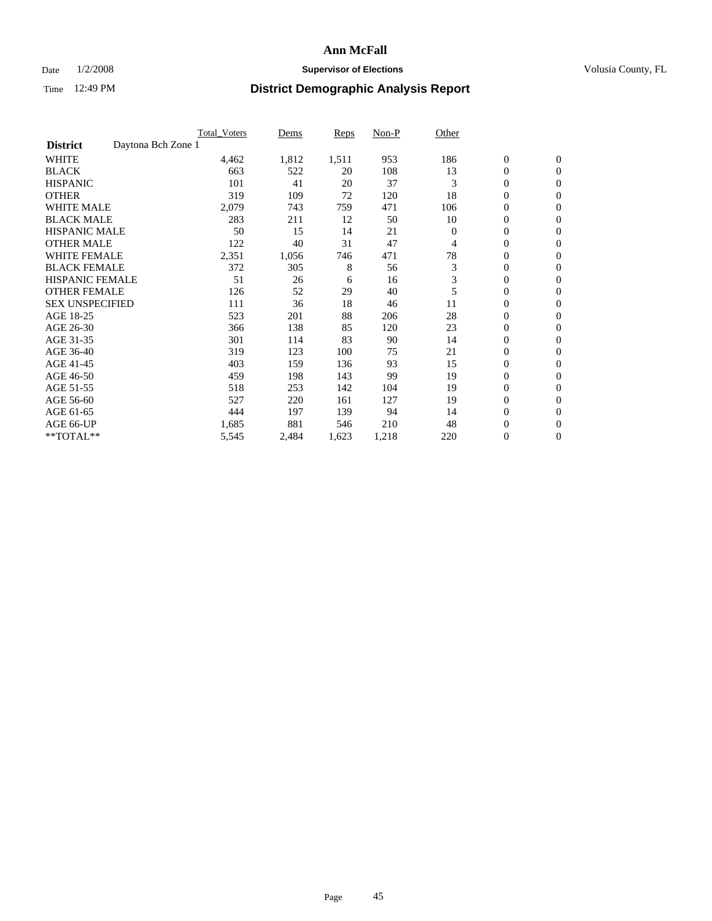# Ann McFall

Date 1/2/2008 **Supervisor of Elections** Volusia County, FL

Time 12:49 PM **District Demographic Analysis Report**

| | Total_Voters | Dems | Reps | Non-P | Other | | |
|---|---|---|---|---|---|---|---|
| **District** Daytona Bch Zone 1 | | | | | | | |
| WHITE | 4,462 | 1,812 | 1,511 | 953 | 186 | 0 | 0 |
| BLACK | 663 | 522 | 20 | 108 | 13 | 0 | 0 |
| HISPANIC | 101 | 41 | 20 | 37 | 3 | 0 | 0 |
| OTHER | 319 | 109 | 72 | 120 | 18 | 0 | 0 |
| WHITE MALE | 2,079 | 743 | 759 | 471 | 106 | 0 | 0 |
| BLACK MALE | 283 | 211 | 12 | 50 | 10 | 0 | 0 |
| HISPANIC MALE | 50 | 15 | 14 | 21 | 0 | 0 | 0 |
| OTHER MALE | 122 | 40 | 31 | 47 | 4 | 0 | 0 |
| WHITE FEMALE | 2,351 | 1,056 | 746 | 471 | 78 | 0 | 0 |
| BLACK FEMALE | 372 | 305 | 8 | 56 | 3 | 0 | 0 |
| HISPANIC FEMALE | 51 | 26 | 6 | 16 | 3 | 0 | 0 |
| OTHER FEMALE | 126 | 52 | 29 | 40 | 5 | 0 | 0 |
| SEX UNSPECIFIED | 111 | 36 | 18 | 46 | 11 | 0 | 0 |
| AGE 18-25 | 523 | 201 | 88 | 206 | 28 | 0 | 0 |
| AGE 26-30 | 366 | 138 | 85 | 120 | 23 | 0 | 0 |
| AGE 31-35 | 301 | 114 | 83 | 90 | 14 | 0 | 0 |
| AGE 36-40 | 319 | 123 | 100 | 75 | 21 | 0 | 0 |
| AGE 41-45 | 403 | 159 | 136 | 93 | 15 | 0 | 0 |
| AGE 46-50 | 459 | 198 | 143 | 99 | 19 | 0 | 0 |
| AGE 51-55 | 518 | 253 | 142 | 104 | 19 | 0 | 0 |
| AGE 56-60 | 527 | 220 | 161 | 127 | 19 | 0 | 0 |
| AGE 61-65 | 444 | 197 | 139 | 94 | 14 | 0 | 0 |
| AGE 66-UP | 1,685 | 881 | 546 | 210 | 48 | 0 | 0 |
| **TOTAL** | 5,545 | 2,484 | 1,623 | 1,218 | 220 | 0 | 0 |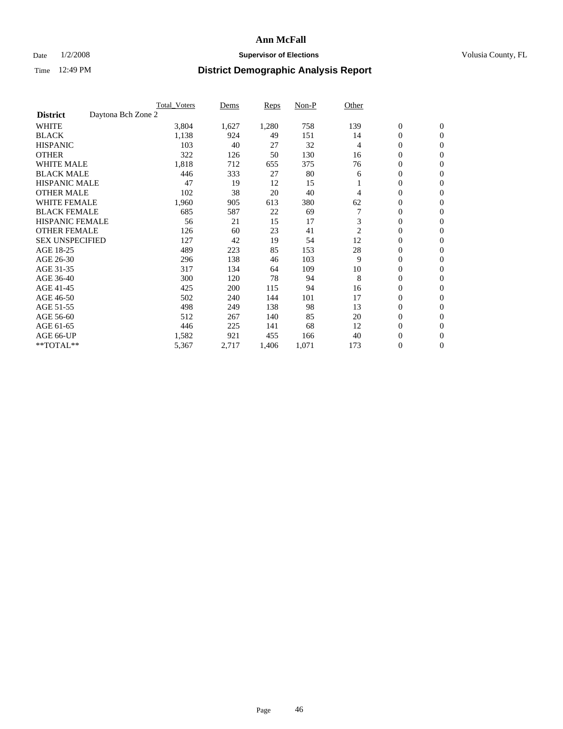# Ann McFall

Date 1/2/2008 **Supervisor of Elections** Volusia County, FL

Time 12:49 PM **District Demographic Analysis Report**

| | Total_Voters | Dems | Reps | Non-P | Other | | |
|---|---|---|---|---|---|---|---|
| **District** Daytona Bch Zone 2 | | | | | | | |
| WHITE | 3,804 | 1,627 | 1,280 | 758 | 139 | 0 | 0 |
| BLACK | 1,138 | 924 | 49 | 151 | 14 | 0 | 0 |
| HISPANIC | 103 | 40 | 27 | 32 | 4 | 0 | 0 |
| OTHER | 322 | 126 | 50 | 130 | 16 | 0 | 0 |
| WHITE MALE | 1,818 | 712 | 655 | 375 | 76 | 0 | 0 |
| BLACK MALE | 446 | 333 | 27 | 80 | 6 | 0 | 0 |
| HISPANIC MALE | 47 | 19 | 12 | 15 | 1 | 0 | 0 |
| OTHER MALE | 102 | 38 | 20 | 40 | 4 | 0 | 0 |
| WHITE FEMALE | 1,960 | 905 | 613 | 380 | 62 | 0 | 0 |
| BLACK FEMALE | 685 | 587 | 22 | 69 | 7 | 0 | 0 |
| HISPANIC FEMALE | 56 | 21 | 15 | 17 | 3 | 0 | 0 |
| OTHER FEMALE | 126 | 60 | 23 | 41 | 2 | 0 | 0 |
| SEX UNSPECIFIED | 127 | 42 | 19 | 54 | 12 | 0 | 0 |
| AGE 18-25 | 489 | 223 | 85 | 153 | 28 | 0 | 0 |
| AGE 26-30 | 296 | 138 | 46 | 103 | 9 | 0 | 0 |
| AGE 31-35 | 317 | 134 | 64 | 109 | 10 | 0 | 0 |
| AGE 36-40 | 300 | 120 | 78 | 94 | 8 | 0 | 0 |
| AGE 41-45 | 425 | 200 | 115 | 94 | 16 | 0 | 0 |
| AGE 46-50 | 502 | 240 | 144 | 101 | 17 | 0 | 0 |
| AGE 51-55 | 498 | 249 | 138 | 98 | 13 | 0 | 0 |
| AGE 56-60 | 512 | 267 | 140 | 85 | 20 | 0 | 0 |
| AGE 61-65 | 446 | 225 | 141 | 68 | 12 | 0 | 0 |
| AGE 66-UP | 1,582 | 921 | 455 | 166 | 40 | 0 | 0 |
| **TOTAL** | 5,367 | 2,717 | 1,406 | 1,071 | 173 | 0 | 0 |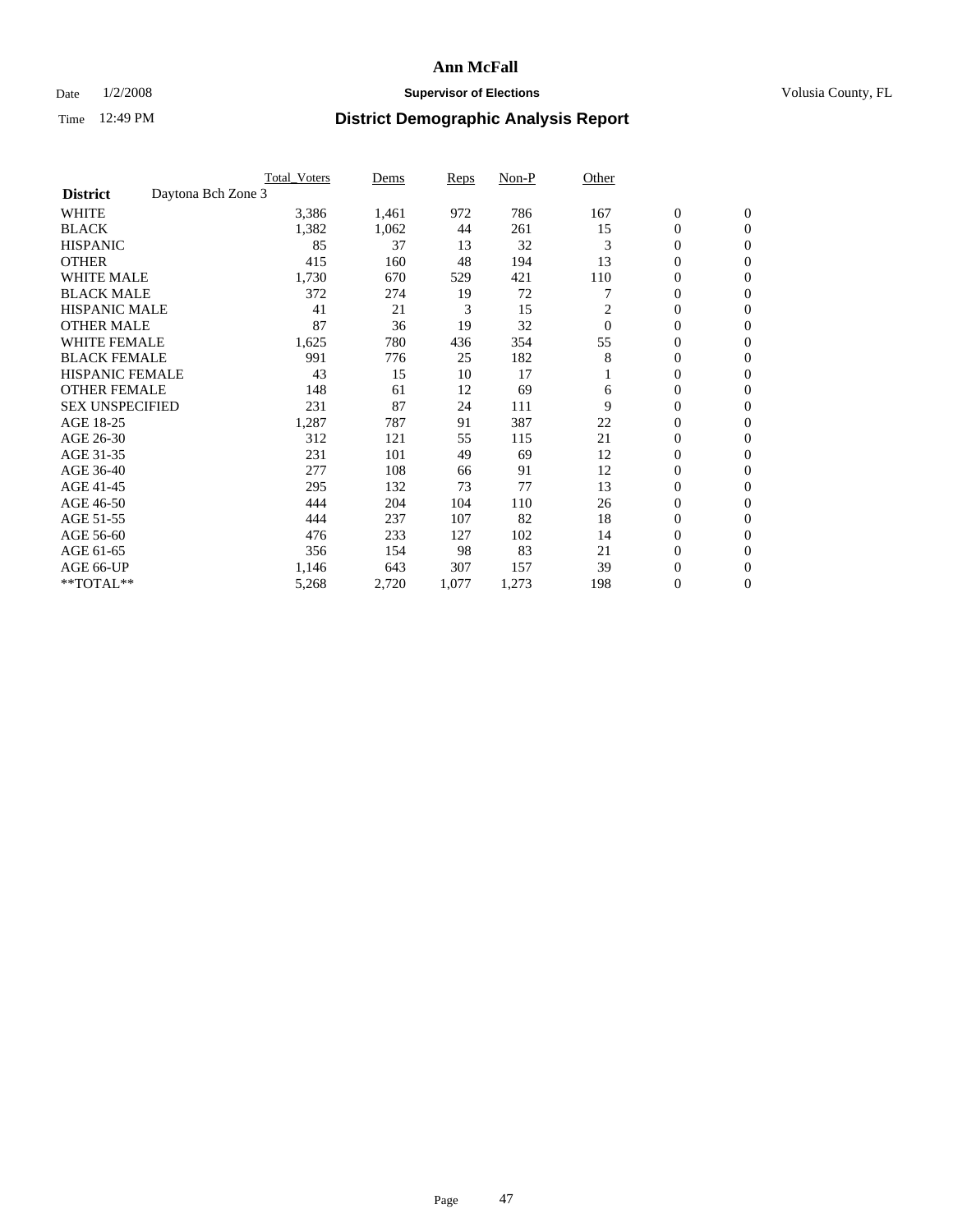# Ann McFall

Date 1/2/2008 **Supervisor of Elections** Volusia County, FL

Time 12:49 PM **District Demographic Analysis Report**

| | Total_Voters | Dems | Reps | Non-P | Other | | |
|---|---|---|---|---|---|---|---|
| **District** Daytona Bch Zone 3 | | | | | | | |
| WHITE | 3,386 | 1,461 | 972 | 786 | 167 | 0 | 0 |
| BLACK | 1,382 | 1,062 | 44 | 261 | 15 | 0 | 0 |
| HISPANIC | 85 | 37 | 13 | 32 | 3 | 0 | 0 |
| OTHER | 415 | 160 | 48 | 194 | 13 | 0 | 0 |
| WHITE MALE | 1,730 | 670 | 529 | 421 | 110 | 0 | 0 |
| BLACK MALE | 372 | 274 | 19 | 72 | 7 | 0 | 0 |
| HISPANIC MALE | 41 | 21 | 3 | 15 | 2 | 0 | 0 |
| OTHER MALE | 87 | 36 | 19 | 32 | 0 | 0 | 0 |
| WHITE FEMALE | 1,625 | 780 | 436 | 354 | 55 | 0 | 0 |
| BLACK FEMALE | 991 | 776 | 25 | 182 | 8 | 0 | 0 |
| HISPANIC FEMALE | 43 | 15 | 10 | 17 | 1 | 0 | 0 |
| OTHER FEMALE | 148 | 61 | 12 | 69 | 6 | 0 | 0 |
| SEX UNSPECIFIED | 231 | 87 | 24 | 111 | 9 | 0 | 0 |
| AGE 18-25 | 1,287 | 787 | 91 | 387 | 22 | 0 | 0 |
| AGE 26-30 | 312 | 121 | 55 | 115 | 21 | 0 | 0 |
| AGE 31-35 | 231 | 101 | 49 | 69 | 12 | 0 | 0 |
| AGE 36-40 | 277 | 108 | 66 | 91 | 12 | 0 | 0 |
| AGE 41-45 | 295 | 132 | 73 | 77 | 13 | 0 | 0 |
| AGE 46-50 | 444 | 204 | 104 | 110 | 26 | 0 | 0 |
| AGE 51-55 | 444 | 237 | 107 | 82 | 18 | 0 | 0 |
| AGE 56-60 | 476 | 233 | 127 | 102 | 14 | 0 | 0 |
| AGE 61-65 | 356 | 154 | 98 | 83 | 21 | 0 | 0 |
| AGE 66-UP | 1,146 | 643 | 307 | 157 | 39 | 0 | 0 |
| **TOTAL** | 5,268 | 2,720 | 1,077 | 1,273 | 198 | 0 | 0 |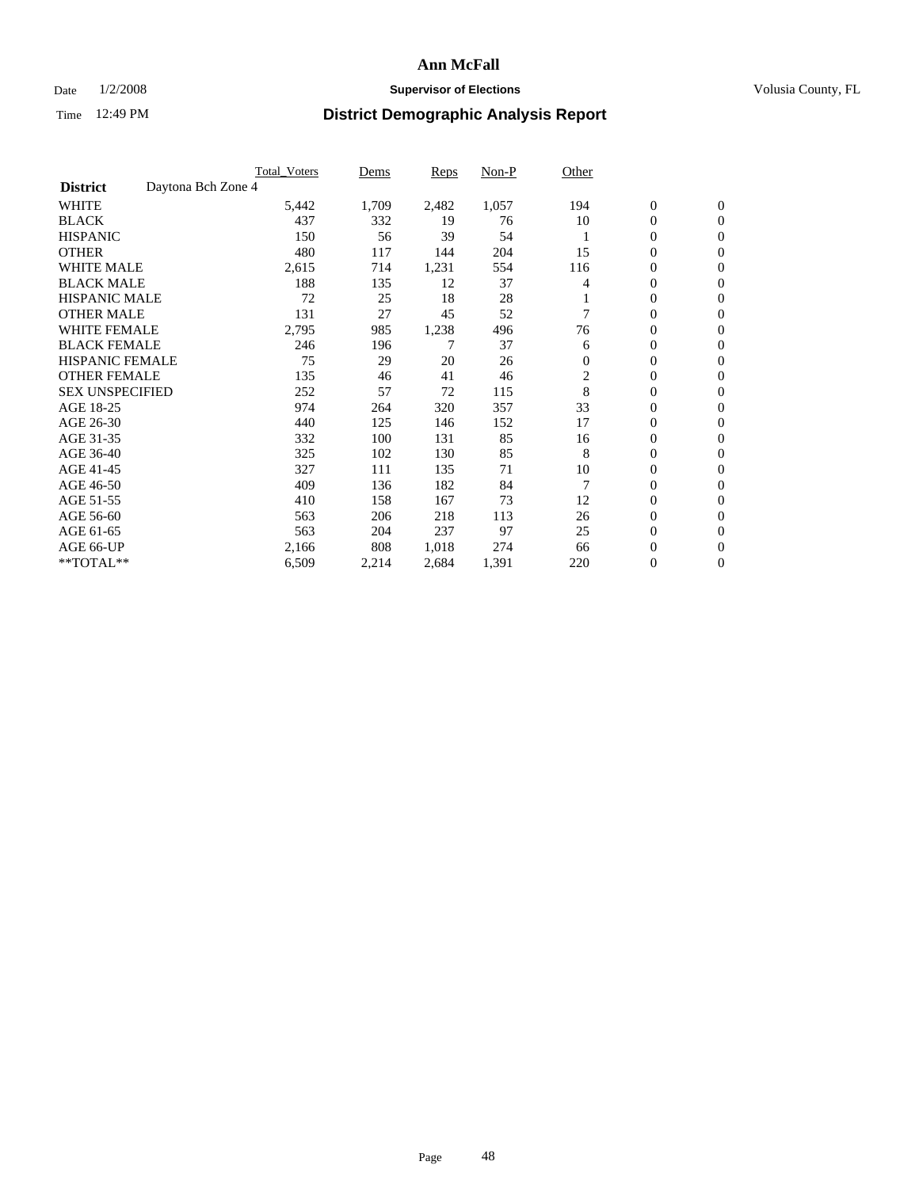# Ann McFall

Date 1/2/2008 **Supervisor of Elections** Volusia County, FL

Time 12:49 PM **District Demographic Analysis Report**

| | Total_Voters | Dems | Reps | Non-P | Other | | |
|---|---|---|---|---|---|---|---|
| **District** Daytona Bch Zone 4 | | | | | | | |
| WHITE | 5,442 | 1,709 | 2,482 | 1,057 | 194 | 0 | 0 |
| BLACK | 437 | 332 | 19 | 76 | 10 | 0 | 0 |
| HISPANIC | 150 | 56 | 39 | 54 | 1 | 0 | 0 |
| OTHER | 480 | 117 | 144 | 204 | 15 | 0 | 0 |
| WHITE MALE | 2,615 | 714 | 1,231 | 554 | 116 | 0 | 0 |
| BLACK MALE | 188 | 135 | 12 | 37 | 4 | 0 | 0 |
| HISPANIC MALE | 72 | 25 | 18 | 28 | 1 | 0 | 0 |
| OTHER MALE | 131 | 27 | 45 | 52 | 7 | 0 | 0 |
| WHITE FEMALE | 2,795 | 985 | 1,238 | 496 | 76 | 0 | 0 |
| BLACK FEMALE | 246 | 196 | 7 | 37 | 6 | 0 | 0 |
| HISPANIC FEMALE | 75 | 29 | 20 | 26 | 0 | 0 | 0 |
| OTHER FEMALE | 135 | 46 | 41 | 46 | 2 | 0 | 0 |
| SEX UNSPECIFIED | 252 | 57 | 72 | 115 | 8 | 0 | 0 |
| AGE 18-25 | 974 | 264 | 320 | 357 | 33 | 0 | 0 |
| AGE 26-30 | 440 | 125 | 146 | 152 | 17 | 0 | 0 |
| AGE 31-35 | 332 | 100 | 131 | 85 | 16 | 0 | 0 |
| AGE 36-40 | 325 | 102 | 130 | 85 | 8 | 0 | 0 |
| AGE 41-45 | 327 | 111 | 135 | 71 | 10 | 0 | 0 |
| AGE 46-50 | 409 | 136 | 182 | 84 | 7 | 0 | 0 |
| AGE 51-55 | 410 | 158 | 167 | 73 | 12 | 0 | 0 |
| AGE 56-60 | 563 | 206 | 218 | 113 | 26 | 0 | 0 |
| AGE 61-65 | 563 | 204 | 237 | 97 | 25 | 0 | 0 |
| AGE 66-UP | 2,166 | 808 | 1,018 | 274 | 66 | 0 | 0 |
| **TOTAL** | 6,509 | 2,214 | 2,684 | 1,391 | 220 | 0 | 0 |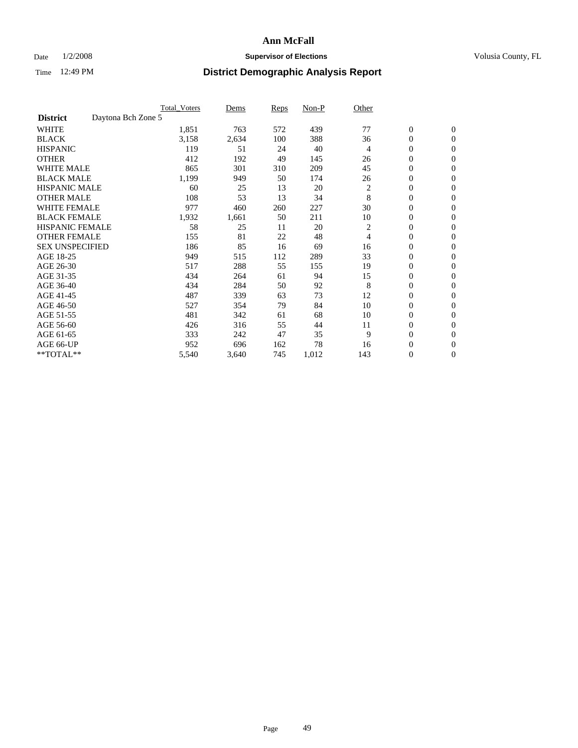# Ann McFall

Date 1/2/2008 **Supervisor of Elections** Volusia County, FL

Time 12:49 PM **District Demographic Analysis Report**

| | Total_Voters | Dems | Reps | Non-P | Other | | |
|---|---|---|---|---|---|---|---|
| **District** Daytona Bch Zone 5 | | | | | | | |
| WHITE | 1,851 | 763 | 572 | 439 | 77 | 0 | 0 |
| BLACK | 3,158 | 2,634 | 100 | 388 | 36 | 0 | 0 |
| HISPANIC | 119 | 51 | 24 | 40 | 4 | 0 | 0 |
| OTHER | 412 | 192 | 49 | 145 | 26 | 0 | 0 |
| WHITE MALE | 865 | 301 | 310 | 209 | 45 | 0 | 0 |
| BLACK MALE | 1,199 | 949 | 50 | 174 | 26 | 0 | 0 |
| HISPANIC MALE | 60 | 25 | 13 | 20 | 2 | 0 | 0 |
| OTHER MALE | 108 | 53 | 13 | 34 | 8 | 0 | 0 |
| WHITE FEMALE | 977 | 460 | 260 | 227 | 30 | 0 | 0 |
| BLACK FEMALE | 1,932 | 1,661 | 50 | 211 | 10 | 0 | 0 |
| HISPANIC FEMALE | 58 | 25 | 11 | 20 | 2 | 0 | 0 |
| OTHER FEMALE | 155 | 81 | 22 | 48 | 4 | 0 | 0 |
| SEX UNSPECIFIED | 186 | 85 | 16 | 69 | 16 | 0 | 0 |
| AGE 18-25 | 949 | 515 | 112 | 289 | 33 | 0 | 0 |
| AGE 26-30 | 517 | 288 | 55 | 155 | 19 | 0 | 0 |
| AGE 31-35 | 434 | 264 | 61 | 94 | 15 | 0 | 0 |
| AGE 36-40 | 434 | 284 | 50 | 92 | 8 | 0 | 0 |
| AGE 41-45 | 487 | 339 | 63 | 73 | 12 | 0 | 0 |
| AGE 46-50 | 527 | 354 | 79 | 84 | 10 | 0 | 0 |
| AGE 51-55 | 481 | 342 | 61 | 68 | 10 | 0 | 0 |
| AGE 56-60 | 426 | 316 | 55 | 44 | 11 | 0 | 0 |
| AGE 61-65 | 333 | 242 | 47 | 35 | 9 | 0 | 0 |
| AGE 66-UP | 952 | 696 | 162 | 78 | 16 | 0 | 0 |
| **TOTAL** | 5,540 | 3,640 | 745 | 1,012 | 143 | 0 | 0 |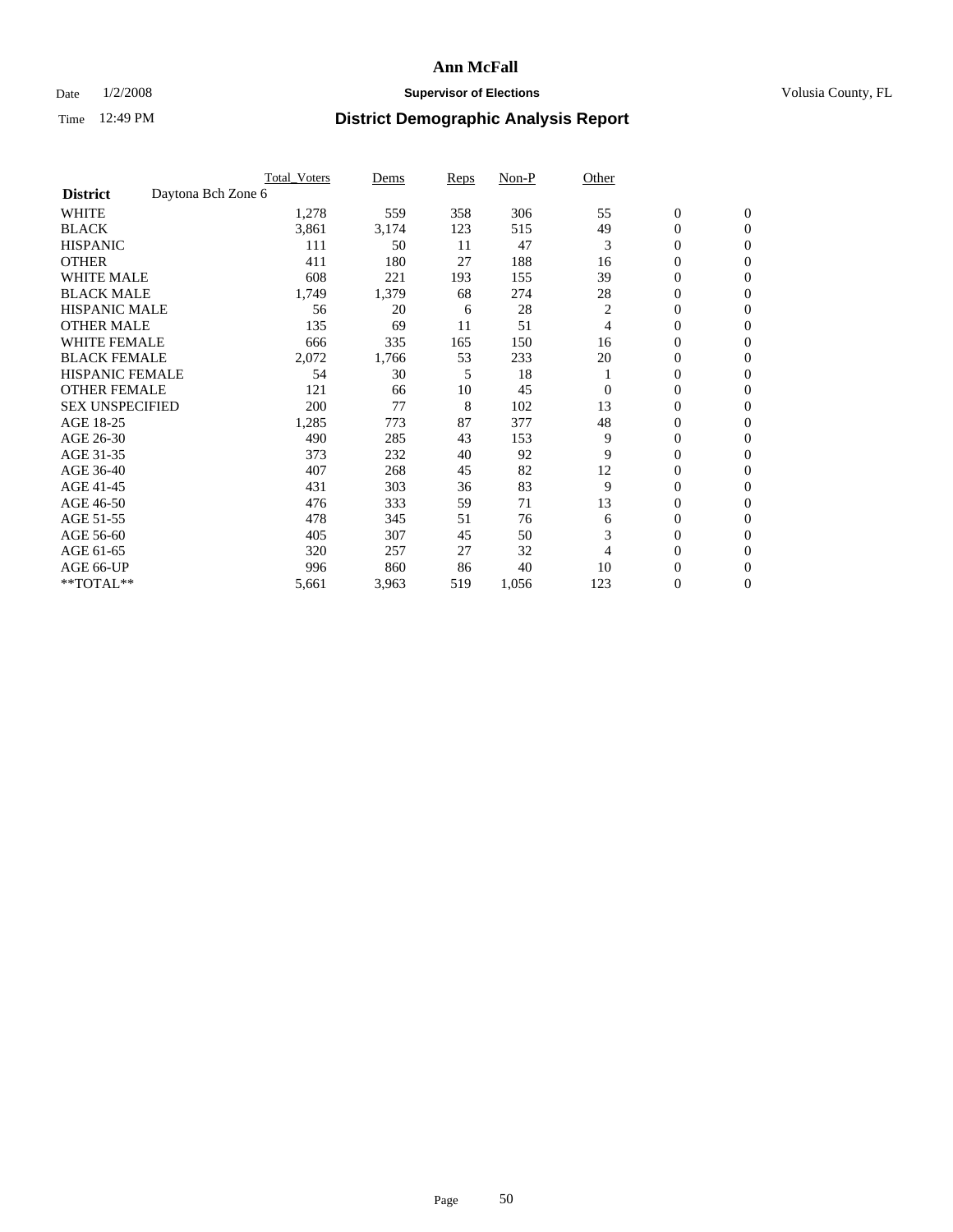# Ann McFall

Date 1/2/2008 **Supervisor of Elections** Volusia County, FL

Time 12:49 PM **District Demographic Analysis Report**

| | Total_Voters | Dems | Reps | Non-P | Other | | |
|---|---|---|---|---|---|---|---|
| **District** Daytona Bch Zone 6 | | | | | | | |
| WHITE | 1,278 | 559 | 358 | 306 | 55 | 0 | 0 |
| BLACK | 3,861 | 3,174 | 123 | 515 | 49 | 0 | 0 |
| HISPANIC | 111 | 50 | 11 | 47 | 3 | 0 | 0 |
| OTHER | 411 | 180 | 27 | 188 | 16 | 0 | 0 |
| WHITE MALE | 608 | 221 | 193 | 155 | 39 | 0 | 0 |
| BLACK MALE | 1,749 | 1,379 | 68 | 274 | 28 | 0 | 0 |
| HISPANIC MALE | 56 | 20 | 6 | 28 | 2 | 0 | 0 |
| OTHER MALE | 135 | 69 | 11 | 51 | 4 | 0 | 0 |
| WHITE FEMALE | 666 | 335 | 165 | 150 | 16 | 0 | 0 |
| BLACK FEMALE | 2,072 | 1,766 | 53 | 233 | 20 | 0 | 0 |
| HISPANIC FEMALE | 54 | 30 | 5 | 18 | 1 | 0 | 0 |
| OTHER FEMALE | 121 | 66 | 10 | 45 | 0 | 0 | 0 |
| SEX UNSPECIFIED | 200 | 77 | 8 | 102 | 13 | 0 | 0 |
| AGE 18-25 | 1,285 | 773 | 87 | 377 | 48 | 0 | 0 |
| AGE 26-30 | 490 | 285 | 43 | 153 | 9 | 0 | 0 |
| AGE 31-35 | 373 | 232 | 40 | 92 | 9 | 0 | 0 |
| AGE 36-40 | 407 | 268 | 45 | 82 | 12 | 0 | 0 |
| AGE 41-45 | 431 | 303 | 36 | 83 | 9 | 0 | 0 |
| AGE 46-50 | 476 | 333 | 59 | 71 | 13 | 0 | 0 |
| AGE 51-55 | 478 | 345 | 51 | 76 | 6 | 0 | 0 |
| AGE 56-60 | 405 | 307 | 45 | 50 | 3 | 0 | 0 |
| AGE 61-65 | 320 | 257 | 27 | 32 | 4 | 0 | 0 |
| AGE 66-UP | 996 | 860 | 86 | 40 | 10 | 0 | 0 |
| **TOTAL** | 5,661 | 3,963 | 519 | 1,056 | 123 | 0 | 0 |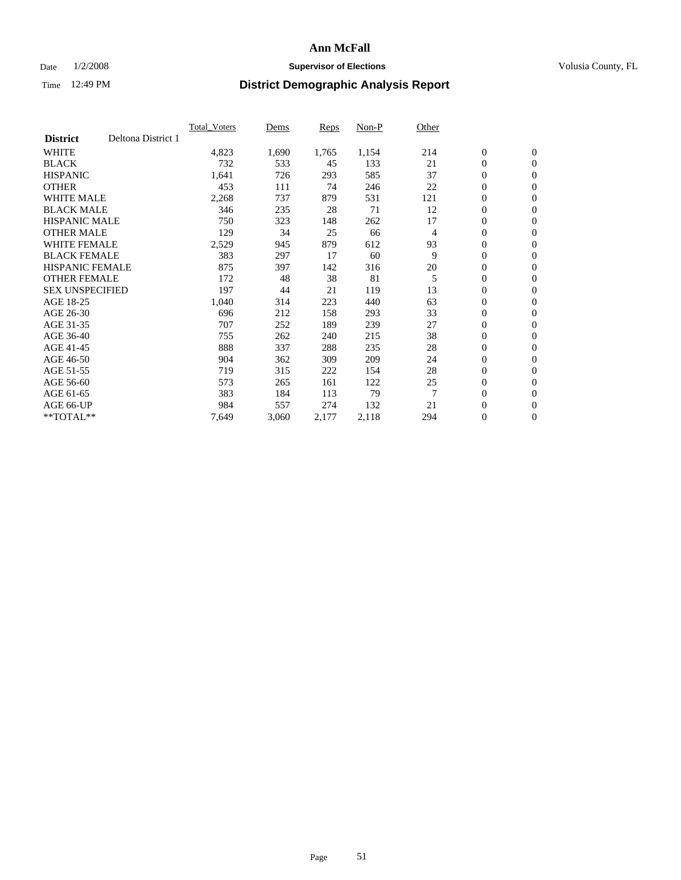# Ann McFall

Date 1/2/2008 **Supervisor of Elections** Volusia County, FL

Time 12:49 PM **District Demographic Analysis Report**

| | Total_Voters | Dems | Reps | Non-P | Other | | |
|---|---|---|---|---|---|---|---|
| **District** Deltona District 1 | | | | | | | |
| WHITE | 4,823 | 1,690 | 1,765 | 1,154 | 214 | 0 | 0 |
| BLACK | 732 | 533 | 45 | 133 | 21 | 0 | 0 |
| HISPANIC | 1,641 | 726 | 293 | 585 | 37 | 0 | 0 |
| OTHER | 453 | 111 | 74 | 246 | 22 | 0 | 0 |
| WHITE MALE | 2,268 | 737 | 879 | 531 | 121 | 0 | 0 |
| BLACK MALE | 346 | 235 | 28 | 71 | 12 | 0 | 0 |
| HISPANIC MALE | 750 | 323 | 148 | 262 | 17 | 0 | 0 |
| OTHER MALE | 129 | 34 | 25 | 66 | 4 | 0 | 0 |
| WHITE FEMALE | 2,529 | 945 | 879 | 612 | 93 | 0 | 0 |
| BLACK FEMALE | 383 | 297 | 17 | 60 | 9 | 0 | 0 |
| HISPANIC FEMALE | 875 | 397 | 142 | 316 | 20 | 0 | 0 |
| OTHER FEMALE | 172 | 48 | 38 | 81 | 5 | 0 | 0 |
| SEX UNSPECIFIED | 197 | 44 | 21 | 119 | 13 | 0 | 0 |
| AGE 18-25 | 1,040 | 314 | 223 | 440 | 63 | 0 | 0 |
| AGE 26-30 | 696 | 212 | 158 | 293 | 33 | 0 | 0 |
| AGE 31-35 | 707 | 252 | 189 | 239 | 27 | 0 | 0 |
| AGE 36-40 | 755 | 262 | 240 | 215 | 38 | 0 | 0 |
| AGE 41-45 | 888 | 337 | 288 | 235 | 28 | 0 | 0 |
| AGE 46-50 | 904 | 362 | 309 | 209 | 24 | 0 | 0 |
| AGE 51-55 | 719 | 315 | 222 | 154 | 28 | 0 | 0 |
| AGE 56-60 | 573 | 265 | 161 | 122 | 25 | 0 | 0 |
| AGE 61-65 | 383 | 184 | 113 | 79 | 7 | 0 | 0 |
| AGE 66-UP | 984 | 557 | 274 | 132 | 21 | 0 | 0 |
| **TOTAL** | 7,649 | 3,060 | 2,177 | 2,118 | 294 | 0 | 0 |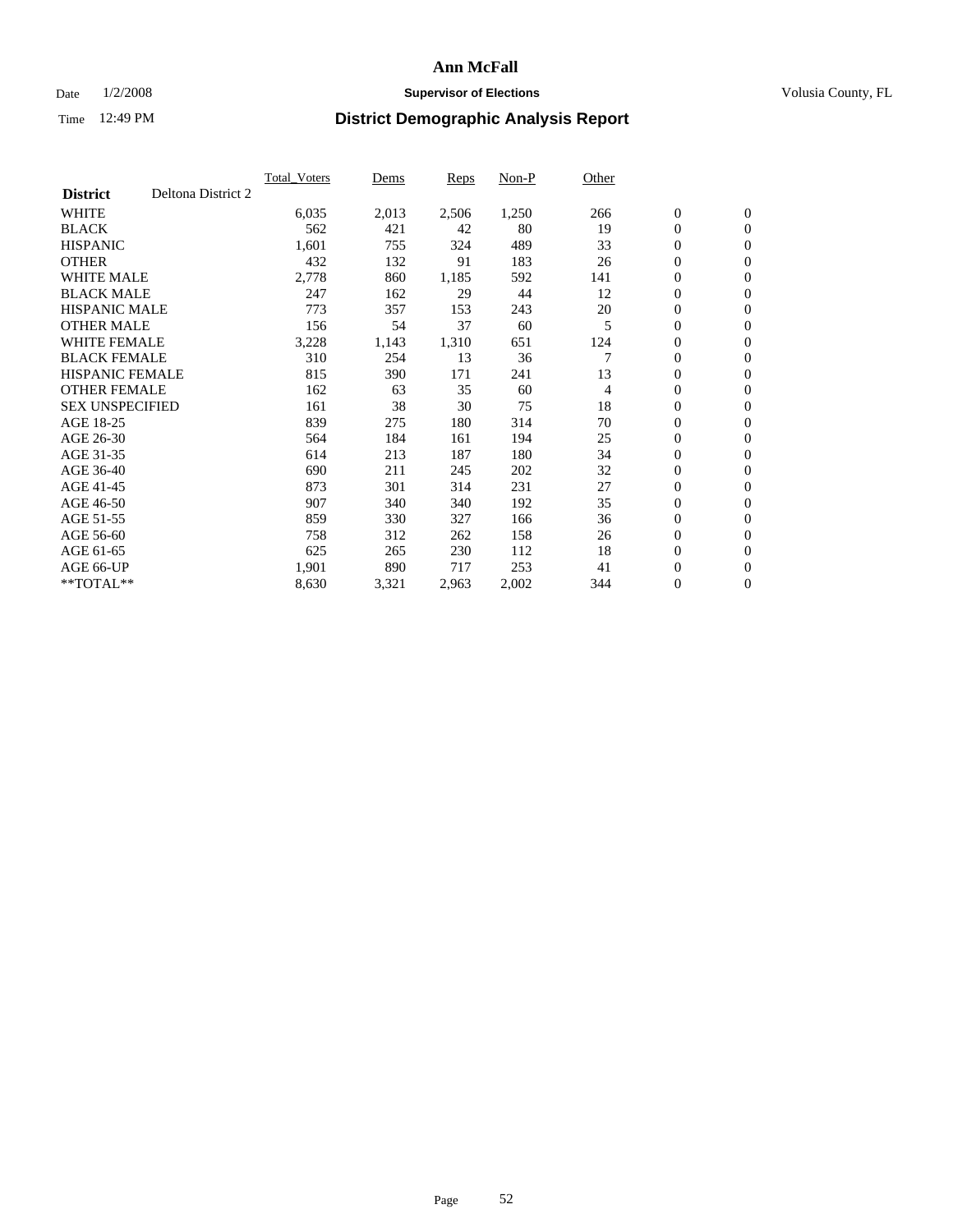# Ann McFall

Date 1/2/2008 **Supervisor of Elections** Volusia County, FL

Time 12:49 PM **District Demographic Analysis Report**

| **District** Deltona District 2 | Total_Voters | Dems | Reps | Non-P | Other | | |
|---|---|---|---|---|---|---|---|
| WHITE | 6,035 | 2,013 | 2,506 | 1,250 | 266 | 0 | 0 |
| BLACK | 562 | 421 | 42 | 80 | 19 | 0 | 0 |
| HISPANIC | 1,601 | 755 | 324 | 489 | 33 | 0 | 0 |
| OTHER | 432 | 132 | 91 | 183 | 26 | 0 | 0 |
| WHITE MALE | 2,778 | 860 | 1,185 | 592 | 141 | 0 | 0 |
| BLACK MALE | 247 | 162 | 29 | 44 | 12 | 0 | 0 |
| HISPANIC MALE | 773 | 357 | 153 | 243 | 20 | 0 | 0 |
| OTHER MALE | 156 | 54 | 37 | 60 | 5 | 0 | 0 |
| WHITE FEMALE | 3,228 | 1,143 | 1,310 | 651 | 124 | 0 | 0 |
| BLACK FEMALE | 310 | 254 | 13 | 36 | 7 | 0 | 0 |
| HISPANIC FEMALE | 815 | 390 | 171 | 241 | 13 | 0 | 0 |
| OTHER FEMALE | 162 | 63 | 35 | 60 | 4 | 0 | 0 |
| SEX UNSPECIFIED | 161 | 38 | 30 | 75 | 18 | 0 | 0 |
| AGE 18-25 | 839 | 275 | 180 | 314 | 70 | 0 | 0 |
| AGE 26-30 | 564 | 184 | 161 | 194 | 25 | 0 | 0 |
| AGE 31-35 | 614 | 213 | 187 | 180 | 34 | 0 | 0 |
| AGE 36-40 | 690 | 211 | 245 | 202 | 32 | 0 | 0 |
| AGE 41-45 | 873 | 301 | 314 | 231 | 27 | 0 | 0 |
| AGE 46-50 | 907 | 340 | 340 | 192 | 35 | 0 | 0 |
| AGE 51-55 | 859 | 330 | 327 | 166 | 36 | 0 | 0 |
| AGE 56-60 | 758 | 312 | 262 | 158 | 26 | 0 | 0 |
| AGE 61-65 | 625 | 265 | 230 | 112 | 18 | 0 | 0 |
| AGE 66-UP | 1,901 | 890 | 717 | 253 | 41 | 0 | 0 |
| **TOTAL** | 8,630 | 3,321 | 2,963 | 2,002 | 344 | 0 | 0 |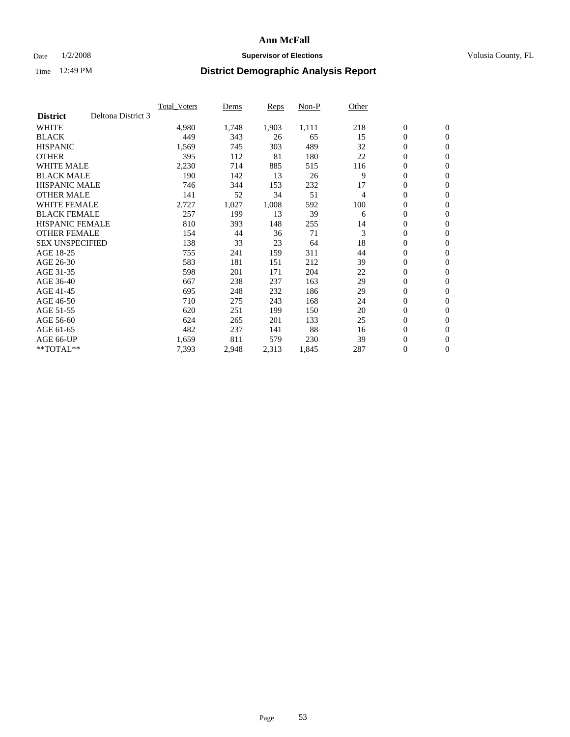# Ann McFall

Date 1/2/2008 **Supervisor of Elections** Volusia County, FL

Time 12:49 PM **District Demographic Analysis Report**

| | Total_Voters | Dems | Reps | Non-P | Other | | |
|---|---|---|---|---|---|---|---|
| **District** Deltona District 3 | | | | | | | |
| WHITE | 4,980 | 1,748 | 1,903 | 1,111 | 218 | 0 | 0 |
| BLACK | 449 | 343 | 26 | 65 | 15 | 0 | 0 |
| HISPANIC | 1,569 | 745 | 303 | 489 | 32 | 0 | 0 |
| OTHER | 395 | 112 | 81 | 180 | 22 | 0 | 0 |
| WHITE MALE | 2,230 | 714 | 885 | 515 | 116 | 0 | 0 |
| BLACK MALE | 190 | 142 | 13 | 26 | 9 | 0 | 0 |
| HISPANIC MALE | 746 | 344 | 153 | 232 | 17 | 0 | 0 |
| OTHER MALE | 141 | 52 | 34 | 51 | 4 | 0 | 0 |
| WHITE FEMALE | 2,727 | 1,027 | 1,008 | 592 | 100 | 0 | 0 |
| BLACK FEMALE | 257 | 199 | 13 | 39 | 6 | 0 | 0 |
| HISPANIC FEMALE | 810 | 393 | 148 | 255 | 14 | 0 | 0 |
| OTHER FEMALE | 154 | 44 | 36 | 71 | 3 | 0 | 0 |
| SEX UNSPECIFIED | 138 | 33 | 23 | 64 | 18 | 0 | 0 |
| AGE 18-25 | 755 | 241 | 159 | 311 | 44 | 0 | 0 |
| AGE 26-30 | 583 | 181 | 151 | 212 | 39 | 0 | 0 |
| AGE 31-35 | 598 | 201 | 171 | 204 | 22 | 0 | 0 |
| AGE 36-40 | 667 | 238 | 237 | 163 | 29 | 0 | 0 |
| AGE 41-45 | 695 | 248 | 232 | 186 | 29 | 0 | 0 |
| AGE 46-50 | 710 | 275 | 243 | 168 | 24 | 0 | 0 |
| AGE 51-55 | 620 | 251 | 199 | 150 | 20 | 0 | 0 |
| AGE 56-60 | 624 | 265 | 201 | 133 | 25 | 0 | 0 |
| AGE 61-65 | 482 | 237 | 141 | 88 | 16 | 0 | 0 |
| AGE 66-UP | 1,659 | 811 | 579 | 230 | 39 | 0 | 0 |
| **TOTAL** | 7,393 | 2,948 | 2,313 | 1,845 | 287 | 0 | 0 |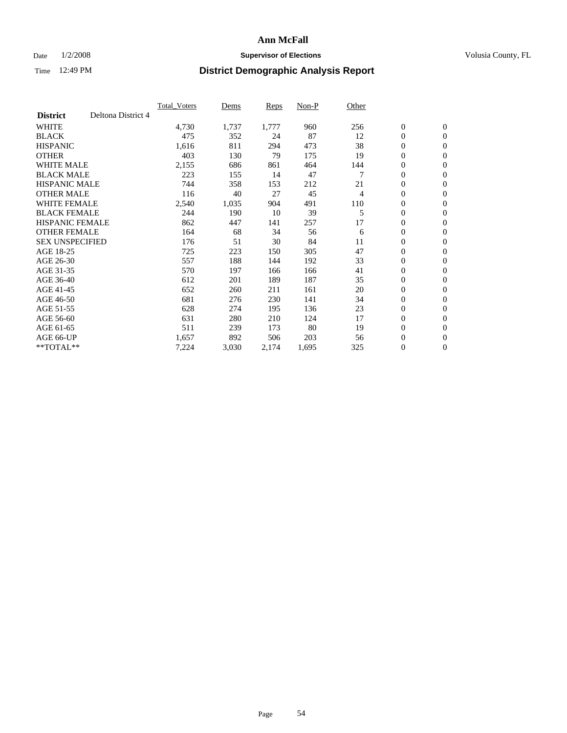# Ann McFall

Date 1/2/2008 **Supervisor of Elections** Volusia County, FL

Time 12:49 PM **District Demographic Analysis Report**

| | Total_Voters | Dems | Reps | Non-P | Other | | |
|---|---|---|---|---|---|---|---|
| **District** Deltona District 4 | | | | | | | |
| WHITE | 4,730 | 1,737 | 1,777 | 960 | 256 | 0 | 0 |
| BLACK | 475 | 352 | 24 | 87 | 12 | 0 | 0 |
| HISPANIC | 1,616 | 811 | 294 | 473 | 38 | 0 | 0 |
| OTHER | 403 | 130 | 79 | 175 | 19 | 0 | 0 |
| WHITE MALE | 2,155 | 686 | 861 | 464 | 144 | 0 | 0 |
| BLACK MALE | 223 | 155 | 14 | 47 | 7 | 0 | 0 |
| HISPANIC MALE | 744 | 358 | 153 | 212 | 21 | 0 | 0 |
| OTHER MALE | 116 | 40 | 27 | 45 | 4 | 0 | 0 |
| WHITE FEMALE | 2,540 | 1,035 | 904 | 491 | 110 | 0 | 0 |
| BLACK FEMALE | 244 | 190 | 10 | 39 | 5 | 0 | 0 |
| HISPANIC FEMALE | 862 | 447 | 141 | 257 | 17 | 0 | 0 |
| OTHER FEMALE | 164 | 68 | 34 | 56 | 6 | 0 | 0 |
| SEX UNSPECIFIED | 176 | 51 | 30 | 84 | 11 | 0 | 0 |
| AGE 18-25 | 725 | 223 | 150 | 305 | 47 | 0 | 0 |
| AGE 26-30 | 557 | 188 | 144 | 192 | 33 | 0 | 0 |
| AGE 31-35 | 570 | 197 | 166 | 166 | 41 | 0 | 0 |
| AGE 36-40 | 612 | 201 | 189 | 187 | 35 | 0 | 0 |
| AGE 41-45 | 652 | 260 | 211 | 161 | 20 | 0 | 0 |
| AGE 46-50 | 681 | 276 | 230 | 141 | 34 | 0 | 0 |
| AGE 51-55 | 628 | 274 | 195 | 136 | 23 | 0 | 0 |
| AGE 56-60 | 631 | 280 | 210 | 124 | 17 | 0 | 0 |
| AGE 61-65 | 511 | 239 | 173 | 80 | 19 | 0 | 0 |
| AGE 66-UP | 1,657 | 892 | 506 | 203 | 56 | 0 | 0 |
| **TOTAL** | 7,224 | 3,030 | 2,174 | 1,695 | 325 | 0 | 0 |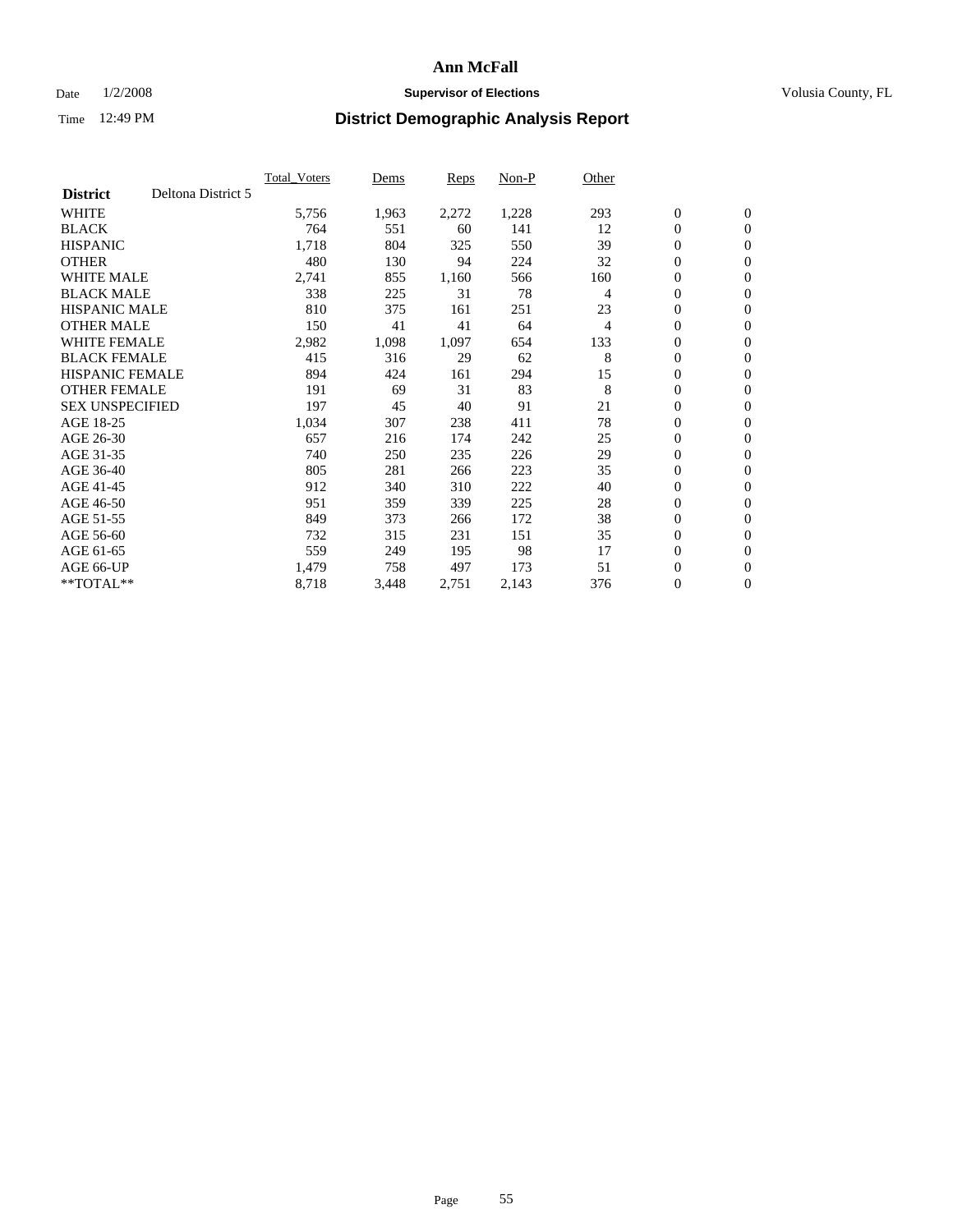# Ann McFall

Date 1/2/2008 **Supervisor of Elections** Volusia County, FL

Time 12:49 PM **District Demographic Analysis Report**

| | Total_Voters | Dems | Reps | Non-P | Other | | |
|---|---|---|---|---|---|---|---|
| **District** Deltona District 5 | | | | | | | |
| WHITE | 5,756 | 1,963 | 2,272 | 1,228 | 293 | 0 | 0 |
| BLACK | 764 | 551 | 60 | 141 | 12 | 0 | 0 |
| HISPANIC | 1,718 | 804 | 325 | 550 | 39 | 0 | 0 |
| OTHER | 480 | 130 | 94 | 224 | 32 | 0 | 0 |
| WHITE MALE | 2,741 | 855 | 1,160 | 566 | 160 | 0 | 0 |
| BLACK MALE | 338 | 225 | 31 | 78 | 4 | 0 | 0 |
| HISPANIC MALE | 810 | 375 | 161 | 251 | 23 | 0 | 0 |
| OTHER MALE | 150 | 41 | 41 | 64 | 4 | 0 | 0 |
| WHITE FEMALE | 2,982 | 1,098 | 1,097 | 654 | 133 | 0 | 0 |
| BLACK FEMALE | 415 | 316 | 29 | 62 | 8 | 0 | 0 |
| HISPANIC FEMALE | 894 | 424 | 161 | 294 | 15 | 0 | 0 |
| OTHER FEMALE | 191 | 69 | 31 | 83 | 8 | 0 | 0 |
| SEX UNSPECIFIED | 197 | 45 | 40 | 91 | 21 | 0 | 0 |
| AGE 18-25 | 1,034 | 307 | 238 | 411 | 78 | 0 | 0 |
| AGE 26-30 | 657 | 216 | 174 | 242 | 25 | 0 | 0 |
| AGE 31-35 | 740 | 250 | 235 | 226 | 29 | 0 | 0 |
| AGE 36-40 | 805 | 281 | 266 | 223 | 35 | 0 | 0 |
| AGE 41-45 | 912 | 340 | 310 | 222 | 40 | 0 | 0 |
| AGE 46-50 | 951 | 359 | 339 | 225 | 28 | 0 | 0 |
| AGE 51-55 | 849 | 373 | 266 | 172 | 38 | 0 | 0 |
| AGE 56-60 | 732 | 315 | 231 | 151 | 35 | 0 | 0 |
| AGE 61-65 | 559 | 249 | 195 | 98 | 17 | 0 | 0 |
| AGE 66-UP | 1,479 | 758 | 497 | 173 | 51 | 0 | 0 |
| **TOTAL** | 8,718 | 3,448 | 2,751 | 2,143 | 376 | 0 | 0 |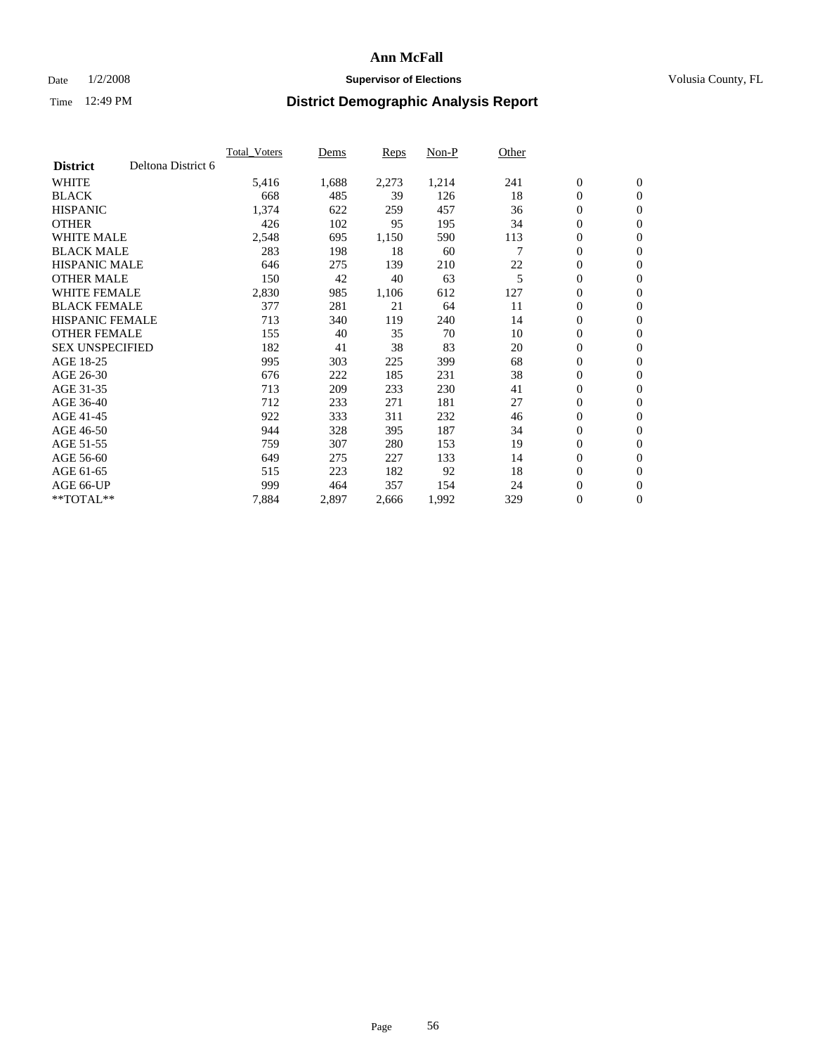**Ann McFall**

Date 1/2/2008 **Supervisor of Elections** Volusia County, FL

Time 12:49 PM **District Demographic Analysis Report**

| | Total_Voters | Dems | Reps | Non-P | Other | | |
|---|---|---|---|---|---|---|---|
| **District** Deltona District 6 | | | | | | | |
| WHITE | 5,416 | 1,688 | 2,273 | 1,214 | 241 | 0 | 0 |
| BLACK | 668 | 485 | 39 | 126 | 18 | 0 | 0 |
| HISPANIC | 1,374 | 622 | 259 | 457 | 36 | 0 | 0 |
| OTHER | 426 | 102 | 95 | 195 | 34 | 0 | 0 |
| WHITE MALE | 2,548 | 695 | 1,150 | 590 | 113 | 0 | 0 |
| BLACK MALE | 283 | 198 | 18 | 60 | 7 | 0 | 0 |
| HISPANIC MALE | 646 | 275 | 139 | 210 | 22 | 0 | 0 |
| OTHER MALE | 150 | 42 | 40 | 63 | 5 | 0 | 0 |
| WHITE FEMALE | 2,830 | 985 | 1,106 | 612 | 127 | 0 | 0 |
| BLACK FEMALE | 377 | 281 | 21 | 64 | 11 | 0 | 0 |
| HISPANIC FEMALE | 713 | 340 | 119 | 240 | 14 | 0 | 0 |
| OTHER FEMALE | 155 | 40 | 35 | 70 | 10 | 0 | 0 |
| SEX UNSPECIFIED | 182 | 41 | 38 | 83 | 20 | 0 | 0 |
| AGE 18-25 | 995 | 303 | 225 | 399 | 68 | 0 | 0 |
| AGE 26-30 | 676 | 222 | 185 | 231 | 38 | 0 | 0 |
| AGE 31-35 | 713 | 209 | 233 | 230 | 41 | 0 | 0 |
| AGE 36-40 | 712 | 233 | 271 | 181 | 27 | 0 | 0 |
| AGE 41-45 | 922 | 333 | 311 | 232 | 46 | 0 | 0 |
| AGE 46-50 | 944 | 328 | 395 | 187 | 34 | 0 | 0 |
| AGE 51-55 | 759 | 307 | 280 | 153 | 19 | 0 | 0 |
| AGE 56-60 | 649 | 275 | 227 | 133 | 14 | 0 | 0 |
| AGE 61-65 | 515 | 223 | 182 | 92 | 18 | 0 | 0 |
| AGE 66-UP | 999 | 464 | 357 | 154 | 24 | 0 | 0 |
| **TOTAL** | 7,884 | 2,897 | 2,666 | 1,992 | 329 | 0 | 0 |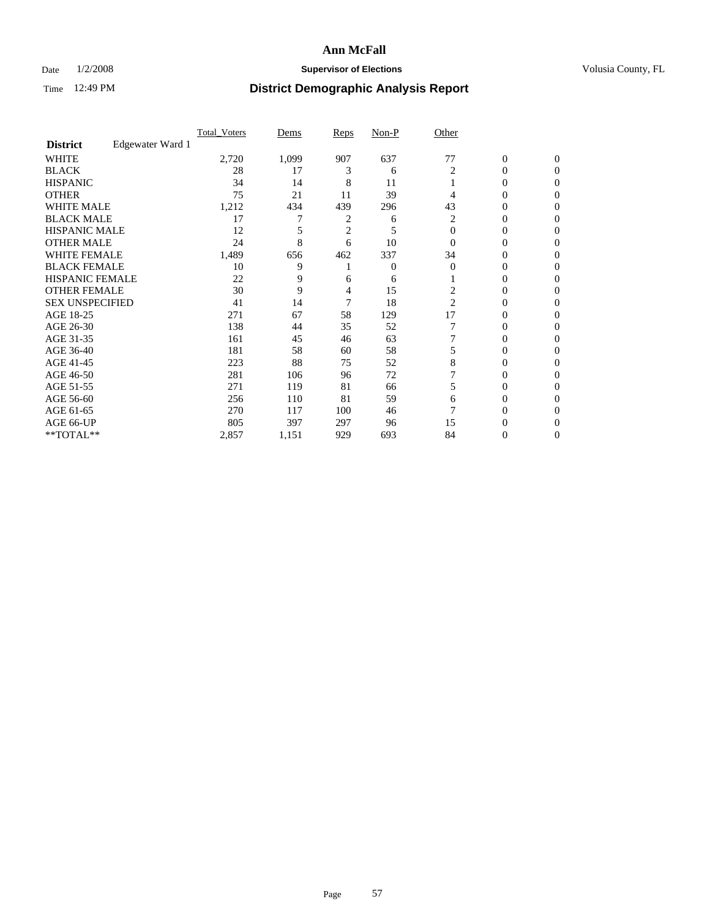# Ann McFall

Date 1/2/2008 **Supervisor of Elections** Volusia County, FL

Time 12:49 PM **District Demographic Analysis Report**

| | Total_Voters | Dems | Reps | Non-P | Other | | |
|---|---|---|---|---|---|---|---|
| **District** Edgewater Ward 1 | | | | | | | |
| WHITE | 2,720 | 1,099 | 907 | 637 | 77 | 0 | 0 |
| BLACK | 28 | 17 | 3 | 6 | 2 | 0 | 0 |
| HISPANIC | 34 | 14 | 8 | 11 | 1 | 0 | 0 |
| OTHER | 75 | 21 | 11 | 39 | 4 | 0 | 0 |
| WHITE MALE | 1,212 | 434 | 439 | 296 | 43 | 0 | 0 |
| BLACK MALE | 17 | 7 | 2 | 6 | 2 | 0 | 0 |
| HISPANIC MALE | 12 | 5 | 2 | 5 | 0 | 0 | 0 |
| OTHER MALE | 24 | 8 | 6 | 10 | 0 | 0 | 0 |
| WHITE FEMALE | 1,489 | 656 | 462 | 337 | 34 | 0 | 0 |
| BLACK FEMALE | 10 | 9 | 1 | 0 | 0 | 0 | 0 |
| HISPANIC FEMALE | 22 | 9 | 6 | 6 | 1 | 0 | 0 |
| OTHER FEMALE | 30 | 9 | 4 | 15 | 2 | 0 | 0 |
| SEX UNSPECIFIED | 41 | 14 | 7 | 18 | 2 | 0 | 0 |
| AGE 18-25 | 271 | 67 | 58 | 129 | 17 | 0 | 0 |
| AGE 26-30 | 138 | 44 | 35 | 52 | 7 | 0 | 0 |
| AGE 31-35 | 161 | 45 | 46 | 63 | 7 | 0 | 0 |
| AGE 36-40 | 181 | 58 | 60 | 58 | 5 | 0 | 0 |
| AGE 41-45 | 223 | 88 | 75 | 52 | 8 | 0 | 0 |
| AGE 46-50 | 281 | 106 | 96 | 72 | 7 | 0 | 0 |
| AGE 51-55 | 271 | 119 | 81 | 66 | 5 | 0 | 0 |
| AGE 56-60 | 256 | 110 | 81 | 59 | 6 | 0 | 0 |
| AGE 61-65 | 270 | 117 | 100 | 46 | 7 | 0 | 0 |
| AGE 66-UP | 805 | 397 | 297 | 96 | 15 | 0 | 0 |
| **TOTAL** | 2,857 | 1,151 | 929 | 693 | 84 | 0 | 0 |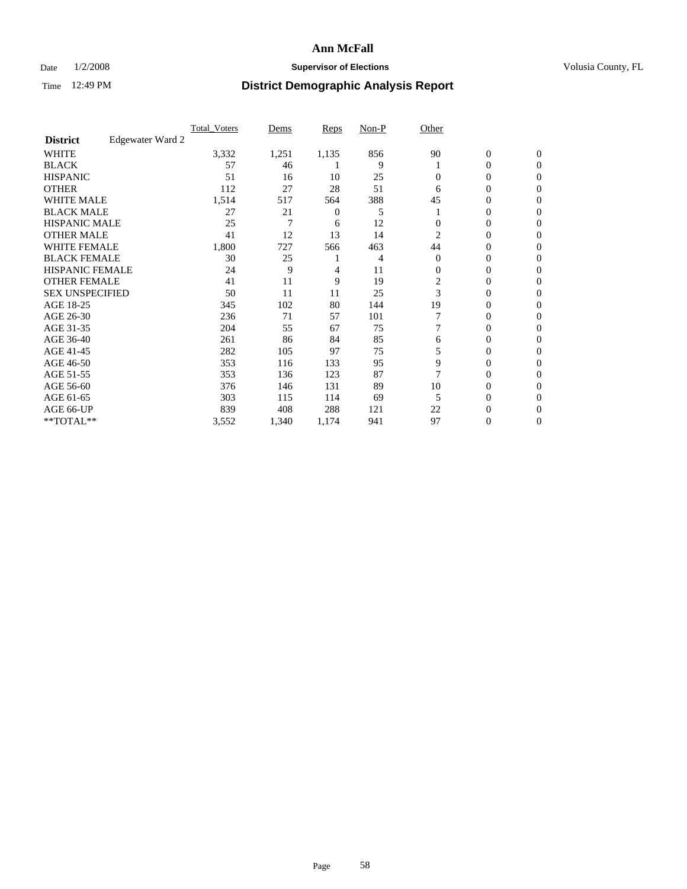# Ann McFall

Date 1/2/2008 **Supervisor of Elections** Volusia County, FL

Time 12:49 PM **District Demographic Analysis Report**

| | Total_Voters | Dems | Reps | Non-P | Other | | |
|---|---|---|---|---|---|---|---|
| **District** Edgewater Ward 2 | | | | | | | |
| WHITE | 3,332 | 1,251 | 1,135 | 856 | 90 | 0 | 0 |
| BLACK | 57 | 46 | 1 | 9 | 1 | 0 | 0 |
| HISPANIC | 51 | 16 | 10 | 25 | 0 | 0 | 0 |
| OTHER | 112 | 27 | 28 | 51 | 6 | 0 | 0 |
| WHITE MALE | 1,514 | 517 | 564 | 388 | 45 | 0 | 0 |
| BLACK MALE | 27 | 21 | 0 | 5 | 1 | 0 | 0 |
| HISPANIC MALE | 25 | 7 | 6 | 12 | 0 | 0 | 0 |
| OTHER MALE | 41 | 12 | 13 | 14 | 2 | 0 | 0 |
| WHITE FEMALE | 1,800 | 727 | 566 | 463 | 44 | 0 | 0 |
| BLACK FEMALE | 30 | 25 | 1 | 4 | 0 | 0 | 0 |
| HISPANIC FEMALE | 24 | 9 | 4 | 11 | 0 | 0 | 0 |
| OTHER FEMALE | 41 | 11 | 9 | 19 | 2 | 0 | 0 |
| SEX UNSPECIFIED | 50 | 11 | 11 | 25 | 3 | 0 | 0 |
| AGE 18-25 | 345 | 102 | 80 | 144 | 19 | 0 | 0 |
| AGE 26-30 | 236 | 71 | 57 | 101 | 7 | 0 | 0 |
| AGE 31-35 | 204 | 55 | 67 | 75 | 7 | 0 | 0 |
| AGE 36-40 | 261 | 86 | 84 | 85 | 6 | 0 | 0 |
| AGE 41-45 | 282 | 105 | 97 | 75 | 5 | 0 | 0 |
| AGE 46-50 | 353 | 116 | 133 | 95 | 9 | 0 | 0 |
| AGE 51-55 | 353 | 136 | 123 | 87 | 7 | 0 | 0 |
| AGE 56-60 | 376 | 146 | 131 | 89 | 10 | 0 | 0 |
| AGE 61-65 | 303 | 115 | 114 | 69 | 5 | 0 | 0 |
| AGE 66-UP | 839 | 408 | 288 | 121 | 22 | 0 | 0 |
| **TOTAL** | 3,552 | 1,340 | 1,174 | 941 | 97 | 0 | 0 |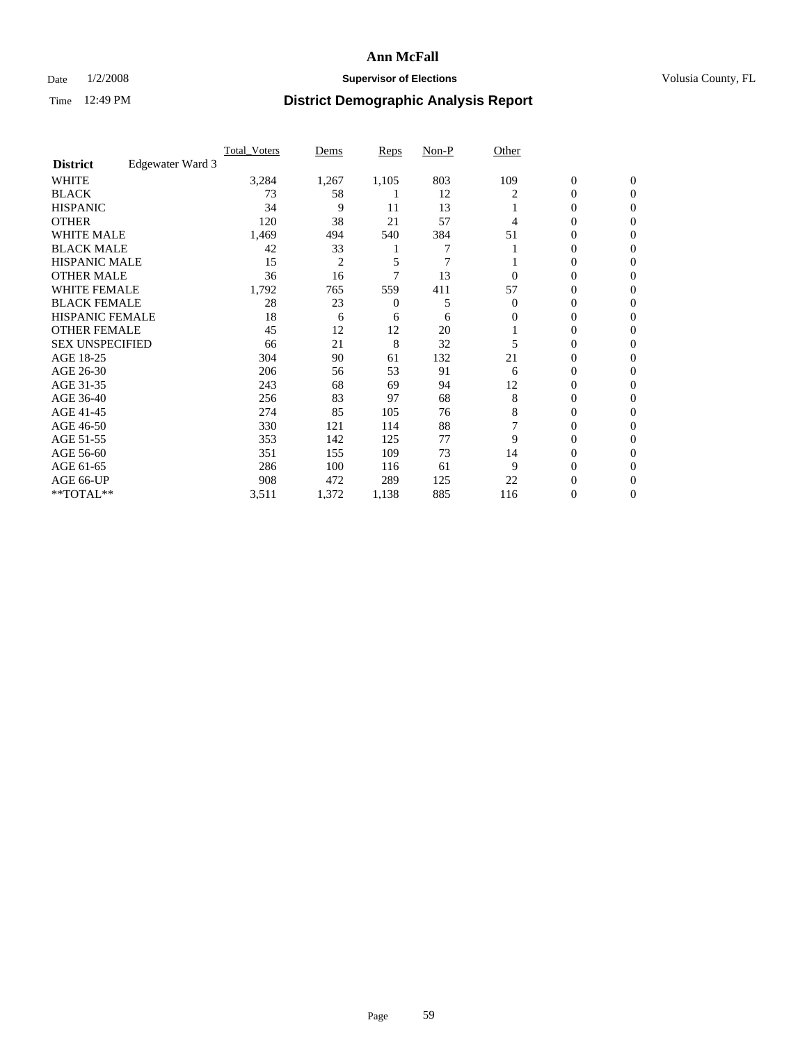**Ann McFall**

Date 1/2/2008 **Supervisor of Elections** Volusia County, FL

Time 12:49 PM **District Demographic Analysis Report**

| | Total_Voters | Dems | Reps | Non-P | Other | | |
|---|---|---|---|---|---|---|---|
| **District** Edgewater Ward 3 | | | | | | | |
| WHITE | 3,284 | 1,267 | 1,105 | 803 | 109 | 0 | 0 |
| BLACK | 73 | 58 | 1 | 12 | 2 | 0 | 0 |
| HISPANIC | 34 | 9 | 11 | 13 | 1 | 0 | 0 |
| OTHER | 120 | 38 | 21 | 57 | 4 | 0 | 0 |
| WHITE MALE | 1,469 | 494 | 540 | 384 | 51 | 0 | 0 |
| BLACK MALE | 42 | 33 | 1 | 7 | 1 | 0 | 0 |
| HISPANIC MALE | 15 | 2 | 5 | 7 | 1 | 0 | 0 |
| OTHER MALE | 36 | 16 | 7 | 13 | 0 | 0 | 0 |
| WHITE FEMALE | 1,792 | 765 | 559 | 411 | 57 | 0 | 0 |
| BLACK FEMALE | 28 | 23 | 0 | 5 | 0 | 0 | 0 |
| HISPANIC FEMALE | 18 | 6 | 6 | 6 | 0 | 0 | 0 |
| OTHER FEMALE | 45 | 12 | 12 | 20 | 1 | 0 | 0 |
| SEX UNSPECIFIED | 66 | 21 | 8 | 32 | 5 | 0 | 0 |
| AGE 18-25 | 304 | 90 | 61 | 132 | 21 | 0 | 0 |
| AGE 26-30 | 206 | 56 | 53 | 91 | 6 | 0 | 0 |
| AGE 31-35 | 243 | 68 | 69 | 94 | 12 | 0 | 0 |
| AGE 36-40 | 256 | 83 | 97 | 68 | 8 | 0 | 0 |
| AGE 41-45 | 274 | 85 | 105 | 76 | 8 | 0 | 0 |
| AGE 46-50 | 330 | 121 | 114 | 88 | 7 | 0 | 0 |
| AGE 51-55 | 353 | 142 | 125 | 77 | 9 | 0 | 0 |
| AGE 56-60 | 351 | 155 | 109 | 73 | 14 | 0 | 0 |
| AGE 61-65 | 286 | 100 | 116 | 61 | 9 | 0 | 0 |
| AGE 66-UP | 908 | 472 | 289 | 125 | 22 | 0 | 0 |
| **TOTAL** | 3,511 | 1,372 | 1,138 | 885 | 116 | 0 | 0 |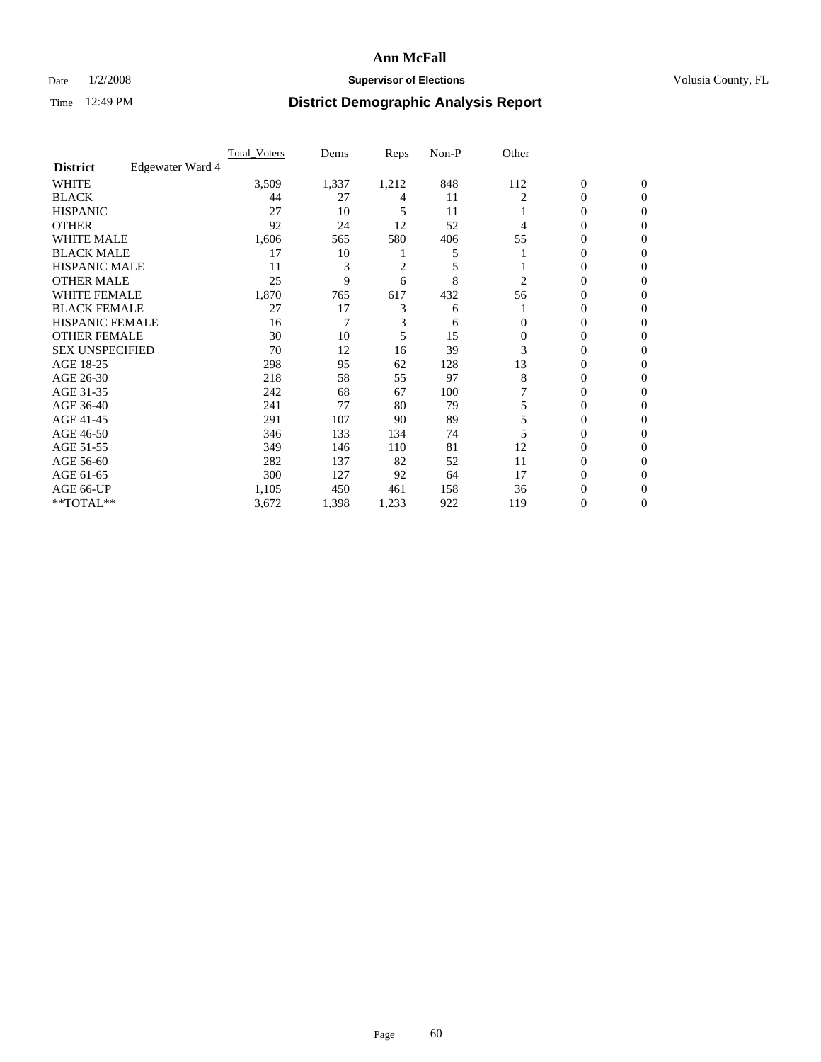# Ann McFall

Date 1/2/2008 **Supervisor of Elections** Volusia County, FL

Time 12:49 PM **District Demographic Analysis Report**

| **District** Edgewater Ward 4 | Total_Voters | Dems | Reps | Non-P | Other | | |
|---|---|---|---|---|---|---|---|
| WHITE | 3,509 | 1,337 | 1,212 | 848 | 112 | 0 | 0 |
| BLACK | 44 | 27 | 4 | 11 | 2 | 0 | 0 |
| HISPANIC | 27 | 10 | 5 | 11 | 1 | 0 | 0 |
| OTHER | 92 | 24 | 12 | 52 | 4 | 0 | 0 |
| WHITE MALE | 1,606 | 565 | 580 | 406 | 55 | 0 | 0 |
| BLACK MALE | 17 | 10 | 1 | 5 | 1 | 0 | 0 |
| HISPANIC MALE | 11 | 3 | 2 | 5 | 1 | 0 | 0 |
| OTHER MALE | 25 | 9 | 6 | 8 | 2 | 0 | 0 |
| WHITE FEMALE | 1,870 | 765 | 617 | 432 | 56 | 0 | 0 |
| BLACK FEMALE | 27 | 17 | 3 | 6 | 1 | 0 | 0 |
| HISPANIC FEMALE | 16 | 7 | 3 | 6 | 0 | 0 | 0 |
| OTHER FEMALE | 30 | 10 | 5 | 15 | 0 | 0 | 0 |
| SEX UNSPECIFIED | 70 | 12 | 16 | 39 | 3 | 0 | 0 |
| AGE 18-25 | 298 | 95 | 62 | 128 | 13 | 0 | 0 |
| AGE 26-30 | 218 | 58 | 55 | 97 | 8 | 0 | 0 |
| AGE 31-35 | 242 | 68 | 67 | 100 | 7 | 0 | 0 |
| AGE 36-40 | 241 | 77 | 80 | 79 | 5 | 0 | 0 |
| AGE 41-45 | 291 | 107 | 90 | 89 | 5 | 0 | 0 |
| AGE 46-50 | 346 | 133 | 134 | 74 | 5 | 0 | 0 |
| AGE 51-55 | 349 | 146 | 110 | 81 | 12 | 0 | 0 |
| AGE 56-60 | 282 | 137 | 82 | 52 | 11 | 0 | 0 |
| AGE 61-65 | 300 | 127 | 92 | 64 | 17 | 0 | 0 |
| AGE 66-UP | 1,105 | 450 | 461 | 158 | 36 | 0 | 0 |
| **TOTAL** | 3,672 | 1,398 | 1,233 | 922 | 119 | 0 | 0 |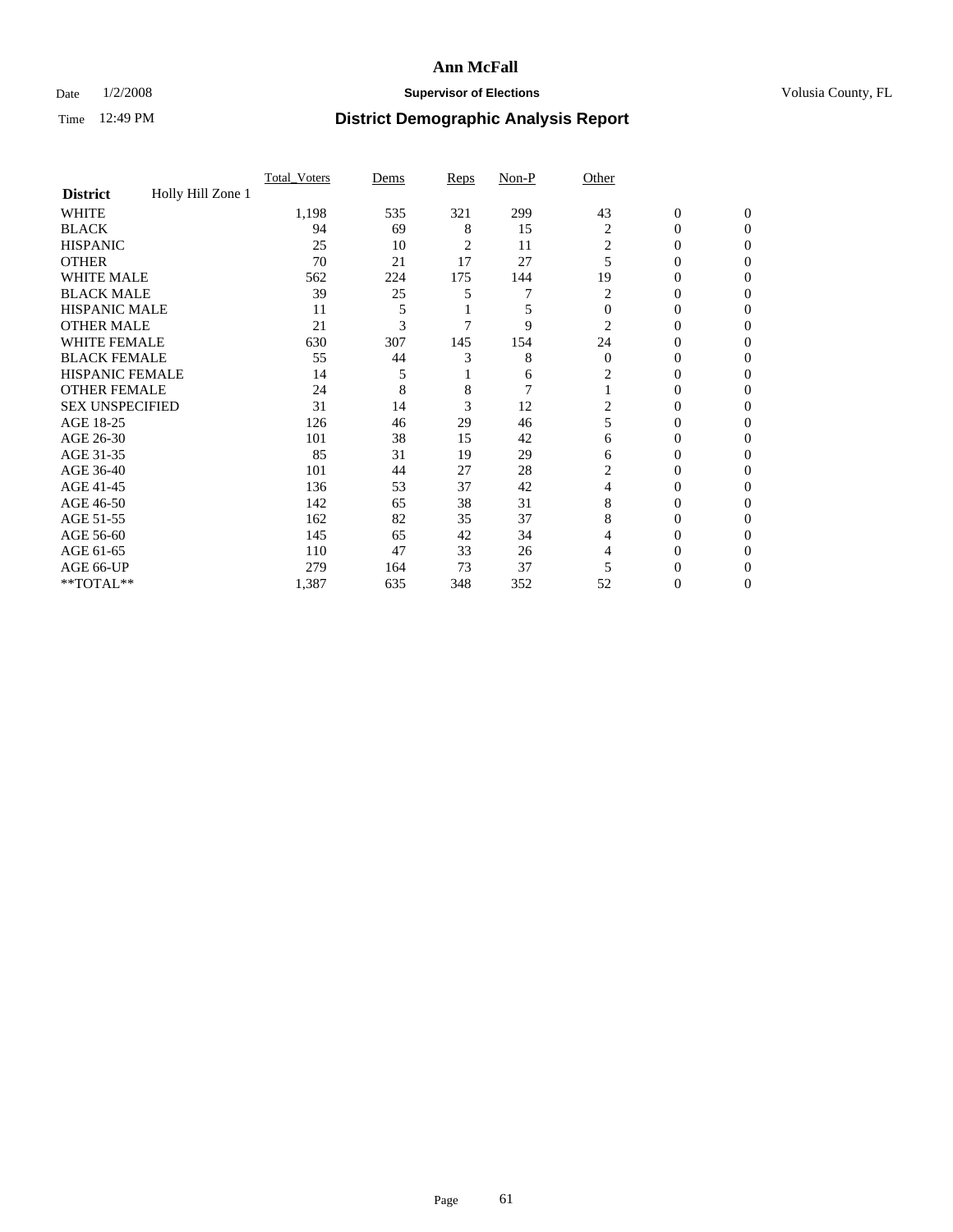# Ann McFall

Date 1/2/2008 **Supervisor of Elections** Volusia County, FL

Time 12:49 PM **District Demographic Analysis Report**

| | Total_Voters | Dems | Reps | Non-P | Other | | |
|---|---|---|---|---|---|---|---|
| **District** Holly Hill Zone 1 | | | | | | | |
| WHITE | 1,198 | 535 | 321 | 299 | 43 | 0 | 0 |
| BLACK | 94 | 69 | 8 | 15 | 2 | 0 | 0 |
| HISPANIC | 25 | 10 | 2 | 11 | 2 | 0 | 0 |
| OTHER | 70 | 21 | 17 | 27 | 5 | 0 | 0 |
| WHITE MALE | 562 | 224 | 175 | 144 | 19 | 0 | 0 |
| BLACK MALE | 39 | 25 | 5 | 7 | 2 | 0 | 0 |
| HISPANIC MALE | 11 | 5 | 1 | 5 | 0 | 0 | 0 |
| OTHER MALE | 21 | 3 | 7 | 9 | 2 | 0 | 0 |
| WHITE FEMALE | 630 | 307 | 145 | 154 | 24 | 0 | 0 |
| BLACK FEMALE | 55 | 44 | 3 | 8 | 0 | 0 | 0 |
| HISPANIC FEMALE | 14 | 5 | 1 | 6 | 2 | 0 | 0 |
| OTHER FEMALE | 24 | 8 | 8 | 7 | 1 | 0 | 0 |
| SEX UNSPECIFIED | 31 | 14 | 3 | 12 | 2 | 0 | 0 |
| AGE 18-25 | 126 | 46 | 29 | 46 | 5 | 0 | 0 |
| AGE 26-30 | 101 | 38 | 15 | 42 | 6 | 0 | 0 |
| AGE 31-35 | 85 | 31 | 19 | 29 | 6 | 0 | 0 |
| AGE 36-40 | 101 | 44 | 27 | 28 | 2 | 0 | 0 |
| AGE 41-45 | 136 | 53 | 37 | 42 | 4 | 0 | 0 |
| AGE 46-50 | 142 | 65 | 38 | 31 | 8 | 0 | 0 |
| AGE 51-55 | 162 | 82 | 35 | 37 | 8 | 0 | 0 |
| AGE 56-60 | 145 | 65 | 42 | 34 | 4 | 0 | 0 |
| AGE 61-65 | 110 | 47 | 33 | 26 | 4 | 0 | 0 |
| AGE 66-UP | 279 | 164 | 73 | 37 | 5 | 0 | 0 |
| **TOTAL** | 1,387 | 635 | 348 | 352 | 52 | 0 | 0 |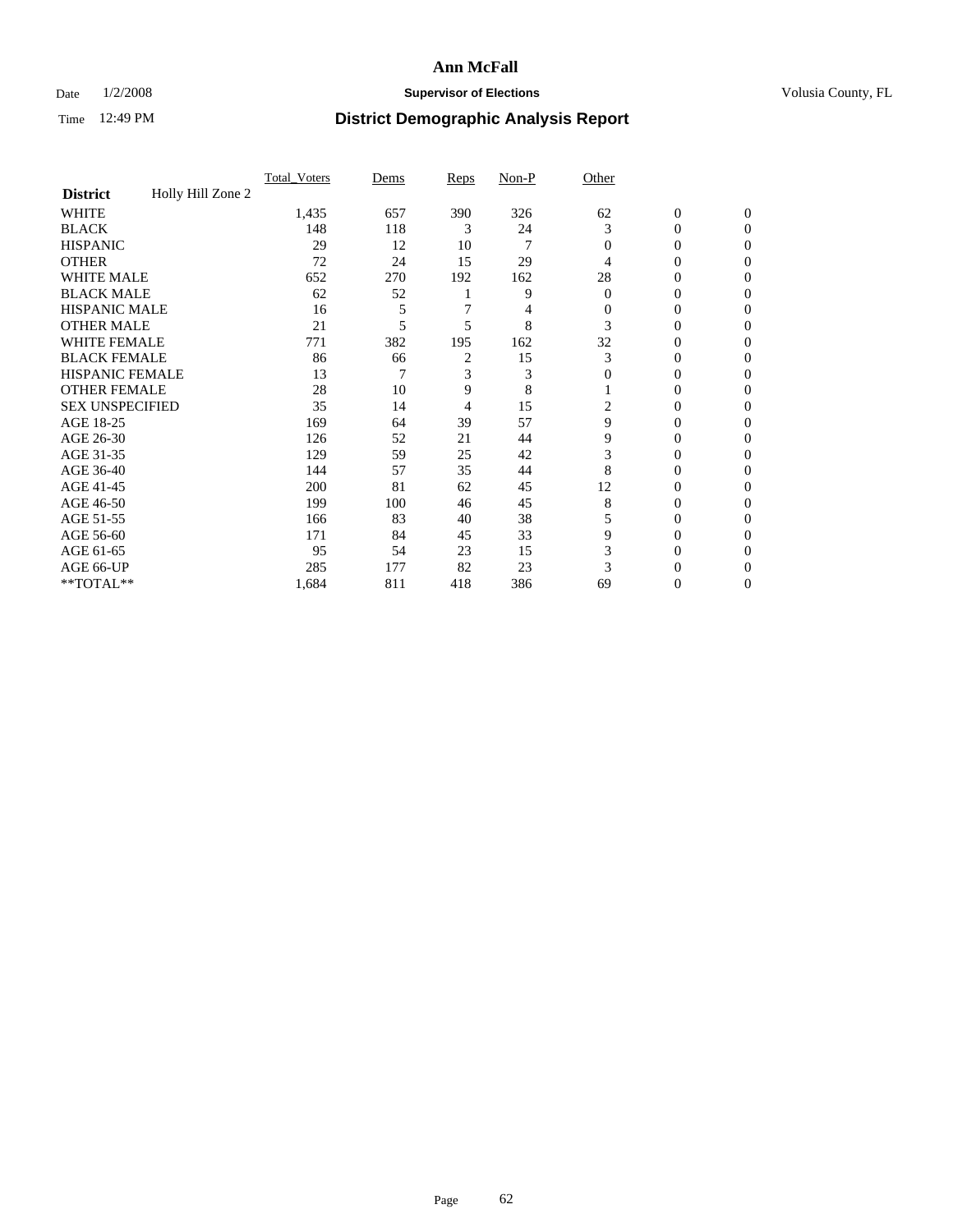# Ann McFall

Date 1/2/2008 **Supervisor of Elections** Volusia County, FL

Time 12:49 PM **District Demographic Analysis Report**

| | Total_Voters | Dems | Reps | Non-P | Other | | |
|---|---|---|---|---|---|---|---|
| **District** Holly Hill Zone 2 | | | | | | | |
| WHITE | 1,435 | 657 | 390 | 326 | 62 | 0 | 0 |
| BLACK | 148 | 118 | 3 | 24 | 3 | 0 | 0 |
| HISPANIC | 29 | 12 | 10 | 7 | 0 | 0 | 0 |
| OTHER | 72 | 24 | 15 | 29 | 4 | 0 | 0 |
| WHITE MALE | 652 | 270 | 192 | 162 | 28 | 0 | 0 |
| BLACK MALE | 62 | 52 | 1 | 9 | 0 | 0 | 0 |
| HISPANIC MALE | 16 | 5 | 7 | 4 | 0 | 0 | 0 |
| OTHER MALE | 21 | 5 | 5 | 8 | 3 | 0 | 0 |
| WHITE FEMALE | 771 | 382 | 195 | 162 | 32 | 0 | 0 |
| BLACK FEMALE | 86 | 66 | 2 | 15 | 3 | 0 | 0 |
| HISPANIC FEMALE | 13 | 7 | 3 | 3 | 0 | 0 | 0 |
| OTHER FEMALE | 28 | 10 | 9 | 8 | 1 | 0 | 0 |
| SEX UNSPECIFIED | 35 | 14 | 4 | 15 | 2 | 0 | 0 |
| AGE 18-25 | 169 | 64 | 39 | 57 | 9 | 0 | 0 |
| AGE 26-30 | 126 | 52 | 21 | 44 | 9 | 0 | 0 |
| AGE 31-35 | 129 | 59 | 25 | 42 | 3 | 0 | 0 |
| AGE 36-40 | 144 | 57 | 35 | 44 | 8 | 0 | 0 |
| AGE 41-45 | 200 | 81 | 62 | 45 | 12 | 0 | 0 |
| AGE 46-50 | 199 | 100 | 46 | 45 | 8 | 0 | 0 |
| AGE 51-55 | 166 | 83 | 40 | 38 | 5 | 0 | 0 |
| AGE 56-60 | 171 | 84 | 45 | 33 | 9 | 0 | 0 |
| AGE 61-65 | 95 | 54 | 23 | 15 | 3 | 0 | 0 |
| AGE 66-UP | 285 | 177 | 82 | 23 | 3 | 0 | 0 |
| **TOTAL** | 1,684 | 811 | 418 | 386 | 69 | 0 | 0 |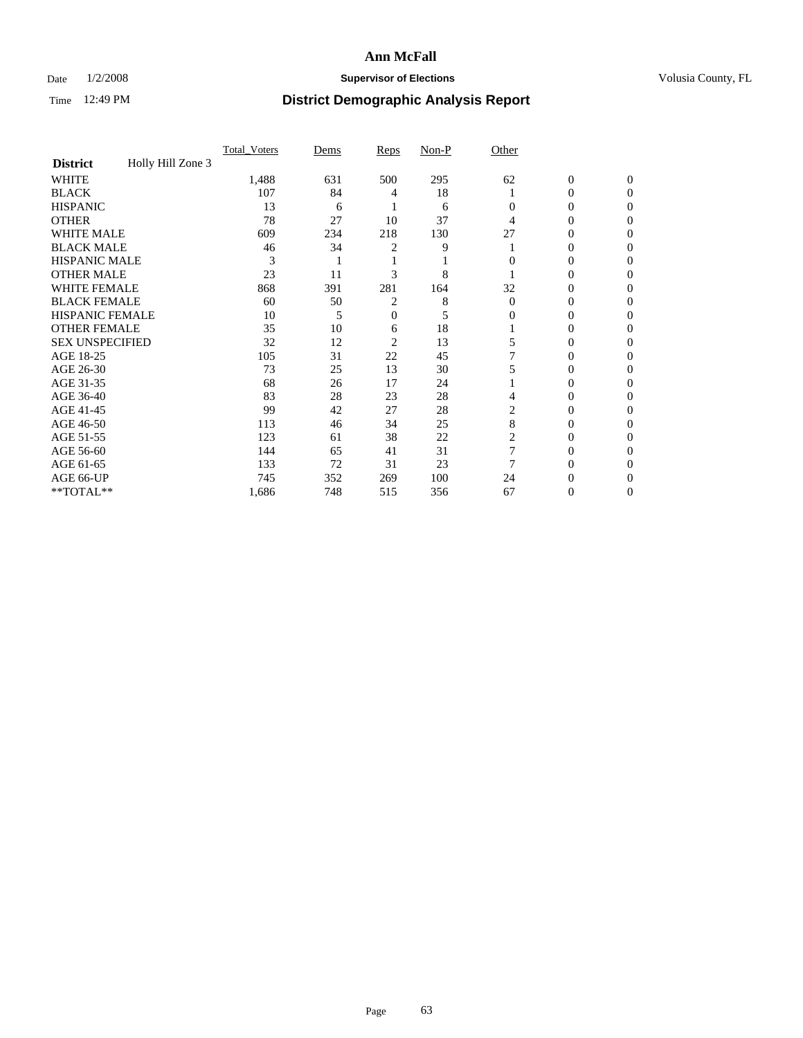# Ann McFall

Date 1/2/2008 **Supervisor of Elections** Volusia County, FL

Time 12:49 PM **District Demographic Analysis Report**

| | Total_Voters | Dems | Reps | Non-P | Other | | |
|---|---|---|---|---|---|---|---|
| **District** Holly Hill Zone 3 | | | | | | | |
| WHITE | 1,488 | 631 | 500 | 295 | 62 | 0 | 0 |
| BLACK | 107 | 84 | 4 | 18 | 1 | 0 | 0 |
| HISPANIC | 13 | 6 | 1 | 6 | 0 | 0 | 0 |
| OTHER | 78 | 27 | 10 | 37 | 4 | 0 | 0 |
| WHITE MALE | 609 | 234 | 218 | 130 | 27 | 0 | 0 |
| BLACK MALE | 46 | 34 | 2 | 9 | 1 | 0 | 0 |
| HISPANIC MALE | 3 | 1 | 1 | 1 | 0 | 0 | 0 |
| OTHER MALE | 23 | 11 | 3 | 8 | 1 | 0 | 0 |
| WHITE FEMALE | 868 | 391 | 281 | 164 | 32 | 0 | 0 |
| BLACK FEMALE | 60 | 50 | 2 | 8 | 0 | 0 | 0 |
| HISPANIC FEMALE | 10 | 5 | 0 | 5 | 0 | 0 | 0 |
| OTHER FEMALE | 35 | 10 | 6 | 18 | 1 | 0 | 0 |
| SEX UNSPECIFIED | 32 | 12 | 2 | 13 | 5 | 0 | 0 |
| AGE 18-25 | 105 | 31 | 22 | 45 | 7 | 0 | 0 |
| AGE 26-30 | 73 | 25 | 13 | 30 | 5 | 0 | 0 |
| AGE 31-35 | 68 | 26 | 17 | 24 | 1 | 0 | 0 |
| AGE 36-40 | 83 | 28 | 23 | 28 | 4 | 0 | 0 |
| AGE 41-45 | 99 | 42 | 27 | 28 | 2 | 0 | 0 |
| AGE 46-50 | 113 | 46 | 34 | 25 | 8 | 0 | 0 |
| AGE 51-55 | 123 | 61 | 38 | 22 | 2 | 0 | 0 |
| AGE 56-60 | 144 | 65 | 41 | 31 | 7 | 0 | 0 |
| AGE 61-65 | 133 | 72 | 31 | 23 | 7 | 0 | 0 |
| AGE 66-UP | 745 | 352 | 269 | 100 | 24 | 0 | 0 |
| **TOTAL** | 1,686 | 748 | 515 | 356 | 67 | 0 | 0 |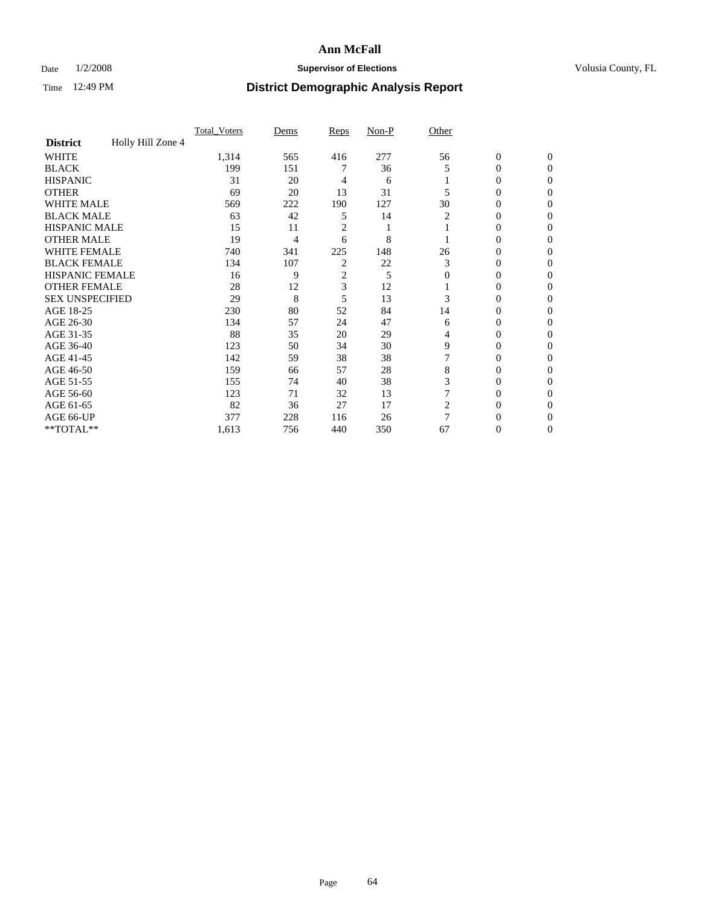# District Demographic Analysis Report

| | Total_Voters | Dems | Reps | Non-P | Other | | |
|---|---|---|---|---|---|---|---|
| **District** Holly Hill Zone 4 | | | | | | | |
| WHITE | 1,314 | 565 | 416 | 277 | 56 | 0 | 0 |
| BLACK | 199 | 151 | 7 | 36 | 5 | 0 | 0 |
| HISPANIC | 31 | 20 | 4 | 6 | 1 | 0 | 0 |
| OTHER | 69 | 20 | 13 | 31 | 5 | 0 | 0 |
| WHITE MALE | 569 | 222 | 190 | 127 | 30 | 0 | 0 |
| BLACK MALE | 63 | 42 | 5 | 14 | 2 | 0 | 0 |
| HISPANIC MALE | 15 | 11 | 2 | 1 | 1 | 0 | 0 |
| OTHER MALE | 19 | 4 | 6 | 8 | 1 | 0 | 0 |
| WHITE FEMALE | 740 | 341 | 225 | 148 | 26 | 0 | 0 |
| BLACK FEMALE | 134 | 107 | 2 | 22 | 3 | 0 | 0 |
| HISPANIC FEMALE | 16 | 9 | 2 | 5 | 0 | 0 | 0 |
| OTHER FEMALE | 28 | 12 | 3 | 12 | 1 | 0 | 0 |
| SEX UNSPECIFIED | 29 | 8 | 5 | 13 | 3 | 0 | 0 |
| AGE 18-25 | 230 | 80 | 52 | 84 | 14 | 0 | 0 |
| AGE 26-30 | 134 | 57 | 24 | 47 | 6 | 0 | 0 |
| AGE 31-35 | 88 | 35 | 20 | 29 | 4 | 0 | 0 |
| AGE 36-40 | 123 | 50 | 34 | 30 | 9 | 0 | 0 |
| AGE 41-45 | 142 | 59 | 38 | 38 | 7 | 0 | 0 |
| AGE 46-50 | 159 | 66 | 57 | 28 | 8 | 0 | 0 |
| AGE 51-55 | 155 | 74 | 40 | 38 | 3 | 0 | 0 |
| AGE 56-60 | 123 | 71 | 32 | 13 | 7 | 0 | 0 |
| AGE 61-65 | 82 | 36 | 27 | 17 | 2 | 0 | 0 |
| AGE 66-UP | 377 | 228 | 116 | 26 | 7 | 0 | 0 |
| **TOTAL** | 1,613 | 756 | 440 | 350 | 67 | 0 | 0 |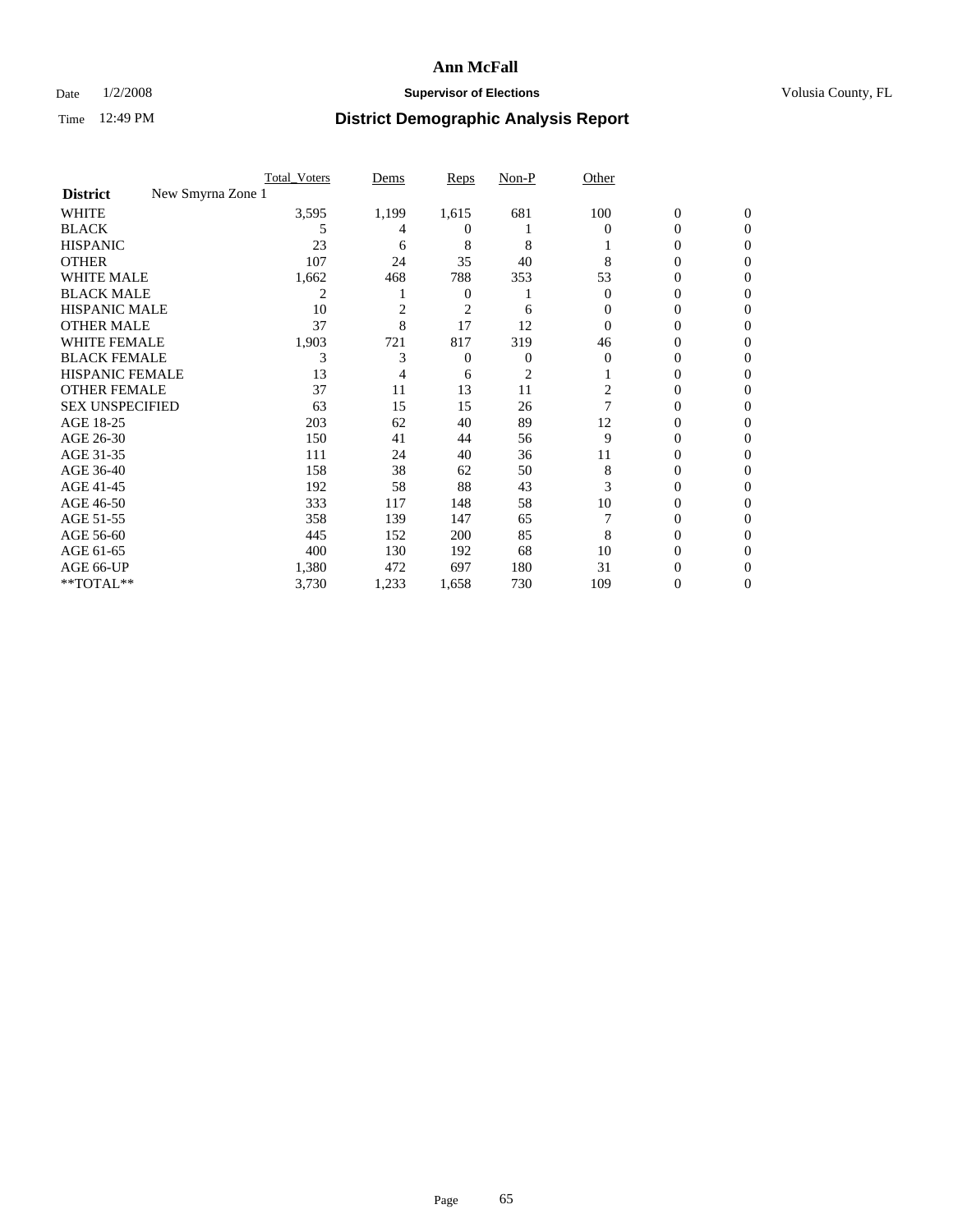# Ann McFall

Date 1/2/2008 **Supervisor of Elections** Volusia County, FL

Time 12:49 PM **District Demographic Analysis Report**

| | Total_Voters | Dems | Reps | Non-P | Other | | |
|---|---|---|---|---|---|---|---|
| **District** New Smyrna Zone 1 | | | | | | | |
| WHITE | 3,595 | 1,199 | 1,615 | 681 | 100 | 0 | 0 |
| BLACK | 5 | 4 | 0 | 1 | 0 | 0 | 0 |
| HISPANIC | 23 | 6 | 8 | 8 | 1 | 0 | 0 |
| OTHER | 107 | 24 | 35 | 40 | 8 | 0 | 0 |
| WHITE MALE | 1,662 | 468 | 788 | 353 | 53 | 0 | 0 |
| BLACK MALE | 2 | 1 | 0 | 1 | 0 | 0 | 0 |
| HISPANIC MALE | 10 | 2 | 2 | 6 | 0 | 0 | 0 |
| OTHER MALE | 37 | 8 | 17 | 12 | 0 | 0 | 0 |
| WHITE FEMALE | 1,903 | 721 | 817 | 319 | 46 | 0 | 0 |
| BLACK FEMALE | 3 | 3 | 0 | 0 | 0 | 0 | 0 |
| HISPANIC FEMALE | 13 | 4 | 6 | 2 | 1 | 0 | 0 |
| OTHER FEMALE | 37 | 11 | 13 | 11 | 2 | 0 | 0 |
| SEX UNSPECIFIED | 63 | 15 | 15 | 26 | 7 | 0 | 0 |
| AGE 18-25 | 203 | 62 | 40 | 89 | 12 | 0 | 0 |
| AGE 26-30 | 150 | 41 | 44 | 56 | 9 | 0 | 0 |
| AGE 31-35 | 111 | 24 | 40 | 36 | 11 | 0 | 0 |
| AGE 36-40 | 158 | 38 | 62 | 50 | 8 | 0 | 0 |
| AGE 41-45 | 192 | 58 | 88 | 43 | 3 | 0 | 0 |
| AGE 46-50 | 333 | 117 | 148 | 58 | 10 | 0 | 0 |
| AGE 51-55 | 358 | 139 | 147 | 65 | 7 | 0 | 0 |
| AGE 56-60 | 445 | 152 | 200 | 85 | 8 | 0 | 0 |
| AGE 61-65 | 400 | 130 | 192 | 68 | 10 | 0 | 0 |
| AGE 66-UP | 1,380 | 472 | 697 | 180 | 31 | 0 | 0 |
| **TOTAL** | 3,730 | 1,233 | 1,658 | 730 | 109 | 0 | 0 |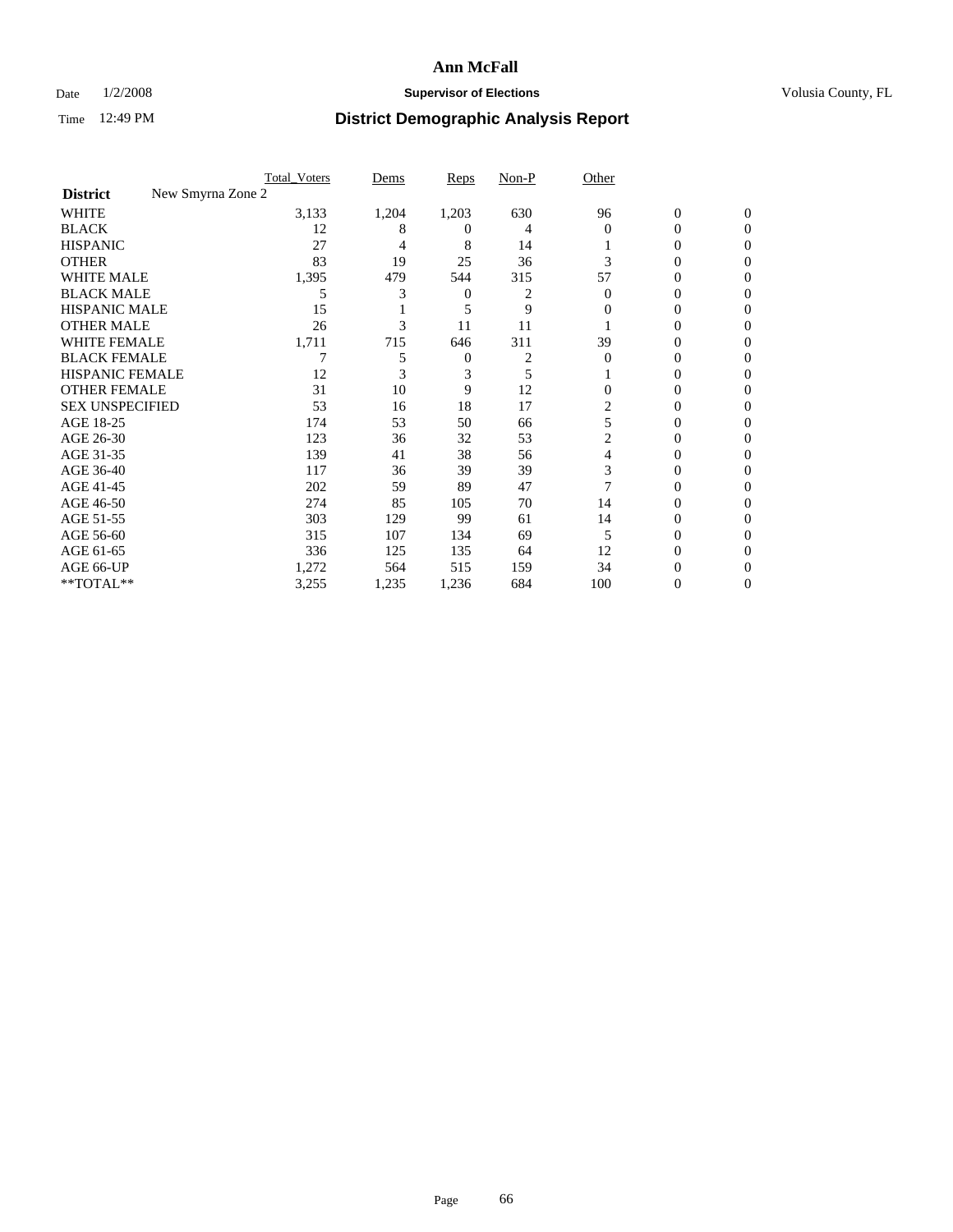# Ann McFall

Date 1/2/2008 **Supervisor of Elections** Volusia County, FL

Time 12:49 PM **District Demographic Analysis Report**

| | Total_Voters | Dems | Reps | Non-P | Other | | |
|---|---|---|---|---|---|---|---|
| **District** New Smyrna Zone 2 | | | | | | | |
| WHITE | 3,133 | 1,204 | 1,203 | 630 | 96 | 0 | 0 |
| BLACK | 12 | 8 | 0 | 4 | 0 | 0 | 0 |
| HISPANIC | 27 | 4 | 8 | 14 | 1 | 0 | 0 |
| OTHER | 83 | 19 | 25 | 36 | 3 | 0 | 0 |
| WHITE MALE | 1,395 | 479 | 544 | 315 | 57 | 0 | 0 |
| BLACK MALE | 5 | 3 | 0 | 2 | 0 | 0 | 0 |
| HISPANIC MALE | 15 | 1 | 5 | 9 | 0 | 0 | 0 |
| OTHER MALE | 26 | 3 | 11 | 11 | 1 | 0 | 0 |
| WHITE FEMALE | 1,711 | 715 | 646 | 311 | 39 | 0 | 0 |
| BLACK FEMALE | 7 | 5 | 0 | 2 | 0 | 0 | 0 |
| HISPANIC FEMALE | 12 | 3 | 3 | 5 | 1 | 0 | 0 |
| OTHER FEMALE | 31 | 10 | 9 | 12 | 0 | 0 | 0 |
| SEX UNSPECIFIED | 53 | 16 | 18 | 17 | 2 | 0 | 0 |
| AGE 18-25 | 174 | 53 | 50 | 66 | 5 | 0 | 0 |
| AGE 26-30 | 123 | 36 | 32 | 53 | 2 | 0 | 0 |
| AGE 31-35 | 139 | 41 | 38 | 56 | 4 | 0 | 0 |
| AGE 36-40 | 117 | 36 | 39 | 39 | 3 | 0 | 0 |
| AGE 41-45 | 202 | 59 | 89 | 47 | 7 | 0 | 0 |
| AGE 46-50 | 274 | 85 | 105 | 70 | 14 | 0 | 0 |
| AGE 51-55 | 303 | 129 | 99 | 61 | 14 | 0 | 0 |
| AGE 56-60 | 315 | 107 | 134 | 69 | 5 | 0 | 0 |
| AGE 61-65 | 336 | 125 | 135 | 64 | 12 | 0 | 0 |
| AGE 66-UP | 1,272 | 564 | 515 | 159 | 34 | 0 | 0 |
| **TOTAL** | 3,255 | 1,235 | 1,236 | 684 | 100 | 0 | 0 |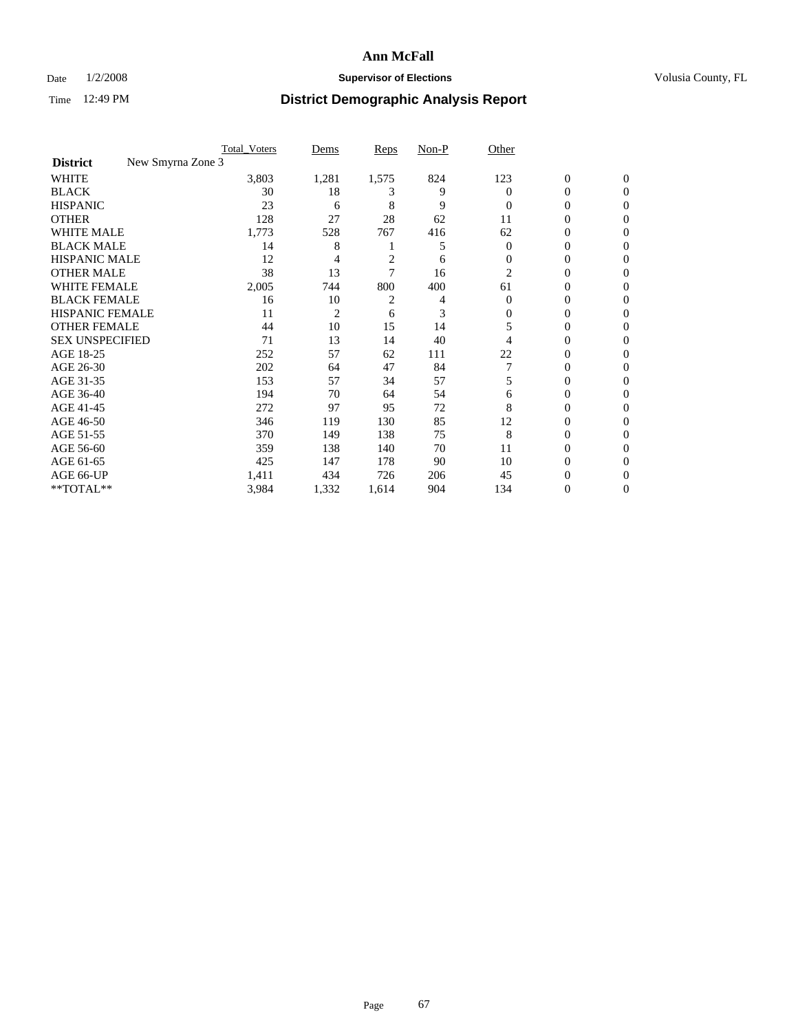# Ann McFall

Date 1/2/2008 **Supervisor of Elections** Volusia County, FL

Time 12:49 PM **District Demographic Analysis Report**

| | Total_Voters | Dems | Reps | Non-P | Other | | |
|---|---|---|---|---|---|---|---|
| **District** New Smyrna Zone 3 | | | | | | | |
| WHITE | 3,803 | 1,281 | 1,575 | 824 | 123 | 0 | 0 |
| BLACK | 30 | 18 | 3 | 9 | 0 | 0 | 0 |
| HISPANIC | 23 | 6 | 8 | 9 | 0 | 0 | 0 |
| OTHER | 128 | 27 | 28 | 62 | 11 | 0 | 0 |
| WHITE MALE | 1,773 | 528 | 767 | 416 | 62 | 0 | 0 |
| BLACK MALE | 14 | 8 | 1 | 5 | 0 | 0 | 0 |
| HISPANIC MALE | 12 | 4 | 2 | 6 | 0 | 0 | 0 |
| OTHER MALE | 38 | 13 | 7 | 16 | 2 | 0 | 0 |
| WHITE FEMALE | 2,005 | 744 | 800 | 400 | 61 | 0 | 0 |
| BLACK FEMALE | 16 | 10 | 2 | 4 | 0 | 0 | 0 |
| HISPANIC FEMALE | 11 | 2 | 6 | 3 | 0 | 0 | 0 |
| OTHER FEMALE | 44 | 10 | 15 | 14 | 5 | 0 | 0 |
| SEX UNSPECIFIED | 71 | 13 | 14 | 40 | 4 | 0 | 0 |
| AGE 18-25 | 252 | 57 | 62 | 111 | 22 | 0 | 0 |
| AGE 26-30 | 202 | 64 | 47 | 84 | 7 | 0 | 0 |
| AGE 31-35 | 153 | 57 | 34 | 57 | 5 | 0 | 0 |
| AGE 36-40 | 194 | 70 | 64 | 54 | 6 | 0 | 0 |
| AGE 41-45 | 272 | 97 | 95 | 72 | 8 | 0 | 0 |
| AGE 46-50 | 346 | 119 | 130 | 85 | 12 | 0 | 0 |
| AGE 51-55 | 370 | 149 | 138 | 75 | 8 | 0 | 0 |
| AGE 56-60 | 359 | 138 | 140 | 70 | 11 | 0 | 0 |
| AGE 61-65 | 425 | 147 | 178 | 90 | 10 | 0 | 0 |
| AGE 66-UP | 1,411 | 434 | 726 | 206 | 45 | 0 | 0 |
| **TOTAL** | 3,984 | 1,332 | 1,614 | 904 | 134 | 0 | 0 |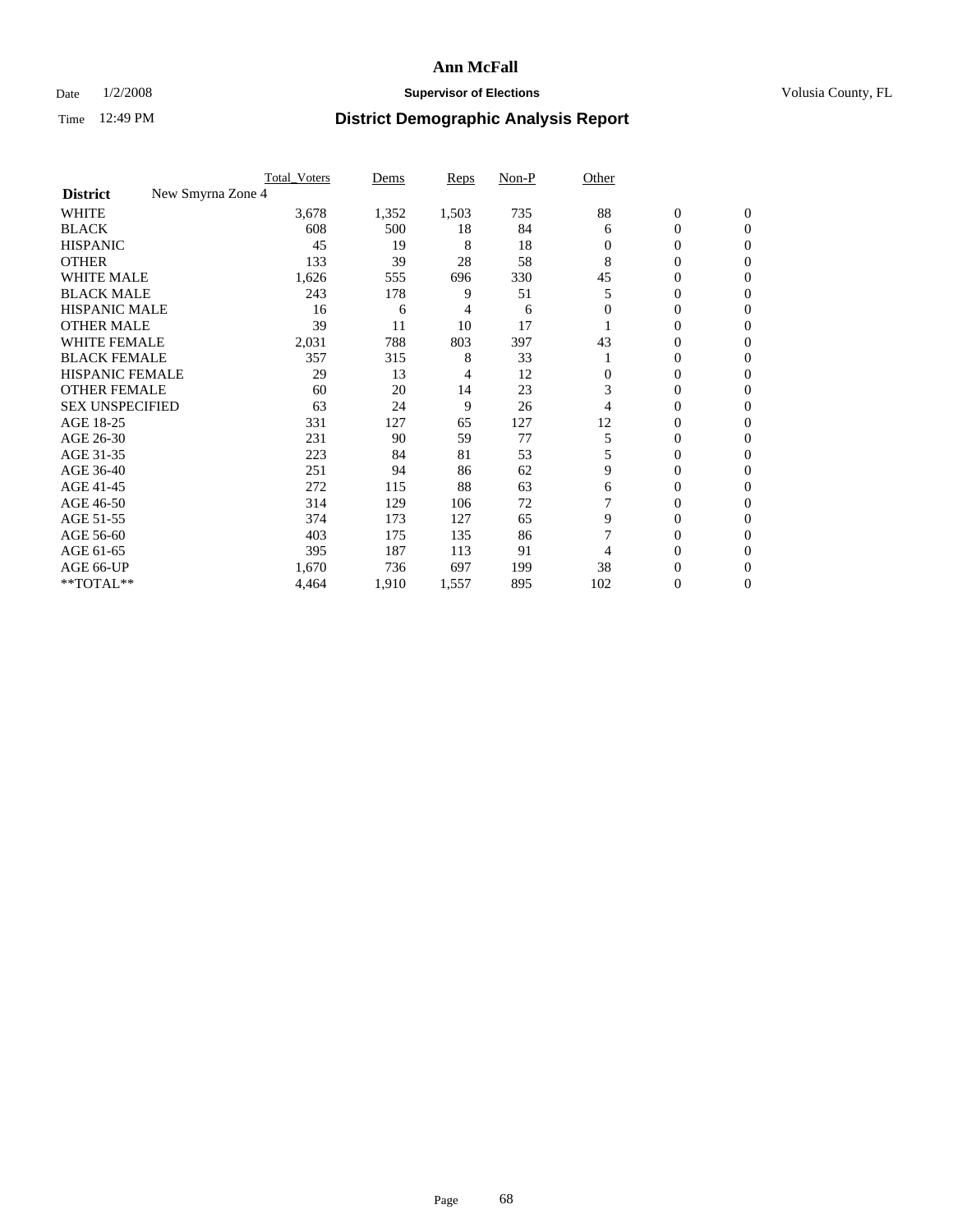# Ann McFall

Date 1/2/2008 **Supervisor of Elections** Volusia County, FL

Time 12:49 PM **District Demographic Analysis Report**

| | Total_Voters | Dems | Reps | Non-P | Other | | |
|---|---|---|---|---|---|---|---|
| **District** New Smyrna Zone 4 | | | | | | | |
| WHITE | 3,678 | 1,352 | 1,503 | 735 | 88 | 0 | 0 |
| BLACK | 608 | 500 | 18 | 84 | 6 | 0 | 0 |
| HISPANIC | 45 | 19 | 8 | 18 | 0 | 0 | 0 |
| OTHER | 133 | 39 | 28 | 58 | 8 | 0 | 0 |
| WHITE MALE | 1,626 | 555 | 696 | 330 | 45 | 0 | 0 |
| BLACK MALE | 243 | 178 | 9 | 51 | 5 | 0 | 0 |
| HISPANIC MALE | 16 | 6 | 4 | 6 | 0 | 0 | 0 |
| OTHER MALE | 39 | 11 | 10 | 17 | 1 | 0 | 0 |
| WHITE FEMALE | 2,031 | 788 | 803 | 397 | 43 | 0 | 0 |
| BLACK FEMALE | 357 | 315 | 8 | 33 | 1 | 0 | 0 |
| HISPANIC FEMALE | 29 | 13 | 4 | 12 | 0 | 0 | 0 |
| OTHER FEMALE | 60 | 20 | 14 | 23 | 3 | 0 | 0 |
| SEX UNSPECIFIED | 63 | 24 | 9 | 26 | 4 | 0 | 0 |
| AGE 18-25 | 331 | 127 | 65 | 127 | 12 | 0 | 0 |
| AGE 26-30 | 231 | 90 | 59 | 77 | 5 | 0 | 0 |
| AGE 31-35 | 223 | 84 | 81 | 53 | 5 | 0 | 0 |
| AGE 36-40 | 251 | 94 | 86 | 62 | 9 | 0 | 0 |
| AGE 41-45 | 272 | 115 | 88 | 63 | 6 | 0 | 0 |
| AGE 46-50 | 314 | 129 | 106 | 72 | 7 | 0 | 0 |
| AGE 51-55 | 374 | 173 | 127 | 65 | 9 | 0 | 0 |
| AGE 56-60 | 403 | 175 | 135 | 86 | 7 | 0 | 0 |
| AGE 61-65 | 395 | 187 | 113 | 91 | 4 | 0 | 0 |
| AGE 66-UP | 1,670 | 736 | 697 | 199 | 38 | 0 | 0 |
| **TOTAL** | 4,464 | 1,910 | 1,557 | 895 | 102 | 0 | 0 |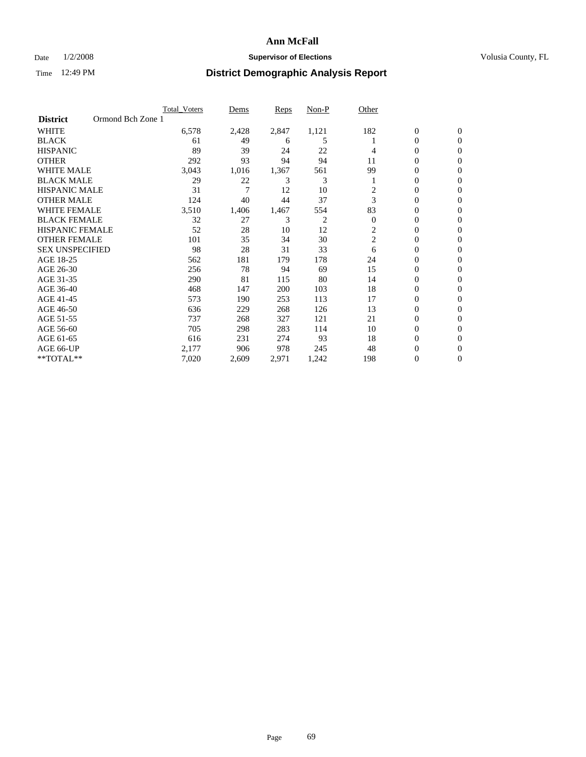# Ann McFall

Date 1/2/2008 **Supervisor of Elections** Volusia County, FL

Time 12:49 PM **District Demographic Analysis Report**

| | Total_Voters | Dems | Reps | Non-P | Other | | |
|---|---|---|---|---|---|---|---|
| **District** Ormond Bch Zone 1 | | | | | | | |
| WHITE | 6,578 | 2,428 | 2,847 | 1,121 | 182 | 0 | 0 |
| BLACK | 61 | 49 | 6 | 5 | 1 | 0 | 0 |
| HISPANIC | 89 | 39 | 24 | 22 | 4 | 0 | 0 |
| OTHER | 292 | 93 | 94 | 94 | 11 | 0 | 0 |
| WHITE MALE | 3,043 | 1,016 | 1,367 | 561 | 99 | 0 | 0 |
| BLACK MALE | 29 | 22 | 3 | 3 | 1 | 0 | 0 |
| HISPANIC MALE | 31 | 7 | 12 | 10 | 2 | 0 | 0 |
| OTHER MALE | 124 | 40 | 44 | 37 | 3 | 0 | 0 |
| WHITE FEMALE | 3,510 | 1,406 | 1,467 | 554 | 83 | 0 | 0 |
| BLACK FEMALE | 32 | 27 | 3 | 2 | 0 | 0 | 0 |
| HISPANIC FEMALE | 52 | 28 | 10 | 12 | 2 | 0 | 0 |
| OTHER FEMALE | 101 | 35 | 34 | 30 | 2 | 0 | 0 |
| SEX UNSPECIFIED | 98 | 28 | 31 | 33 | 6 | 0 | 0 |
| AGE 18-25 | 562 | 181 | 179 | 178 | 24 | 0 | 0 |
| AGE 26-30 | 256 | 78 | 94 | 69 | 15 | 0 | 0 |
| AGE 31-35 | 290 | 81 | 115 | 80 | 14 | 0 | 0 |
| AGE 36-40 | 468 | 147 | 200 | 103 | 18 | 0 | 0 |
| AGE 41-45 | 573 | 190 | 253 | 113 | 17 | 0 | 0 |
| AGE 46-50 | 636 | 229 | 268 | 126 | 13 | 0 | 0 |
| AGE 51-55 | 737 | 268 | 327 | 121 | 21 | 0 | 0 |
| AGE 56-60 | 705 | 298 | 283 | 114 | 10 | 0 | 0 |
| AGE 61-65 | 616 | 231 | 274 | 93 | 18 | 0 | 0 |
| AGE 66-UP | 2,177 | 906 | 978 | 245 | 48 | 0 | 0 |
| **TOTAL** | 7,020 | 2,609 | 2,971 | 1,242 | 198 | 0 | 0 |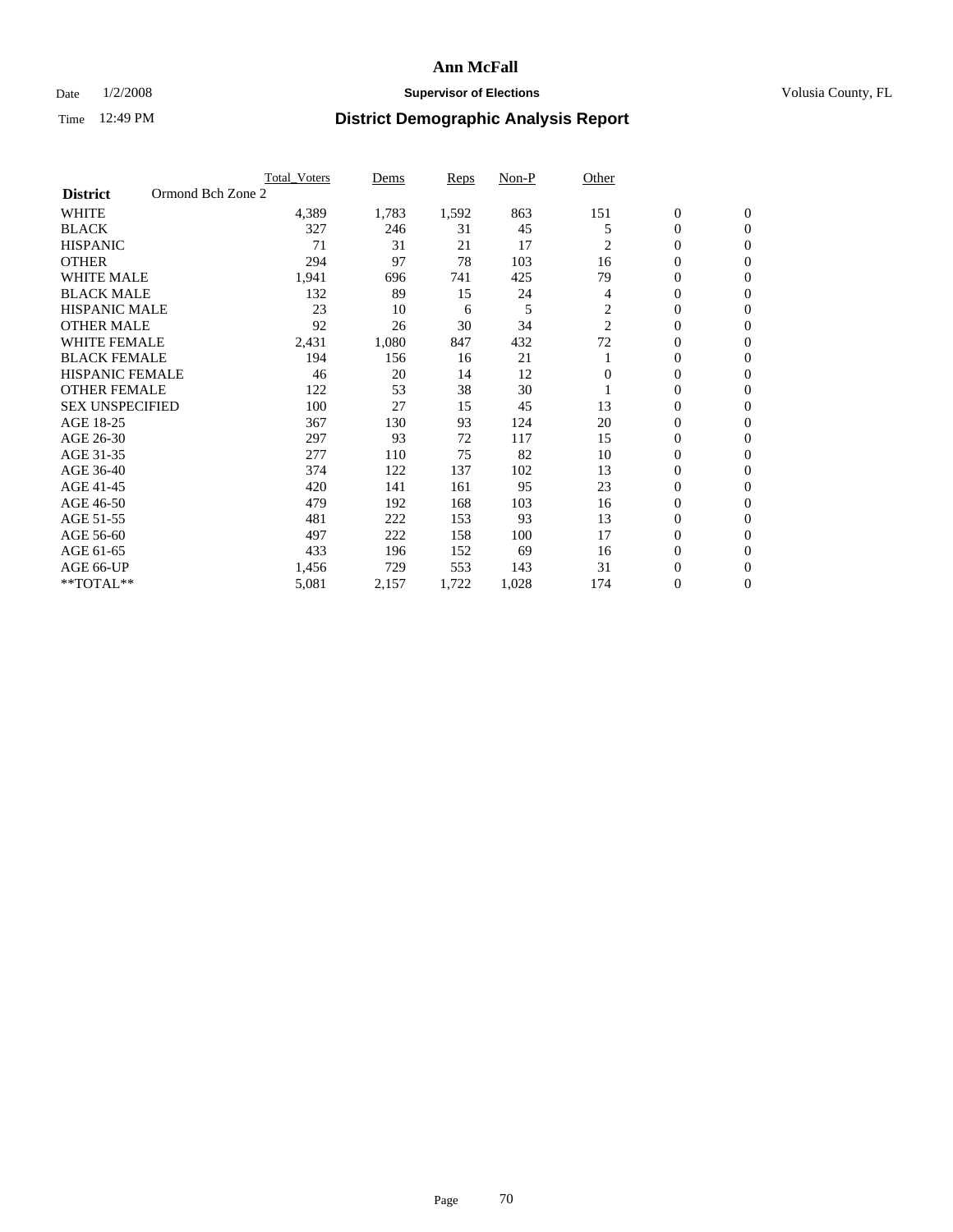# Ann McFall

Date 1/2/2008 **Supervisor of Elections** Volusia County, FL

Time 12:49 PM **District Demographic Analysis Report**

| | Total_Voters | Dems | Reps | Non-P | Other | | |
|---|---|---|---|---|---|---|---|
| **District** Ormond Bch Zone 2 | | | | | | | |
| WHITE | 4,389 | 1,783 | 1,592 | 863 | 151 | 0 | 0 |
| BLACK | 327 | 246 | 31 | 45 | 5 | 0 | 0 |
| HISPANIC | 71 | 31 | 21 | 17 | 2 | 0 | 0 |
| OTHER | 294 | 97 | 78 | 103 | 16 | 0 | 0 |
| WHITE MALE | 1,941 | 696 | 741 | 425 | 79 | 0 | 0 |
| BLACK MALE | 132 | 89 | 15 | 24 | 4 | 0 | 0 |
| HISPANIC MALE | 23 | 10 | 6 | 5 | 2 | 0 | 0 |
| OTHER MALE | 92 | 26 | 30 | 34 | 2 | 0 | 0 |
| WHITE FEMALE | 2,431 | 1,080 | 847 | 432 | 72 | 0 | 0 |
| BLACK FEMALE | 194 | 156 | 16 | 21 | 1 | 0 | 0 |
| HISPANIC FEMALE | 46 | 20 | 14 | 12 | 0 | 0 | 0 |
| OTHER FEMALE | 122 | 53 | 38 | 30 | 1 | 0 | 0 |
| SEX UNSPECIFIED | 100 | 27 | 15 | 45 | 13 | 0 | 0 |
| AGE 18-25 | 367 | 130 | 93 | 124 | 20 | 0 | 0 |
| AGE 26-30 | 297 | 93 | 72 | 117 | 15 | 0 | 0 |
| AGE 31-35 | 277 | 110 | 75 | 82 | 10 | 0 | 0 |
| AGE 36-40 | 374 | 122 | 137 | 102 | 13 | 0 | 0 |
| AGE 41-45 | 420 | 141 | 161 | 95 | 23 | 0 | 0 |
| AGE 46-50 | 479 | 192 | 168 | 103 | 16 | 0 | 0 |
| AGE 51-55 | 481 | 222 | 153 | 93 | 13 | 0 | 0 |
| AGE 56-60 | 497 | 222 | 158 | 100 | 17 | 0 | 0 |
| AGE 61-65 | 433 | 196 | 152 | 69 | 16 | 0 | 0 |
| AGE 66-UP | 1,456 | 729 | 553 | 143 | 31 | 0 | 0 |
| **TOTAL** | 5,081 | 2,157 | 1,722 | 1,028 | 174 | 0 | 0 |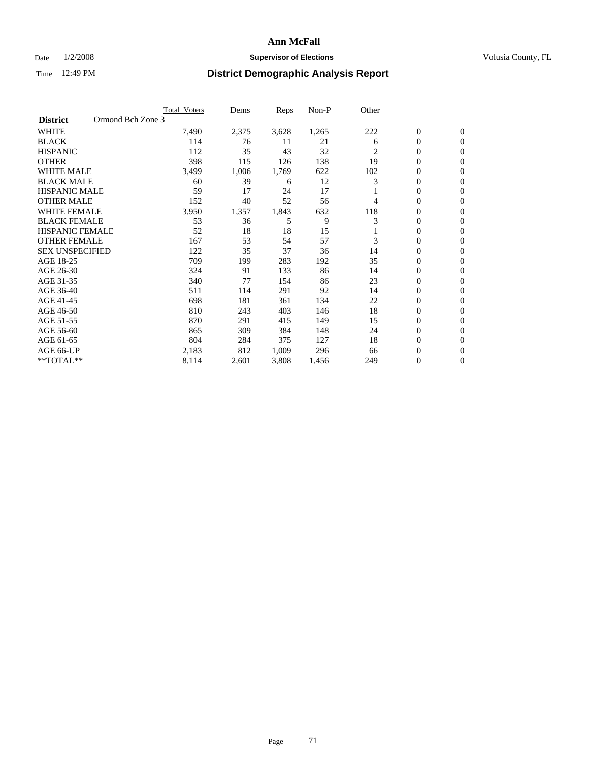# Ann McFall

Date 1/2/2008 **Supervisor of Elections** Volusia County, FL

Time 12:49 PM **District Demographic Analysis Report**

| | Total_Voters | Dems | Reps | Non-P | Other | | |
|---|---|---|---|---|---|---|---|
| **District** Ormond Bch Zone 3 | | | | | | | |
| WHITE | 7,490 | 2,375 | 3,628 | 1,265 | 222 | 0 | 0 |
| BLACK | 114 | 76 | 11 | 21 | 6 | 0 | 0 |
| HISPANIC | 112 | 35 | 43 | 32 | 2 | 0 | 0 |
| OTHER | 398 | 115 | 126 | 138 | 19 | 0 | 0 |
| WHITE MALE | 3,499 | 1,006 | 1,769 | 622 | 102 | 0 | 0 |
| BLACK MALE | 60 | 39 | 6 | 12 | 3 | 0 | 0 |
| HISPANIC MALE | 59 | 17 | 24 | 17 | 1 | 0 | 0 |
| OTHER MALE | 152 | 40 | 52 | 56 | 4 | 0 | 0 |
| WHITE FEMALE | 3,950 | 1,357 | 1,843 | 632 | 118 | 0 | 0 |
| BLACK FEMALE | 53 | 36 | 5 | 9 | 3 | 0 | 0 |
| HISPANIC FEMALE | 52 | 18 | 18 | 15 | 1 | 0 | 0 |
| OTHER FEMALE | 167 | 53 | 54 | 57 | 3 | 0 | 0 |
| SEX UNSPECIFIED | 122 | 35 | 37 | 36 | 14 | 0 | 0 |
| AGE 18-25 | 709 | 199 | 283 | 192 | 35 | 0 | 0 |
| AGE 26-30 | 324 | 91 | 133 | 86 | 14 | 0 | 0 |
| AGE 31-35 | 340 | 77 | 154 | 86 | 23 | 0 | 0 |
| AGE 36-40 | 511 | 114 | 291 | 92 | 14 | 0 | 0 |
| AGE 41-45 | 698 | 181 | 361 | 134 | 22 | 0 | 0 |
| AGE 46-50 | 810 | 243 | 403 | 146 | 18 | 0 | 0 |
| AGE 51-55 | 870 | 291 | 415 | 149 | 15 | 0 | 0 |
| AGE 56-60 | 865 | 309 | 384 | 148 | 24 | 0 | 0 |
| AGE 61-65 | 804 | 284 | 375 | 127 | 18 | 0 | 0 |
| AGE 66-UP | 2,183 | 812 | 1,009 | 296 | 66 | 0 | 0 |
| **TOTAL** | 8,114 | 2,601 | 3,808 | 1,456 | 249 | 0 | 0 |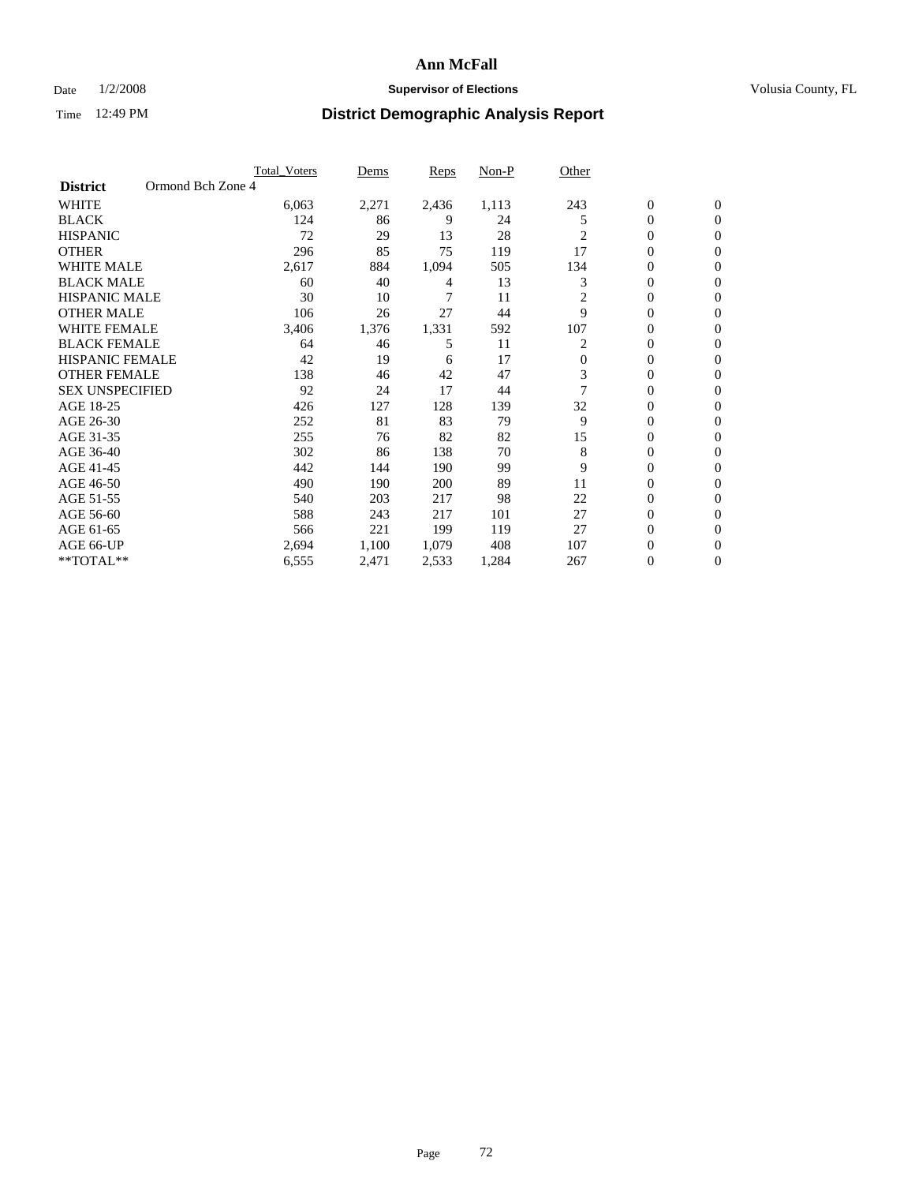# Ann McFall

Date 1/2/2008 **Supervisor of Elections** Volusia County, FL

Time 12:49 PM **District Demographic Analysis Report**

| | Total_Voters | Dems | Reps | Non-P | Other | | |
|---|---|---|---|---|---|---|---|
| **District** Ormond Bch Zone 4 | | | | | | | |
| WHITE | 6,063 | 2,271 | 2,436 | 1,113 | 243 | 0 | 0 |
| BLACK | 124 | 86 | 9 | 24 | 5 | 0 | 0 |
| HISPANIC | 72 | 29 | 13 | 28 | 2 | 0 | 0 |
| OTHER | 296 | 85 | 75 | 119 | 17 | 0 | 0 |
| WHITE MALE | 2,617 | 884 | 1,094 | 505 | 134 | 0 | 0 |
| BLACK MALE | 60 | 40 | 4 | 13 | 3 | 0 | 0 |
| HISPANIC MALE | 30 | 10 | 7 | 11 | 2 | 0 | 0 |
| OTHER MALE | 106 | 26 | 27 | 44 | 9 | 0 | 0 |
| WHITE FEMALE | 3,406 | 1,376 | 1,331 | 592 | 107 | 0 | 0 |
| BLACK FEMALE | 64 | 46 | 5 | 11 | 2 | 0 | 0 |
| HISPANIC FEMALE | 42 | 19 | 6 | 17 | 0 | 0 | 0 |
| OTHER FEMALE | 138 | 46 | 42 | 47 | 3 | 0 | 0 |
| SEX UNSPECIFIED | 92 | 24 | 17 | 44 | 7 | 0 | 0 |
| AGE 18-25 | 426 | 127 | 128 | 139 | 32 | 0 | 0 |
| AGE 26-30 | 252 | 81 | 83 | 79 | 9 | 0 | 0 |
| AGE 31-35 | 255 | 76 | 82 | 82 | 15 | 0 | 0 |
| AGE 36-40 | 302 | 86 | 138 | 70 | 8 | 0 | 0 |
| AGE 41-45 | 442 | 144 | 190 | 99 | 9 | 0 | 0 |
| AGE 46-50 | 490 | 190 | 200 | 89 | 11 | 0 | 0 |
| AGE 51-55 | 540 | 203 | 217 | 98 | 22 | 0 | 0 |
| AGE 56-60 | 588 | 243 | 217 | 101 | 27 | 0 | 0 |
| AGE 61-65 | 566 | 221 | 199 | 119 | 27 | 0 | 0 |
| AGE 66-UP | 2,694 | 1,100 | 1,079 | 408 | 107 | 0 | 0 |
| **TOTAL** | 6,555 | 2,471 | 2,533 | 1,284 | 267 | 0 | 0 |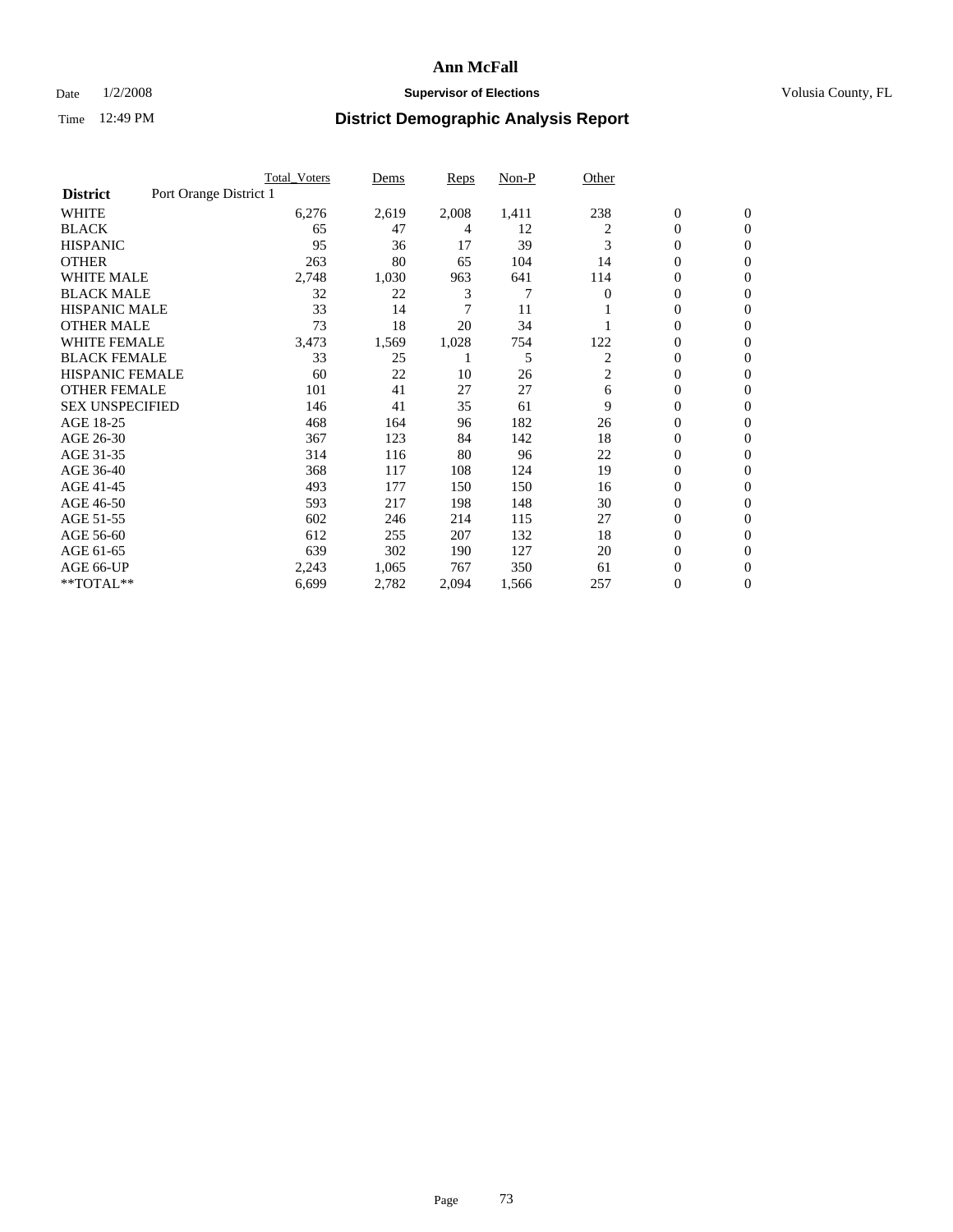# Ann McFall

Date 1/2/2008 **Supervisor of Elections** Volusia County, FL

Time 12:49 PM **District Demographic Analysis Report**

| | Total_Voters | Dems | Reps | Non-P | Other | | |
|---|---|---|---|---|---|---|---|
| **District** Port Orange District 1 | | | | | | | |
| WHITE | 6,276 | 2,619 | 2,008 | 1,411 | 238 | 0 | 0 |
| BLACK | 65 | 47 | 4 | 12 | 2 | 0 | 0 |
| HISPANIC | 95 | 36 | 17 | 39 | 3 | 0 | 0 |
| OTHER | 263 | 80 | 65 | 104 | 14 | 0 | 0 |
| WHITE MALE | 2,748 | 1,030 | 963 | 641 | 114 | 0 | 0 |
| BLACK MALE | 32 | 22 | 3 | 7 | 0 | 0 | 0 |
| HISPANIC MALE | 33 | 14 | 7 | 11 | 1 | 0 | 0 |
| OTHER MALE | 73 | 18 | 20 | 34 | 1 | 0 | 0 |
| WHITE FEMALE | 3,473 | 1,569 | 1,028 | 754 | 122 | 0 | 0 |
| BLACK FEMALE | 33 | 25 | 1 | 5 | 2 | 0 | 0 |
| HISPANIC FEMALE | 60 | 22 | 10 | 26 | 2 | 0 | 0 |
| OTHER FEMALE | 101 | 41 | 27 | 27 | 6 | 0 | 0 |
| SEX UNSPECIFIED | 146 | 41 | 35 | 61 | 9 | 0 | 0 |
| AGE 18-25 | 468 | 164 | 96 | 182 | 26 | 0 | 0 |
| AGE 26-30 | 367 | 123 | 84 | 142 | 18 | 0 | 0 |
| AGE 31-35 | 314 | 116 | 80 | 96 | 22 | 0 | 0 |
| AGE 36-40 | 368 | 117 | 108 | 124 | 19 | 0 | 0 |
| AGE 41-45 | 493 | 177 | 150 | 150 | 16 | 0 | 0 |
| AGE 46-50 | 593 | 217 | 198 | 148 | 30 | 0 | 0 |
| AGE 51-55 | 602 | 246 | 214 | 115 | 27 | 0 | 0 |
| AGE 56-60 | 612 | 255 | 207 | 132 | 18 | 0 | 0 |
| AGE 61-65 | 639 | 302 | 190 | 127 | 20 | 0 | 0 |
| AGE 66-UP | 2,243 | 1,065 | 767 | 350 | 61 | 0 | 0 |
| **TOTAL** | 6,699 | 2,782 | 2,094 | 1,566 | 257 | 0 | 0 |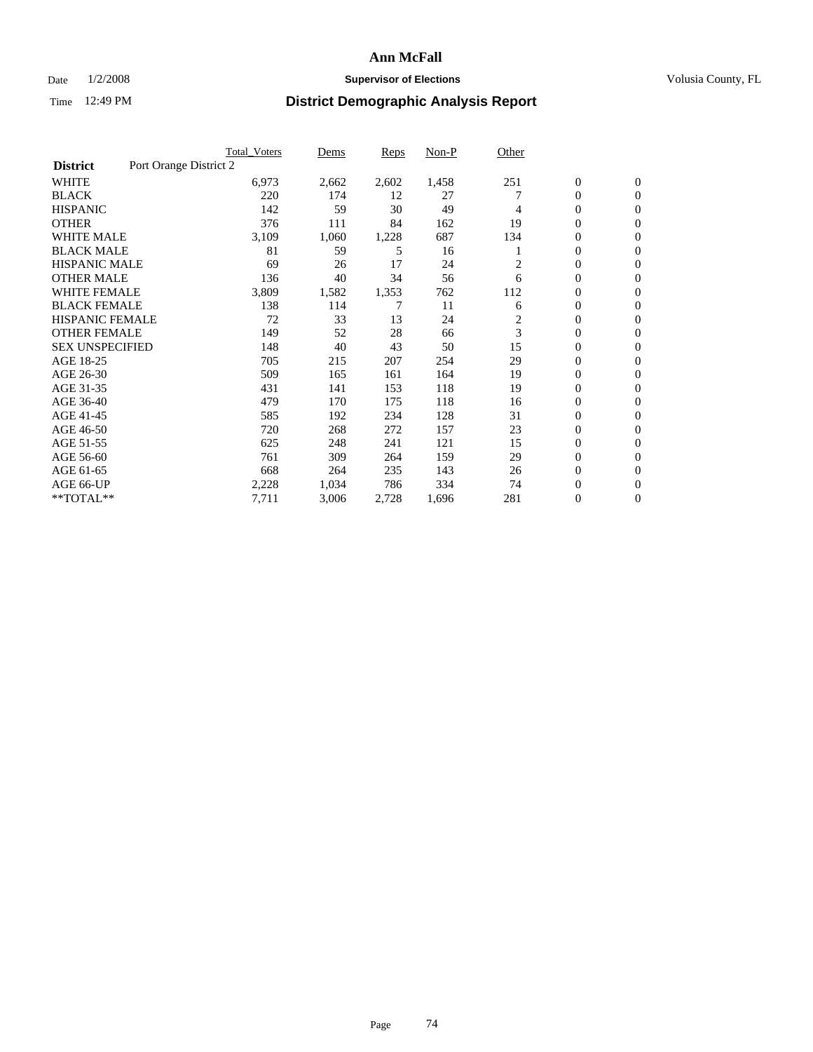# Ann McFall

Date 1/2/2008 **Supervisor of Elections** Volusia County, FL

Time 12:49 PM **District Demographic Analysis Report**

| | Total_Voters | Dems | Reps | Non-P | Other | | |
|---|---|---|---|---|---|---|---|
| **District** Port Orange District 2 | | | | | | | |
| WHITE | 6,973 | 2,662 | 2,602 | 1,458 | 251 | 0 | 0 |
| BLACK | 220 | 174 | 12 | 27 | 7 | 0 | 0 |
| HISPANIC | 142 | 59 | 30 | 49 | 4 | 0 | 0 |
| OTHER | 376 | 111 | 84 | 162 | 19 | 0 | 0 |
| WHITE MALE | 3,109 | 1,060 | 1,228 | 687 | 134 | 0 | 0 |
| BLACK MALE | 81 | 59 | 5 | 16 | 1 | 0 | 0 |
| HISPANIC MALE | 69 | 26 | 17 | 24 | 2 | 0 | 0 |
| OTHER MALE | 136 | 40 | 34 | 56 | 6 | 0 | 0 |
| WHITE FEMALE | 3,809 | 1,582 | 1,353 | 762 | 112 | 0 | 0 |
| BLACK FEMALE | 138 | 114 | 7 | 11 | 6 | 0 | 0 |
| HISPANIC FEMALE | 72 | 33 | 13 | 24 | 2 | 0 | 0 |
| OTHER FEMALE | 149 | 52 | 28 | 66 | 3 | 0 | 0 |
| SEX UNSPECIFIED | 148 | 40 | 43 | 50 | 15 | 0 | 0 |
| AGE 18-25 | 705 | 215 | 207 | 254 | 29 | 0 | 0 |
| AGE 26-30 | 509 | 165 | 161 | 164 | 19 | 0 | 0 |
| AGE 31-35 | 431 | 141 | 153 | 118 | 19 | 0 | 0 |
| AGE 36-40 | 479 | 170 | 175 | 118 | 16 | 0 | 0 |
| AGE 41-45 | 585 | 192 | 234 | 128 | 31 | 0 | 0 |
| AGE 46-50 | 720 | 268 | 272 | 157 | 23 | 0 | 0 |
| AGE 51-55 | 625 | 248 | 241 | 121 | 15 | 0 | 0 |
| AGE 56-60 | 761 | 309 | 264 | 159 | 29 | 0 | 0 |
| AGE 61-65 | 668 | 264 | 235 | 143 | 26 | 0 | 0 |
| AGE 66-UP | 2,228 | 1,034 | 786 | 334 | 74 | 0 | 0 |
| **TOTAL** | 7,711 | 3,006 | 2,728 | 1,696 | 281 | 0 | 0 |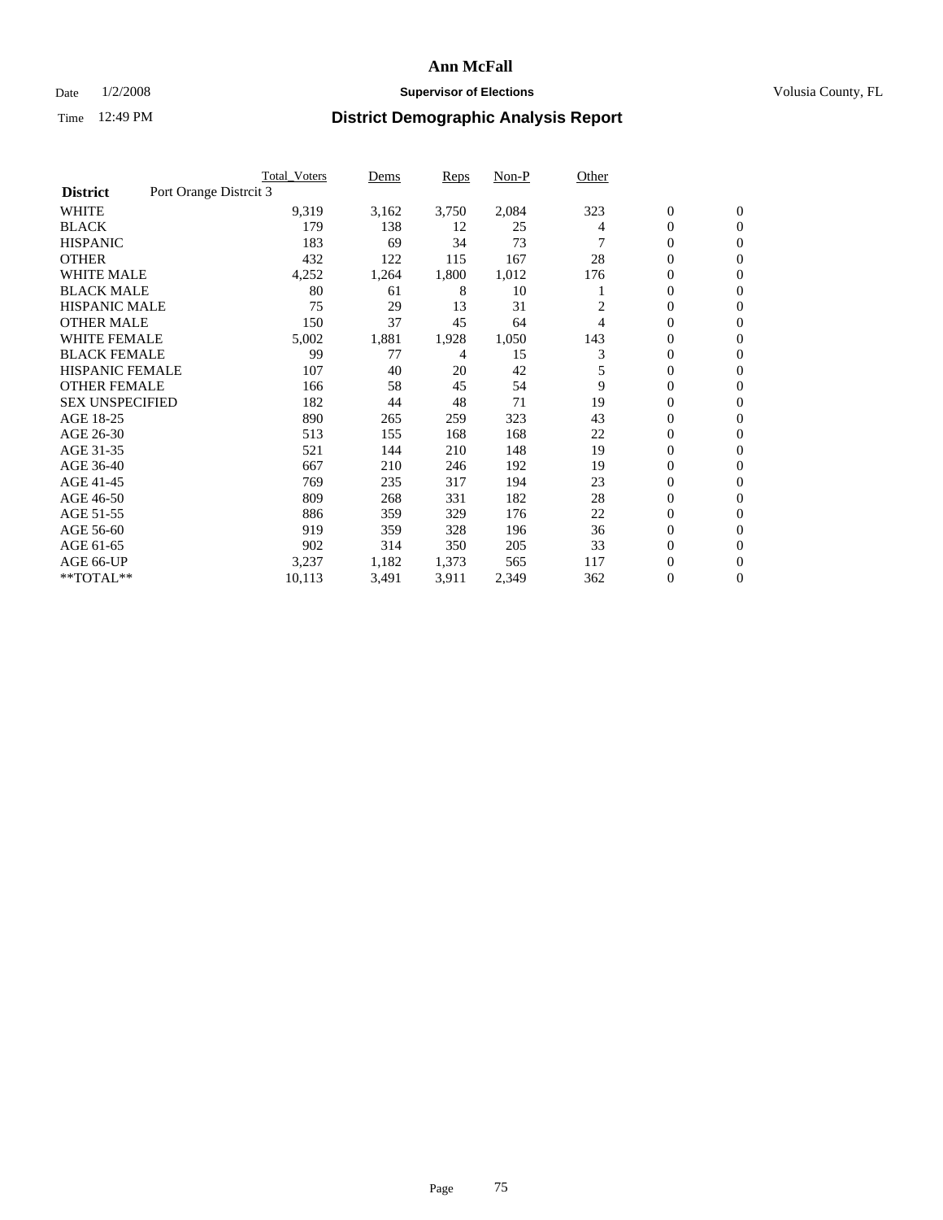# Ann McFall

Date 1/2/2008 **Supervisor of Elections** Volusia County, FL

Time 12:49 PM **District Demographic Analysis Report**

| | Total_Voters | Dems | Reps | Non-P | Other | | |
|---|---|---|---|---|---|---|---|
| **District** Port Orange Distrcit 3 | | | | | | | |
| WHITE | 9,319 | 3,162 | 3,750 | 2,084 | 323 | 0 | 0 |
| BLACK | 179 | 138 | 12 | 25 | 4 | 0 | 0 |
| HISPANIC | 183 | 69 | 34 | 73 | 7 | 0 | 0 |
| OTHER | 432 | 122 | 115 | 167 | 28 | 0 | 0 |
| WHITE MALE | 4,252 | 1,264 | 1,800 | 1,012 | 176 | 0 | 0 |
| BLACK MALE | 80 | 61 | 8 | 10 | 1 | 0 | 0 |
| HISPANIC MALE | 75 | 29 | 13 | 31 | 2 | 0 | 0 |
| OTHER MALE | 150 | 37 | 45 | 64 | 4 | 0 | 0 |
| WHITE FEMALE | 5,002 | 1,881 | 1,928 | 1,050 | 143 | 0 | 0 |
| BLACK FEMALE | 99 | 77 | 4 | 15 | 3 | 0 | 0 |
| HISPANIC FEMALE | 107 | 40 | 20 | 42 | 5 | 0 | 0 |
| OTHER FEMALE | 166 | 58 | 45 | 54 | 9 | 0 | 0 |
| SEX UNSPECIFIED | 182 | 44 | 48 | 71 | 19 | 0 | 0 |
| AGE 18-25 | 890 | 265 | 259 | 323 | 43 | 0 | 0 |
| AGE 26-30 | 513 | 155 | 168 | 168 | 22 | 0 | 0 |
| AGE 31-35 | 521 | 144 | 210 | 148 | 19 | 0 | 0 |
| AGE 36-40 | 667 | 210 | 246 | 192 | 19 | 0 | 0 |
| AGE 41-45 | 769 | 235 | 317 | 194 | 23 | 0 | 0 |
| AGE 46-50 | 809 | 268 | 331 | 182 | 28 | 0 | 0 |
| AGE 51-55 | 886 | 359 | 329 | 176 | 22 | 0 | 0 |
| AGE 56-60 | 919 | 359 | 328 | 196 | 36 | 0 | 0 |
| AGE 61-65 | 902 | 314 | 350 | 205 | 33 | 0 | 0 |
| AGE 66-UP | 3,237 | 1,182 | 1,373 | 565 | 117 | 0 | 0 |
| **TOTAL** | 10,113 | 3,491 | 3,911 | 2,349 | 362 | 0 | 0 |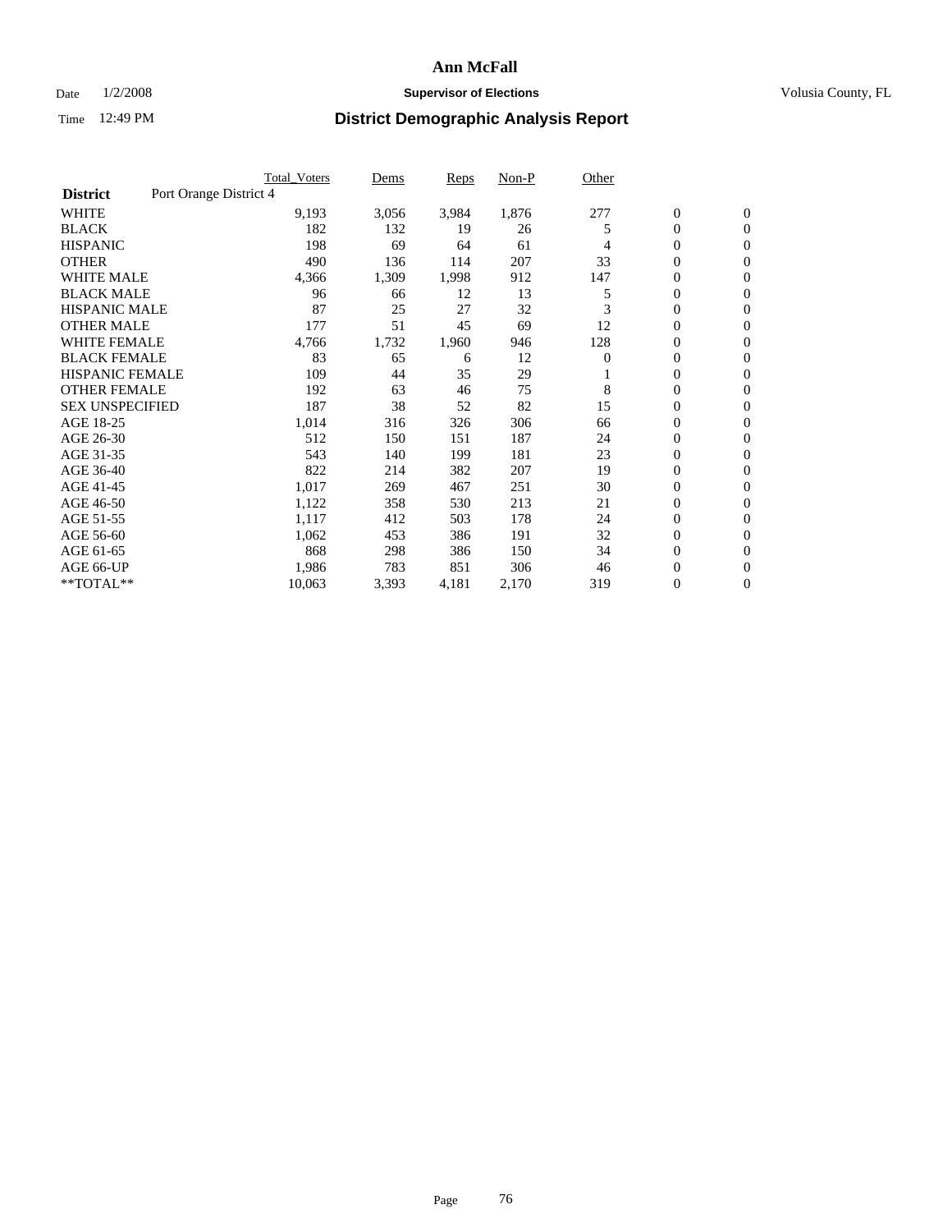# Ann McFall

Date 1/2/2008 **Supervisor of Elections** Volusia County, FL

Time 12:49 PM **District Demographic Analysis Report**

| | Total_Voters | Dems | Reps | Non-P | Other | | |
|---|---|---|---|---|---|---|---|
| **District** Port Orange District 4 | | | | | | | |
| WHITE | 9,193 | 3,056 | 3,984 | 1,876 | 277 | 0 | 0 |
| BLACK | 182 | 132 | 19 | 26 | 5 | 0 | 0 |
| HISPANIC | 198 | 69 | 64 | 61 | 4 | 0 | 0 |
| OTHER | 490 | 136 | 114 | 207 | 33 | 0 | 0 |
| WHITE MALE | 4,366 | 1,309 | 1,998 | 912 | 147 | 0 | 0 |
| BLACK MALE | 96 | 66 | 12 | 13 | 5 | 0 | 0 |
| HISPANIC MALE | 87 | 25 | 27 | 32 | 3 | 0 | 0 |
| OTHER MALE | 177 | 51 | 45 | 69 | 12 | 0 | 0 |
| WHITE FEMALE | 4,766 | 1,732 | 1,960 | 946 | 128 | 0 | 0 |
| BLACK FEMALE | 83 | 65 | 6 | 12 | 0 | 0 | 0 |
| HISPANIC FEMALE | 109 | 44 | 35 | 29 | 1 | 0 | 0 |
| OTHER FEMALE | 192 | 63 | 46 | 75 | 8 | 0 | 0 |
| SEX UNSPECIFIED | 187 | 38 | 52 | 82 | 15 | 0 | 0 |
| AGE 18-25 | 1,014 | 316 | 326 | 306 | 66 | 0 | 0 |
| AGE 26-30 | 512 | 150 | 151 | 187 | 24 | 0 | 0 |
| AGE 31-35 | 543 | 140 | 199 | 181 | 23 | 0 | 0 |
| AGE 36-40 | 822 | 214 | 382 | 207 | 19 | 0 | 0 |
| AGE 41-45 | 1,017 | 269 | 467 | 251 | 30 | 0 | 0 |
| AGE 46-50 | 1,122 | 358 | 530 | 213 | 21 | 0 | 0 |
| AGE 51-55 | 1,117 | 412 | 503 | 178 | 24 | 0 | 0 |
| AGE 56-60 | 1,062 | 453 | 386 | 191 | 32 | 0 | 0 |
| AGE 61-65 | 868 | 298 | 386 | 150 | 34 | 0 | 0 |
| AGE 66-UP | 1,986 | 783 | 851 | 306 | 46 | 0 | 0 |
| **TOTAL** | 10,063 | 3,393 | 4,181 | 2,170 | 319 | 0 | 0 |